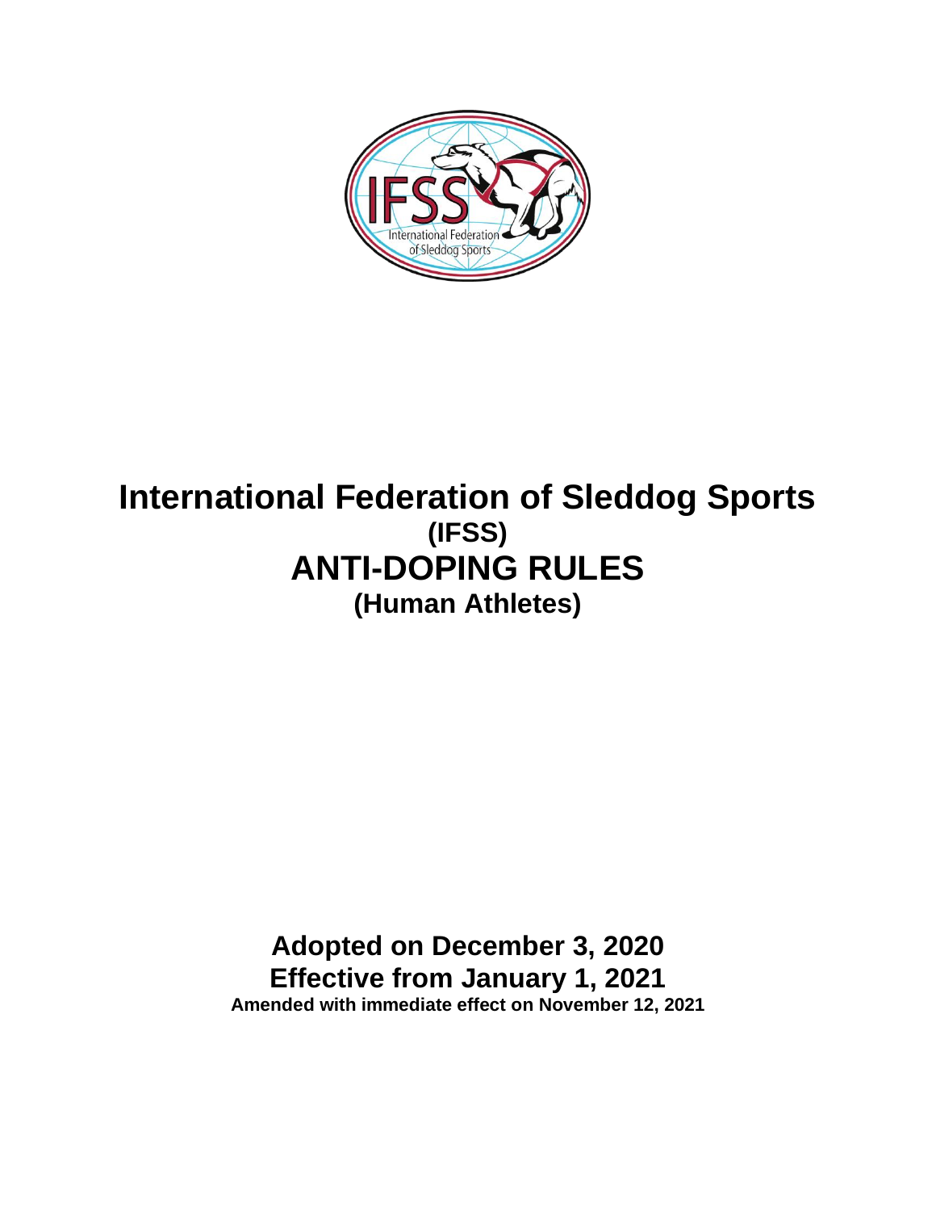# International Federation of Sleddog Sports

## (IFSS)

# ANTI-DOPING RULES

## (Human Athletes)

**Adopted on December 3, 2020**

**Effective from January 1, 2021**

**Amended with immediate effect on November 12, 2021**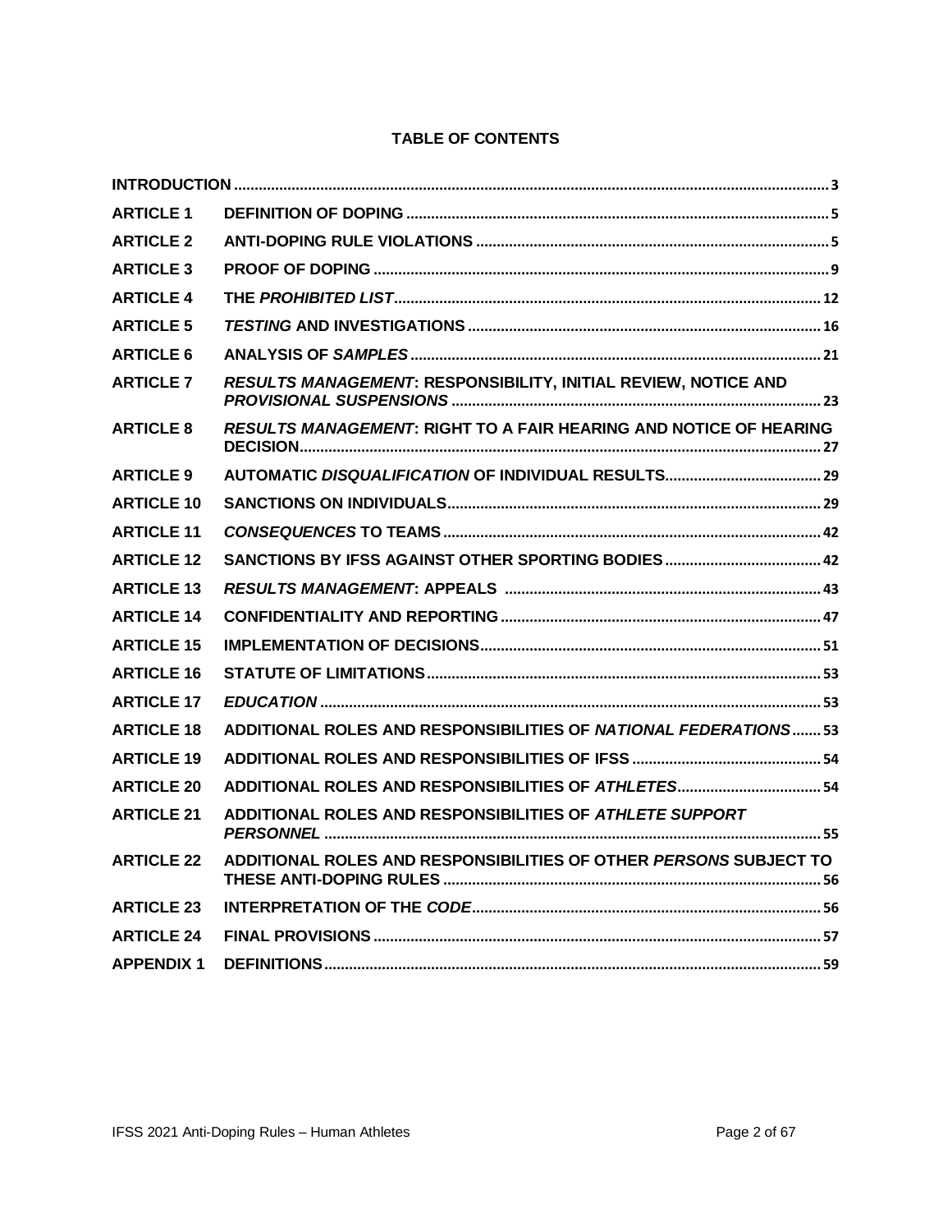## TABLE OF CONTENTS

| | | |
|---|---|---|
| **INTRODUCTION** | | 3 |
| **ARTICLE 1** | **DEFINITION OF DOPING** | 5 |
| **ARTICLE 2** | **ANTI-DOPING RULE VIOLATIONS** | 5 |
| **ARTICLE 3** | **PROOF OF DOPING** | 9 |
| **ARTICLE 4** | **THE *PROHIBITED LIST*** | 12 |
| **ARTICLE 5** | ***TESTING* AND INVESTIGATIONS** | 16 |
| **ARTICLE 6** | **ANALYSIS OF *SAMPLES*** | 21 |
| **ARTICLE 7** | ***RESULTS MANAGEMENT*: RESPONSIBILITY, INITIAL REVIEW, NOTICE AND *PROVISIONAL SUSPENSIONS*** | 23 |
| **ARTICLE 8** | ***RESULTS MANAGEMENT*: RIGHT TO A FAIR HEARING AND NOTICE OF HEARING DECISION** | 27 |
| **ARTICLE 9** | **AUTOMATIC *DISQUALIFICATION* OF INDIVIDUAL RESULTS** | 29 |
| **ARTICLE 10** | **SANCTIONS ON INDIVIDUALS** | 29 |
| **ARTICLE 11** | ***CONSEQUENCES* TO TEAMS** | 42 |
| **ARTICLE 12** | **SANCTIONS BY IFSS AGAINST OTHER SPORTING BODIES** | 42 |
| **ARTICLE 13** | ***RESULTS MANAGEMENT*: APPEALS** | 43 |
| **ARTICLE 14** | **CONFIDENTIALITY AND REPORTING** | 47 |
| **ARTICLE 15** | **IMPLEMENTATION OF DECISIONS** | 51 |
| **ARTICLE 16** | **STATUTE OF LIMITATIONS** | 53 |
| **ARTICLE 17** | ***EDUCATION*** | 53 |
| **ARTICLE 18** | **ADDITIONAL ROLES AND RESPONSIBILITIES OF *NATIONAL FEDERATIONS*** | 53 |
| **ARTICLE 19** | **ADDITIONAL ROLES AND RESPONSIBILITIES OF IFSS** | 54 |
| **ARTICLE 20** | **ADDITIONAL ROLES AND RESPONSIBILITIES OF *ATHLETES*** | 54 |
| **ARTICLE 21** | **ADDITIONAL ROLES AND RESPONSIBILITIES OF *ATHLETE SUPPORT PERSONNEL*** | 55 |
| **ARTICLE 22** | **ADDITIONAL ROLES AND RESPONSIBILITIES OF OTHER *PERSONS* SUBJECT TO THESE ANTI-DOPING RULES** | 56 |
| **ARTICLE 23** | **INTERPRETATION OF THE *CODE*** | 56 |
| **ARTICLE 24** | **FINAL PROVISIONS** | 57 |
| **APPENDIX 1** | **DEFINITIONS** | 59 |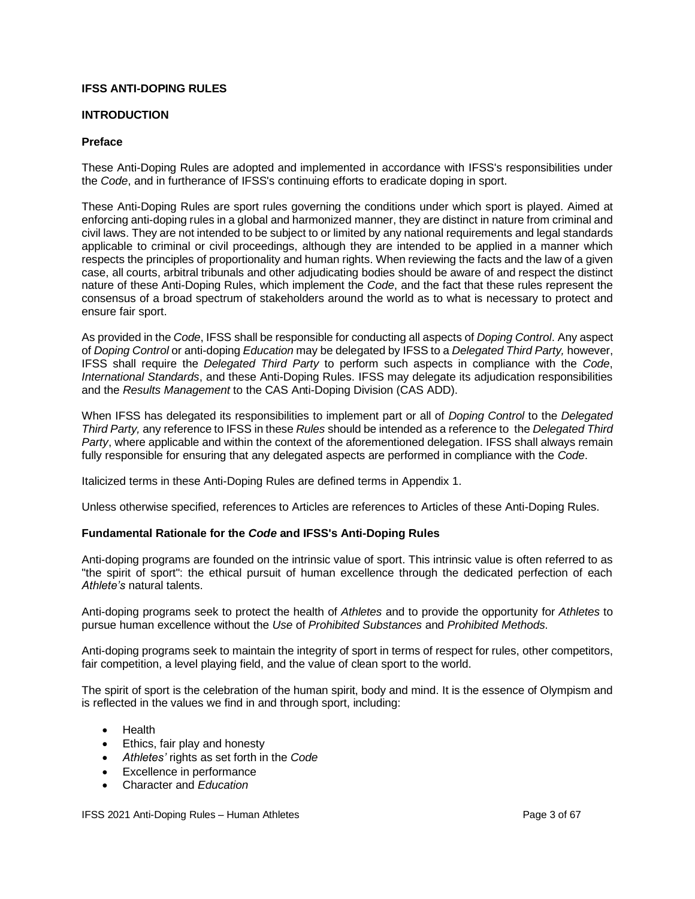# IFSS ANTI-DOPING RULES

## INTRODUCTION

### Preface

These Anti-Doping Rules are adopted and implemented in accordance with IFSS's responsibilities under the *Code*, and in furtherance of IFSS's continuing efforts to eradicate doping in sport.

These Anti-Doping Rules are sport rules governing the conditions under which sport is played. Aimed at enforcing anti-doping rules in a global and harmonized manner, they are distinct in nature from criminal and civil laws. They are not intended to be subject to or limited by any national requirements and legal standards applicable to criminal or civil proceedings, although they are intended to be applied in a manner which respects the principles of proportionality and human rights. When reviewing the facts and the law of a given case, all courts, arbitral tribunals and other adjudicating bodies should be aware of and respect the distinct nature of these Anti-Doping Rules, which implement the *Code*, and the fact that these rules represent the consensus of a broad spectrum of stakeholders around the world as to what is necessary to protect and ensure fair sport.

As provided in the *Code*, IFSS shall be responsible for conducting all aspects of *Doping Control*. Any aspect of *Doping Control* or anti-doping *Education* may be delegated by IFSS to a *Delegated Third Party,* however, IFSS shall require the *Delegated Third Party* to perform such aspects in compliance with the *Code*, *International Standards*, and these Anti-Doping Rules. IFSS may delegate its adjudication responsibilities and the *Results Management* to the CAS Anti-Doping Division (CAS ADD).

When IFSS has delegated its responsibilities to implement part or all of *Doping Control* to the *Delegated Third Party,* any reference to IFSS in these *Rules* should be intended as a reference to the *Delegated Third Party*, where applicable and within the context of the aforementioned delegation. IFSS shall always remain fully responsible for ensuring that any delegated aspects are performed in compliance with the *Code*.

Italicized terms in these Anti-Doping Rules are defined terms in Appendix 1.

Unless otherwise specified, references to Articles are references to Articles of these Anti-Doping Rules.

### Fundamental Rationale for the *Code* and IFSS's Anti-Doping Rules

Anti-doping programs are founded on the intrinsic value of sport. This intrinsic value is often referred to as "the spirit of sport": the ethical pursuit of human excellence through the dedicated perfection of each *Athlete's* natural talents.

Anti-doping programs seek to protect the health of *Athletes* and to provide the opportunity for *Athletes* to pursue human excellence without the *Use* of *Prohibited Substances* and *Prohibited Methods.*

Anti-doping programs seek to maintain the integrity of sport in terms of respect for rules, other competitors, fair competition, a level playing field, and the value of clean sport to the world.

The spirit of sport is the celebration of the human spirit, body and mind. It is the essence of Olympism and is reflected in the values we find in and through sport, including:

- Health
- Ethics, fair play and honesty
- *Athletes'* rights as set forth in the *Code*
- Excellence in performance
- Character and *Education*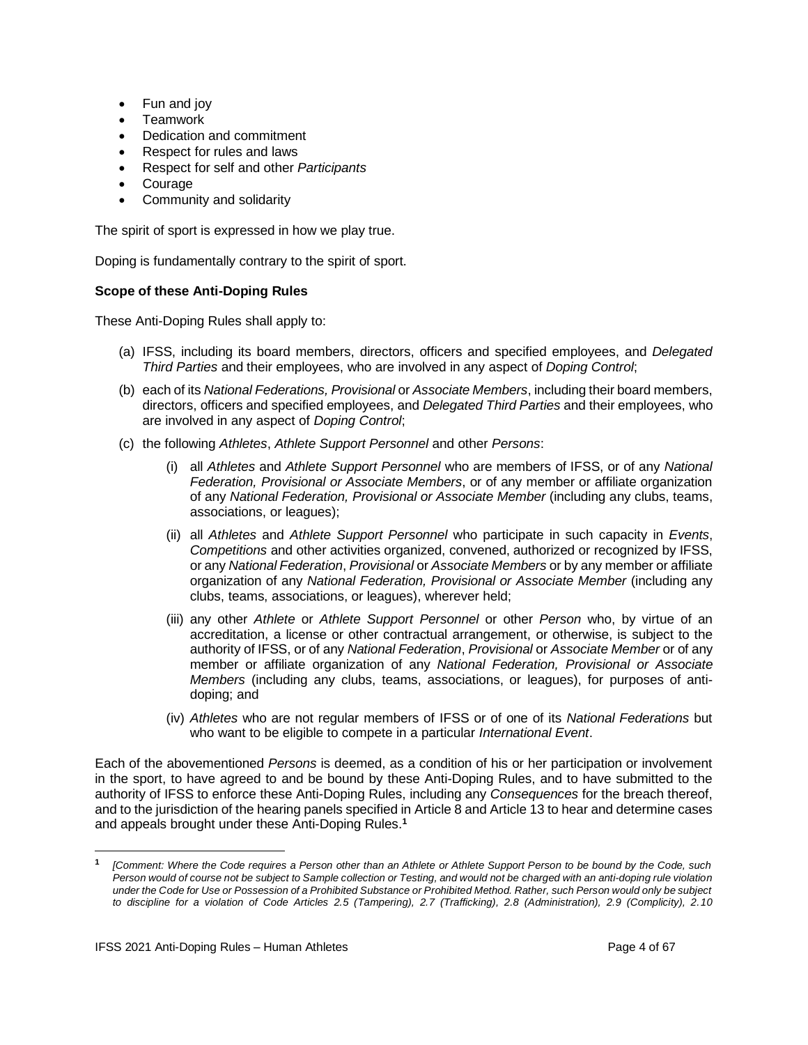- Fun and joy
- Teamwork
- Dedication and commitment
- Respect for rules and laws
- Respect for self and other *Participants*
- Courage
- Community and solidarity

The spirit of sport is expressed in how we play true.

Doping is fundamentally contrary to the spirit of sport.

**Scope of these Anti-Doping Rules**

These Anti-Doping Rules shall apply to:

(a) IFSS, including its board members, directors, officers and specified employees, and *Delegated Third Parties* and their employees, who are involved in any aspect of *Doping Control*;

(b) each of its *National Federations, Provisional* or *Associate Members*, including their board members, directors, officers and specified employees, and *Delegated Third Parties* and their employees, who are involved in any aspect of *Doping Control*;

(c) the following *Athletes*, *Athlete Support Personnel* and other *Persons*:

   (i) all *Athletes* and *Athlete Support Personnel* who are members of IFSS, or of any *National Federation, Provisional or Associate Members*, or of any member or affiliate organization of any *National Federation, Provisional or Associate Member* (including any clubs, teams, associations, or leagues);

   (ii) all *Athletes* and *Athlete Support Personnel* who participate in such capacity in *Events*, *Competitions* and other activities organized, convened, authorized or recognized by IFSS, or any *National Federation*, *Provisional* or *Associate Members* or by any member or affiliate organization of any *National Federation, Provisional or Associate Member* (including any clubs, teams, associations, or leagues), wherever held;

   (iii) any other *Athlete* or *Athlete Support Personnel* or other *Person* who, by virtue of an accreditation, a license or other contractual arrangement, or otherwise, is subject to the authority of IFSS, or of any *National Federation*, *Provisional* or *Associate Member* or of any member or affiliate organization of any *National Federation, Provisional or Associate Members* (including any clubs, teams, associations, or leagues), for purposes of anti-doping; and

   (iv) *Athletes* who are not regular members of IFSS or of one of its *National Federations* but who want to be eligible to compete in a particular *International Event*.

Each of the abovementioned *Persons* is deemed, as a condition of his or her participation or involvement in the sport, to have agreed to and be bound by these Anti-Doping Rules, and to have submitted to the authority of IFSS to enforce these Anti-Doping Rules, including any *Consequences* for the breach thereof, and to the jurisdiction of the hearing panels specified in Article 8 and Article 13 to hear and determine cases and appeals brought under these Anti-Doping Rules.[1]

---

[1] *[Comment: Where the Code requires a Person other than an Athlete or Athlete Support Person to be bound by the Code, such Person would of course not be subject to Sample collection or Testing, and would not be charged with an anti-doping rule violation under the Code for Use or Possession of a Prohibited Substance or Prohibited Method. Rather, such Person would only be subject to discipline for a violation of Code Articles 2.5 (Tampering), 2.7 (Trafficking), 2.8 (Administration), 2.9 (Complicity), 2.10*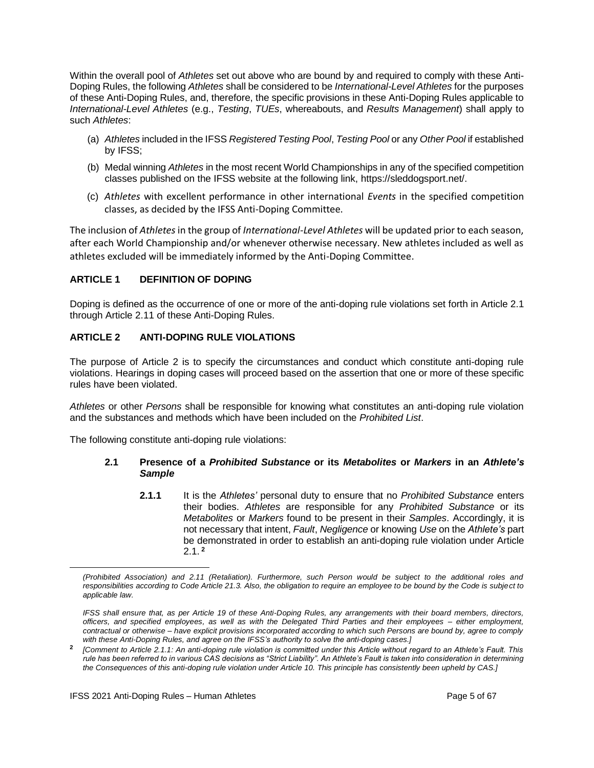Within the overall pool of *Athletes* set out above who are bound by and required to comply with these Anti-Doping Rules, the following *Athletes* shall be considered to be *International-Level Athletes* for the purposes of these Anti-Doping Rules, and, therefore, the specific provisions in these Anti-Doping Rules applicable to *International-Level Athletes* (e.g., *Testing*, *TUEs*, whereabouts, and *Results Management*) shall apply to such *Athletes*:

(a) *Athletes* included in the IFSS *Registered Testing Pool*, *Testing Pool* or any *Other Pool* if established by IFSS;

(b) Medal winning *Athletes* in the most recent World Championships in any of the specified competition classes published on the IFSS website at the following link, https://sleddogsport.net/.

(c) *Athletes* with excellent performance in other international *Events* in the specified competition classes, as decided by the IFSS Anti-Doping Committee.

The inclusion of *Athletes* in the group of *International-Level Athletes* will be updated prior to each season, after each World Championship and/or whenever otherwise necessary. New athletes included as well as athletes excluded will be immediately informed by the Anti-Doping Committee.

## ARTICLE 1 DEFINITION OF DOPING

Doping is defined as the occurrence of one or more of the anti-doping rule violations set forth in Article 2.1 through Article 2.11 of these Anti-Doping Rules.

## ARTICLE 2 ANTI-DOPING RULE VIOLATIONS

The purpose of Article 2 is to specify the circumstances and conduct which constitute anti-doping rule violations. Hearings in doping cases will proceed based on the assertion that one or more of these specific rules have been violated.

*Athletes* or other *Persons* shall be responsible for knowing what constitutes an anti-doping rule violation and the substances and methods which have been included on the *Prohibited List*.

The following constitute anti-doping rule violations:

### 2.1 Presence of a *Prohibited Substance* or its *Metabolites* or *Markers* in an *Athlete's Sample*

**2.1.1** It is the *Athletes'* personal duty to ensure that no *Prohibited Substance* enters their bodies. *Athletes* are responsible for any *Prohibited Substance* or its *Metabolites* or *Markers* found to be present in their *Samples*. Accordingly, it is not necessary that intent, *Fault*, *Negligence* or knowing *Use* on the *Athlete's* part be demonstrated in order to establish an anti-doping rule violation under Article 2.1. [2]

---

*(Prohibited Association) and 2.11 (Retaliation). Furthermore, such Person would be subject to the additional roles and responsibilities according to Code Article 21.3. Also, the obligation to require an employee to be bound by the Code is subject to applicable law.*

*IFSS shall ensure that, as per Article 19 of these Anti-Doping Rules, any arrangements with their board members, directors, officers, and specified employees, as well as with the Delegated Third Parties and their employees – either employment, contractual or otherwise – have explicit provisions incorporated according to which such Persons are bound by, agree to comply with these Anti-Doping Rules, and agree on the IFSS's authority to solve the anti-doping cases.]*

[2] *[Comment to Article 2.1.1: An anti-doping rule violation is committed under this Article without regard to an Athlete's Fault. This rule has been referred to in various CAS decisions as "Strict Liability". An Athlete's Fault is taken into consideration in determining the Consequences of this anti-doping rule violation under Article 10. This principle has consistently been upheld by CAS.]*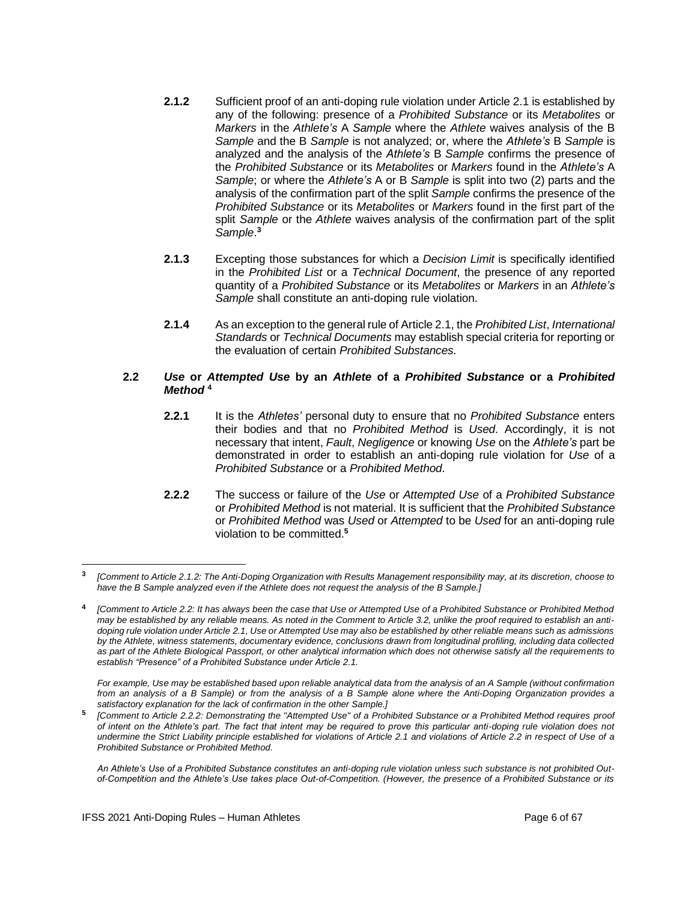**2.1.2** Sufficient proof of an anti-doping rule violation under Article 2.1 is established by any of the following: presence of a *Prohibited Substance* or its *Metabolites* or *Markers* in the *Athlete's* A *Sample* where the *Athlete* waives analysis of the B *Sample* and the B *Sample* is not analyzed; or, where the *Athlete's* B *Sample* is analyzed and the analysis of the *Athlete's* B *Sample* confirms the presence of the *Prohibited Substance* or its *Metabolites* or *Markers* found in the *Athlete's* A *Sample*; or where the *Athlete's* A or B *Sample* is split into two (2) parts and the analysis of the confirmation part of the split *Sample* confirms the presence of the *Prohibited Substance* or its *Metabolites* or *Markers* found in the first part of the split *Sample* or the *Athlete* waives analysis of the confirmation part of the split *Sample*.[3]

**2.1.3** Excepting those substances for which a *Decision Limit* is specifically identified in the *Prohibited List* or a *Technical Document*, the presence of any reported quantity of a *Prohibited Substance* or its *Metabolites* or *Markers* in an *Athlete's Sample* shall constitute an anti-doping rule violation.

**2.1.4** As an exception to the general rule of Article 2.1, the *Prohibited List*, *International Standards* or *Technical Documents* may establish special criteria for reporting or the evaluation of certain *Prohibited Substances*.

### 2.2 *Use* or *Attempted Use* by an *Athlete* of a *Prohibited Substance* or a *Prohibited Method* [4]

**2.2.1** It is the *Athletes'* personal duty to ensure that no *Prohibited Substance* enters their bodies and that no *Prohibited Method* is *Used*. Accordingly, it is not necessary that intent, *Fault*, *Negligence* or knowing *Use* on the *Athlete's* part be demonstrated in order to establish an anti-doping rule violation for *Use* of a *Prohibited Substance* or a *Prohibited Method*.

**2.2.2** The success or failure of the *Use* or *Attempted Use* of a *Prohibited Substance* or *Prohibited Method* is not material. It is sufficient that the *Prohibited Substance* or *Prohibited Method* was *Used* or *Attempted* to be *Used* for an anti-doping rule violation to be committed.[5]

---

[3] *[Comment to Article 2.1.2: The Anti-Doping Organization with Results Management responsibility may, at its discretion, choose to have the B Sample analyzed even if the Athlete does not request the analysis of the B Sample.]*

[4] *[Comment to Article 2.2: It has always been the case that Use or Attempted Use of a Prohibited Substance or Prohibited Method may be established by any reliable means. As noted in the Comment to Article 3.2, unlike the proof required to establish an anti-doping rule violation under Article 2.1, Use or Attempted Use may also be established by other reliable means such as admissions by the Athlete, witness statements, documentary evidence, conclusions drawn from longitudinal profiling, including data collected as part of the Athlete Biological Passport, or other analytical information which does not otherwise satisfy all the requirements to establish "Presence" of a Prohibited Substance under Article 2.1.*

*For example, Use may be established based upon reliable analytical data from the analysis of an A Sample (without confirmation from an analysis of a B Sample) or from the analysis of a B Sample alone where the Anti-Doping Organization provides a satisfactory explanation for the lack of confirmation in the other Sample.]*

[5] *[Comment to Article 2.2.2: Demonstrating the "Attempted Use" of a Prohibited Substance or a Prohibited Method requires proof of intent on the Athlete's part. The fact that intent may be required to prove this particular anti-doping rule violation does not undermine the Strict Liability principle established for violations of Article 2.1 and violations of Article 2.2 in respect of Use of a Prohibited Substance or Prohibited Method.*

*An Athlete's Use of a Prohibited Substance constitutes an anti-doping rule violation unless such substance is not prohibited Out-of-Competition and the Athlete's Use takes place Out-of-Competition. (However, the presence of a Prohibited Substance or its*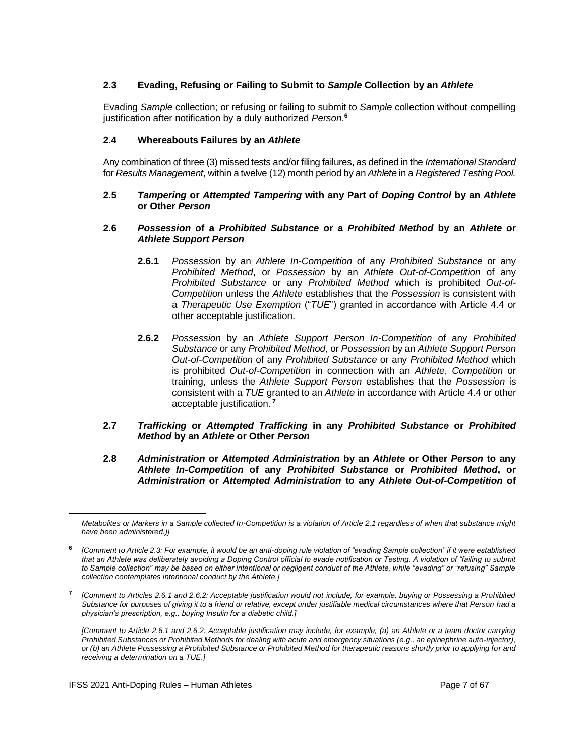### 2.3 Evading, Refusing or Failing to Submit to *Sample* Collection by an *Athlete*

Evading *Sample* collection; or refusing or failing to submit to *Sample* collection without compelling justification after notification by a duly authorized *Person*.[6]

### 2.4 Whereabouts Failures by an *Athlete*

Any combination of three (3) missed tests and/or filing failures, as defined in the *International Standard* for *Results Management*, within a twelve (12) month period by an *Athlete* in a *Registered Testing Pool*.

### 2.5 *Tampering* or *Attempted Tampering* with any Part of *Doping Control* by an *Athlete* or Other *Person*

### 2.6 *Possession* of a *Prohibited Substance* or a *Prohibited Method* by an *Athlete* or *Athlete Support Person*

**2.6.1** *Possession* by an *Athlete In-Competition* of any *Prohibited Substance* or any *Prohibited Method*, or *Possession* by an *Athlete Out-of-Competition* of any *Prohibited Substance* or any *Prohibited Method* which is prohibited *Out-of-Competition* unless the *Athlete* establishes that the *Possession* is consistent with a *Therapeutic Use Exemption* ("*TUE*") granted in accordance with Article 4.4 or other acceptable justification.

**2.6.2** *Possession* by an *Athlete Support Person In-Competition* of any *Prohibited Substance* or any *Prohibited Method*, or *Possession* by an *Athlete Support Person Out-of-Competition* of any *Prohibited Substance* or any *Prohibited Method* which is prohibited *Out-of-Competition* in connection with an *Athlete*, *Competition* or training, unless the *Athlete Support Person* establishes that the *Possession* is consistent with a *TUE* granted to an *Athlete* in accordance with Article 4.4 or other acceptable justification.[7]

### 2.7 *Trafficking* or *Attempted Trafficking* in any *Prohibited Substance* or *Prohibited Method* by an *Athlete* or Other *Person*

### 2.8 *Administration* or *Attempted Administration* by an *Athlete* or Other *Person* to any *Athlete In-Competition* of any *Prohibited Substance* or *Prohibited Method*, or *Administration* or *Attempted Administration* to any *Athlete Out-of-Competition* of

---

*Metabolites or Markers in a Sample collected In-Competition is a violation of Article 2.1 regardless of when that substance might have been administered.)]*

[6] *[Comment to Article 2.3: For example, it would be an anti-doping rule violation of "evading Sample collection" if it were established that an Athlete was deliberately avoiding a Doping Control official to evade notification or Testing. A violation of "failing to submit to Sample collection" may be based on either intentional or negligent conduct of the Athlete, while "evading" or "refusing" Sample collection contemplates intentional conduct by the Athlete.]*

[7] *[Comment to Articles 2.6.1 and 2.6.2: Acceptable justification would not include, for example, buying or Possessing a Prohibited Substance for purposes of giving it to a friend or relative, except under justifiable medical circumstances where that Person had a physician's prescription, e.g., buying Insulin for a diabetic child.]*

*[Comment to Article 2.6.1 and 2.6.2: Acceptable justification may include, for example, (a) an Athlete or a team doctor carrying Prohibited Substances or Prohibited Methods for dealing with acute and emergency situations (e.g., an epinephrine auto-injector), or (b) an Athlete Possessing a Prohibited Substance or Prohibited Method for therapeutic reasons shortly prior to applying for and receiving a determination on a TUE.]*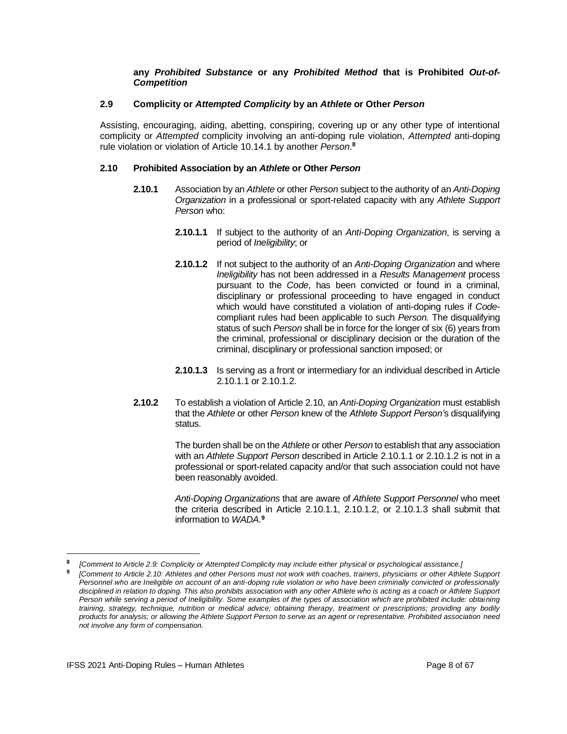**any *Prohibited Substance* or any *Prohibited Method* that is Prohibited *Out-of-Competition***

### 2.9 Complicity or *Attempted Complicity* by an *Athlete* or Other *Person*

Assisting, encouraging, aiding, abetting, conspiring, covering up or any other type of intentional complicity or *Attempted* complicity involving an anti-doping rule violation, *Attempted* anti-doping rule violation or violation of Article 10.14.1 by another *Person*.[8]

### 2.10 Prohibited Association by an *Athlete* or Other *Person*

**2.10.1** Association by an *Athlete* or other *Person* subject to the authority of an *Anti-Doping Organization* in a professional or sport-related capacity with any *Athlete Support Person* who:

**2.10.1.1** If subject to the authority of an *Anti-Doping Organization*, is serving a period of *Ineligibility*; or

**2.10.1.2** If not subject to the authority of an *Anti-Doping Organization* and where *Ineligibility* has not been addressed in a *Results Management* process pursuant to the *Code*, has been convicted or found in a criminal, disciplinary or professional proceeding to have engaged in conduct which would have constituted a violation of anti-doping rules if *Code*-compliant rules had been applicable to such *Person.* The disqualifying status of such *Person* shall be in force for the longer of six (6) years from the criminal, professional or disciplinary decision or the duration of the criminal, disciplinary or professional sanction imposed; or

**2.10.1.3** Is serving as a front or intermediary for an individual described in Article 2.10.1.1 or 2.10.1.2.

**2.10.2** To establish a violation of Article 2.10, an *Anti-Doping Organization* must establish that the *Athlete* or other *Person* knew of the *Athlete Support Person's* disqualifying status.

The burden shall be on the *Athlete* or other *Person* to establish that any association with an *Athlete Support Person* described in Article 2.10.1.1 or 2.10.1.2 is not in a professional or sport-related capacity and/or that such association could not have been reasonably avoided.

*Anti-Doping Organizations* that are aware of *Athlete Support Personnel* who meet the criteria described in Article 2.10.1.1, 2.10.1.2, or 2.10.1.3 shall submit that information to *WADA*.[9]

---

[8] *[Comment to Article 2.9: Complicity or Attempted Complicity may include either physical or psychological assistance.]*

[9] *[Comment to Article 2.10: Athletes and other Persons must not work with coaches, trainers, physicians or other Athlete Support Personnel who are Ineligible on account of an anti-doping rule violation or who have been criminally convicted or professionally disciplined in relation to doping. This also prohibits association with any other Athlete who is acting as a coach or Athlete Support Person while serving a period of Ineligibility. Some examples of the types of association which are prohibited include: obtaining training, strategy, technique, nutrition or medical advice; obtaining therapy, treatment or prescriptions; providing any bodily products for analysis; or allowing the Athlete Support Person to serve as an agent or representative. Prohibited association need not involve any form of compensation.*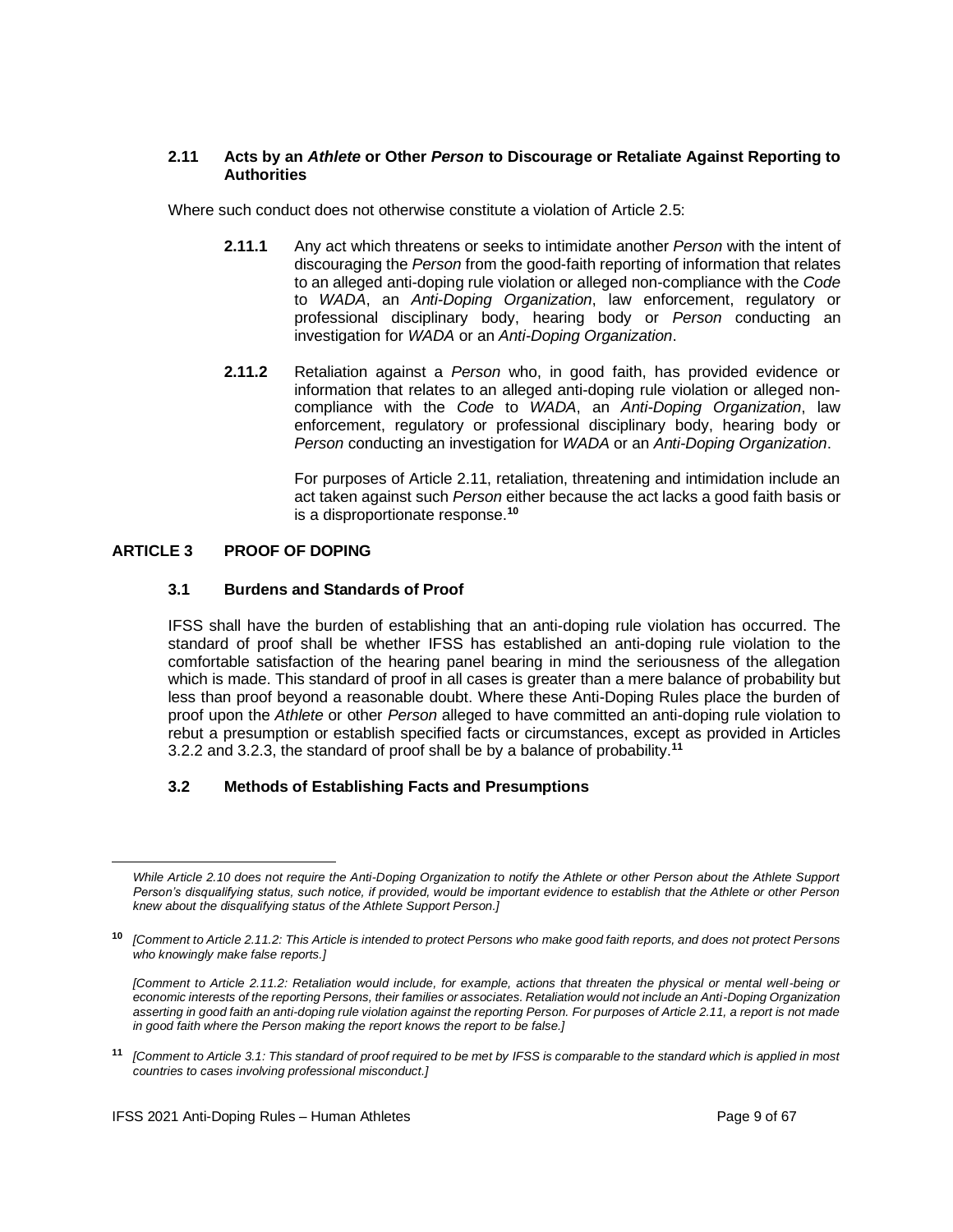### 2.11 Acts by an *Athlete* or Other *Person* to Discourage or Retaliate Against Reporting to Authorities

Where such conduct does not otherwise constitute a violation of Article 2.5:

**2.11.1** Any act which threatens or seeks to intimidate another *Person* with the intent of discouraging the *Person* from the good-faith reporting of information that relates to an alleged anti-doping rule violation or alleged non-compliance with the *Code* to *WADA*, an *Anti-Doping Organization*, law enforcement, regulatory or professional disciplinary body, hearing body or *Person* conducting an investigation for *WADA* or an *Anti-Doping Organization*.

**2.11.2** Retaliation against a *Person* who, in good faith, has provided evidence or information that relates to an alleged anti-doping rule violation or alleged non-compliance with the *Code* to *WADA*, an *Anti-Doping Organization*, law enforcement, regulatory or professional disciplinary body, hearing body or *Person* conducting an investigation for *WADA* or an *Anti-Doping Organization*.

For purposes of Article 2.11, retaliation, threatening and intimidation include an act taken against such *Person* either because the act lacks a good faith basis or is a disproportionate response.[10]

## ARTICLE 3 PROOF OF DOPING

### 3.1 Burdens and Standards of Proof

IFSS shall have the burden of establishing that an anti-doping rule violation has occurred. The standard of proof shall be whether IFSS has established an anti-doping rule violation to the comfortable satisfaction of the hearing panel bearing in mind the seriousness of the allegation which is made. This standard of proof in all cases is greater than a mere balance of probability but less than proof beyond a reasonable doubt. Where these Anti-Doping Rules place the burden of proof upon the *Athlete* or other *Person* alleged to have committed an anti-doping rule violation to rebut a presumption or establish specified facts or circumstances, except as provided in Articles 3.2.2 and 3.2.3, the standard of proof shall be by a balance of probability.[11]

### 3.2 Methods of Establishing Facts and Presumptions

---

*While Article 2.10 does not require the Anti-Doping Organization to notify the Athlete or other Person about the Athlete Support Person's disqualifying status, such notice, if provided, would be important evidence to establish that the Athlete or other Person knew about the disqualifying status of the Athlete Support Person.]*

[10] *[Comment to Article 2.11.2: This Article is intended to protect Persons who make good faith reports, and does not protect Persons who knowingly make false reports.]*

*[Comment to Article 2.11.2: Retaliation would include, for example, actions that threaten the physical or mental well-being or economic interests of the reporting Persons, their families or associates. Retaliation would not include an Anti-Doping Organization asserting in good faith an anti-doping rule violation against the reporting Person. For purposes of Article 2.11, a report is not made in good faith where the Person making the report knows the report to be false.]*

[11] *[Comment to Article 3.1: This standard of proof required to be met by IFSS is comparable to the standard which is applied in most countries to cases involving professional misconduct.]*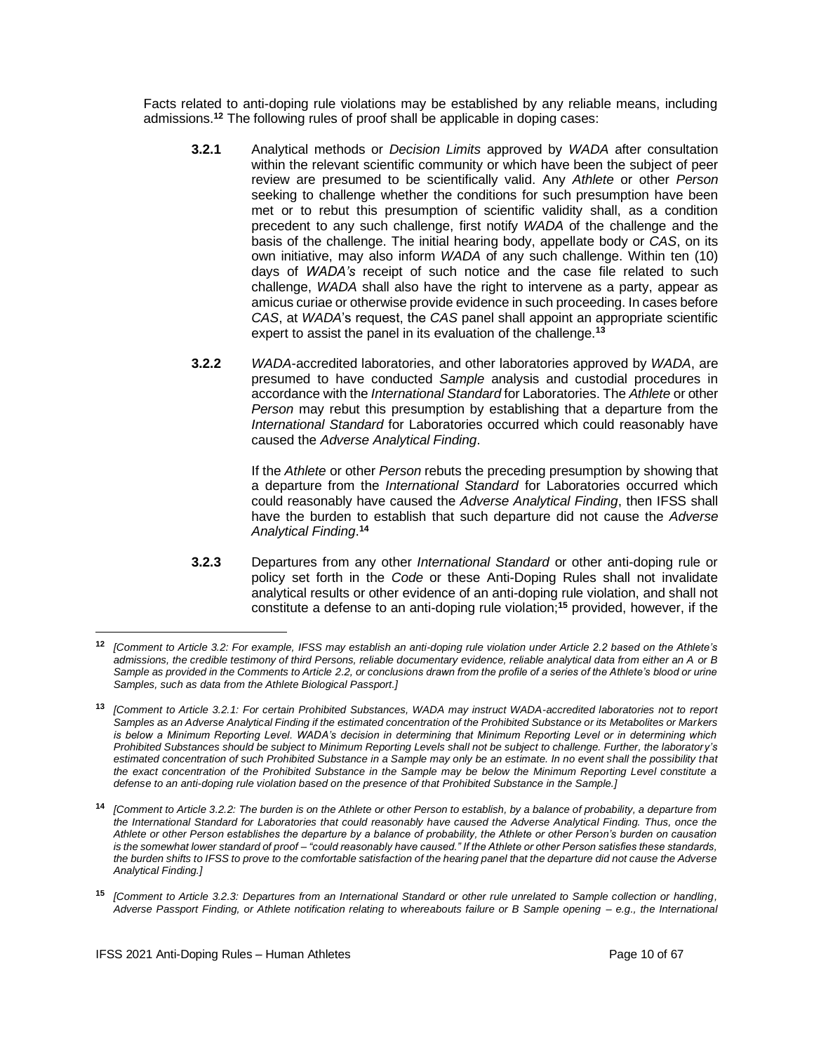Facts related to anti-doping rule violations may be established by any reliable means, including admissions.[12] The following rules of proof shall be applicable in doping cases:

**3.2.1** Analytical methods or *Decision Limits* approved by *WADA* after consultation within the relevant scientific community or which have been the subject of peer review are presumed to be scientifically valid. Any *Athlete* or other *Person* seeking to challenge whether the conditions for such presumption have been met or to rebut this presumption of scientific validity shall, as a condition precedent to any such challenge, first notify *WADA* of the challenge and the basis of the challenge. The initial hearing body, appellate body or *CAS*, on its own initiative, may also inform *WADA* of any such challenge. Within ten (10) days of *WADA's* receipt of such notice and the case file related to such challenge, *WADA* shall also have the right to intervene as a party, appear as amicus curiae or otherwise provide evidence in such proceeding. In cases before *CAS*, at *WADA*'s request, the *CAS* panel shall appoint an appropriate scientific expert to assist the panel in its evaluation of the challenge.[13]

**3.2.2** *WADA*-accredited laboratories, and other laboratories approved by *WADA*, are presumed to have conducted *Sample* analysis and custodial procedures in accordance with the *International Standard* for Laboratories. The *Athlete* or other *Person* may rebut this presumption by establishing that a departure from the *International Standard* for Laboratories occurred which could reasonably have caused the *Adverse Analytical Finding*.

If the *Athlete* or other *Person* rebuts the preceding presumption by showing that a departure from the *International Standard* for Laboratories occurred which could reasonably have caused the *Adverse Analytical Finding*, then IFSS shall have the burden to establish that such departure did not cause the *Adverse Analytical Finding*.[14]

**3.2.3** Departures from any other *International Standard* or other anti-doping rule or policy set forth in the *Code* or these Anti-Doping Rules shall not invalidate analytical results or other evidence of an anti-doping rule violation, and shall not constitute a defense to an anti-doping rule violation;[15] provided, however, if the

---

[12] *[Comment to Article 3.2: For example, IFSS may establish an anti-doping rule violation under Article 2.2 based on the Athlete's admissions, the credible testimony of third Persons, reliable documentary evidence, reliable analytical data from either an A or B Sample as provided in the Comments to Article 2.2, or conclusions drawn from the profile of a series of the Athlete's blood or urine Samples, such as data from the Athlete Biological Passport.]*

[13] *[Comment to Article 3.2.1: For certain Prohibited Substances, WADA may instruct WADA-accredited laboratories not to report Samples as an Adverse Analytical Finding if the estimated concentration of the Prohibited Substance or its Metabolites or Markers is below a Minimum Reporting Level. WADA's decision in determining that Minimum Reporting Level or in determining which Prohibited Substances should be subject to Minimum Reporting Levels shall not be subject to challenge. Further, the laboratory's estimated concentration of such Prohibited Substance in a Sample may only be an estimate. In no event shall the possibility that the exact concentration of the Prohibited Substance in the Sample may be below the Minimum Reporting Level constitute a defense to an anti-doping rule violation based on the presence of that Prohibited Substance in the Sample.]*

[14] *[Comment to Article 3.2.2: The burden is on the Athlete or other Person to establish, by a balance of probability, a departure from the International Standard for Laboratories that could reasonably have caused the Adverse Analytical Finding. Thus, once the Athlete or other Person establishes the departure by a balance of probability, the Athlete or other Person's burden on causation is the somewhat lower standard of proof – "could reasonably have caused." If the Athlete or other Person satisfies these standards, the burden shifts to IFSS to prove to the comfortable satisfaction of the hearing panel that the departure did not cause the Adverse Analytical Finding.]*

[15] *[Comment to Article 3.2.3: Departures from an International Standard or other rule unrelated to Sample collection or handling, Adverse Passport Finding, or Athlete notification relating to whereabouts failure or B Sample opening – e.g., the International*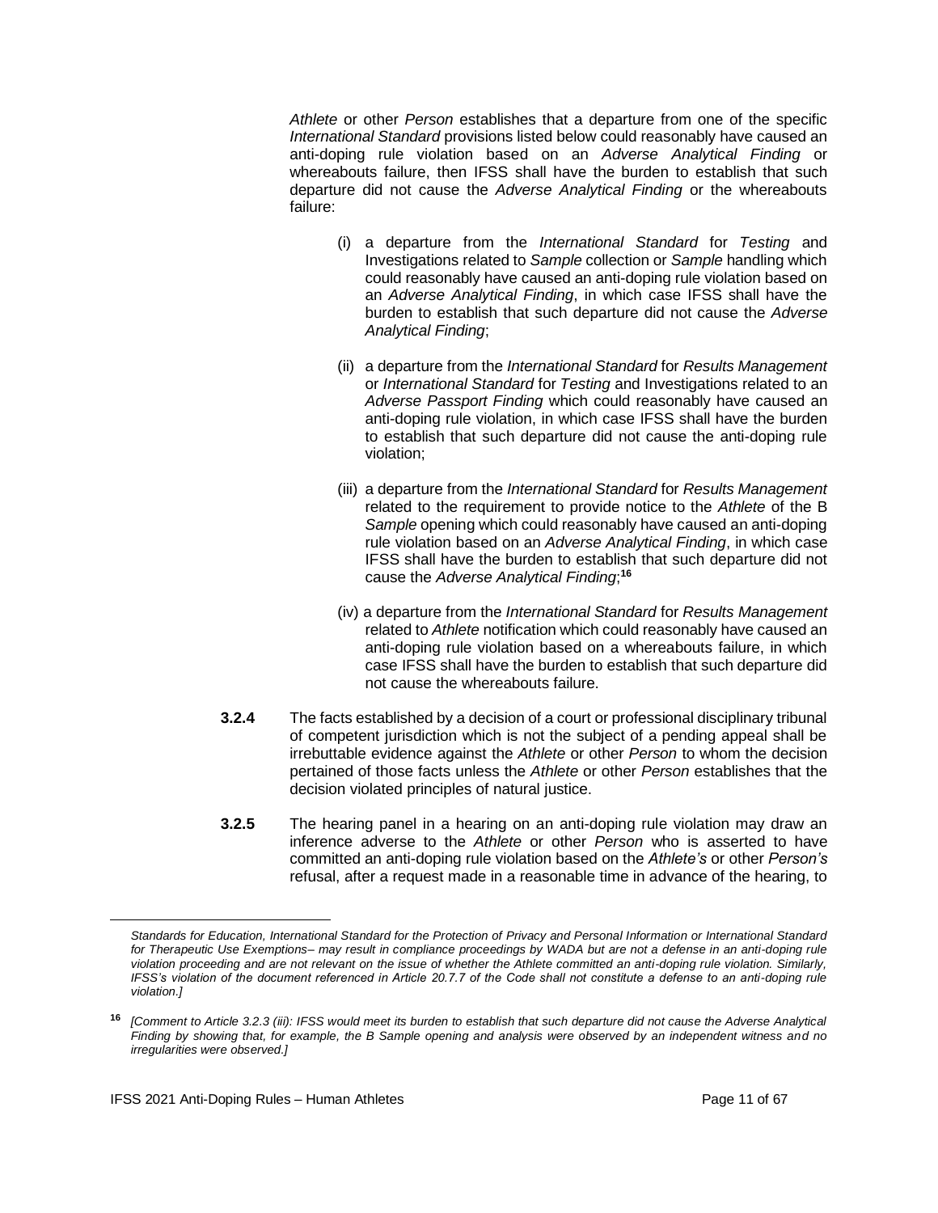*Athlete* or other *Person* establishes that a departure from one of the specific *International Standard* provisions listed below could reasonably have caused an anti-doping rule violation based on an *Adverse Analytical Finding* or whereabouts failure, then IFSS shall have the burden to establish that such departure did not cause the *Adverse Analytical Finding* or the whereabouts failure:

(i) a departure from the *International Standard* for *Testing* and Investigations related to *Sample* collection or *Sample* handling which could reasonably have caused an anti-doping rule violation based on an *Adverse Analytical Finding*, in which case IFSS shall have the burden to establish that such departure did not cause the *Adverse Analytical Finding*;

(ii) a departure from the *International Standard* for *Results Management* or *International Standard* for *Testing* and Investigations related to an *Adverse Passport Finding* which could reasonably have caused an anti-doping rule violation, in which case IFSS shall have the burden to establish that such departure did not cause the anti-doping rule violation;

(iii) a departure from the *International Standard* for *Results Management* related to the requirement to provide notice to the *Athlete* of the B *Sample* opening which could reasonably have caused an anti-doping rule violation based on an *Adverse Analytical Finding*, in which case IFSS shall have the burden to establish that such departure did not cause the *Adverse Analytical Finding*;[16]

(iv) a departure from the *International Standard* for *Results Management* related to *Athlete* notification which could reasonably have caused an anti-doping rule violation based on a whereabouts failure, in which case IFSS shall have the burden to establish that such departure did not cause the whereabouts failure.

**3.2.4** The facts established by a decision of a court or professional disciplinary tribunal of competent jurisdiction which is not the subject of a pending appeal shall be irrebuttable evidence against the *Athlete* or other *Person* to whom the decision pertained of those facts unless the *Athlete* or other *Person* establishes that the decision violated principles of natural justice.

**3.2.5** The hearing panel in a hearing on an anti-doping rule violation may draw an inference adverse to the *Athlete* or other *Person* who is asserted to have committed an anti-doping rule violation based on the *Athlete's* or other *Person's* refusal, after a request made in a reasonable time in advance of the hearing, to

---

*Standards for Education, International Standard for the Protection of Privacy and Personal Information or International Standard for Therapeutic Use Exemptions– may result in compliance proceedings by WADA but are not a defense in an anti-doping rule violation proceeding and are not relevant on the issue of whether the Athlete committed an anti-doping rule violation. Similarly, IFSS's violation of the document referenced in Article 20.7.7 of the Code shall not constitute a defense to an anti-doping rule violation.]*

[16] *[Comment to Article 3.2.3 (iii): IFSS would meet its burden to establish that such departure did not cause the Adverse Analytical Finding by showing that, for example, the B Sample opening and analysis were observed by an independent witness and no irregularities were observed.]*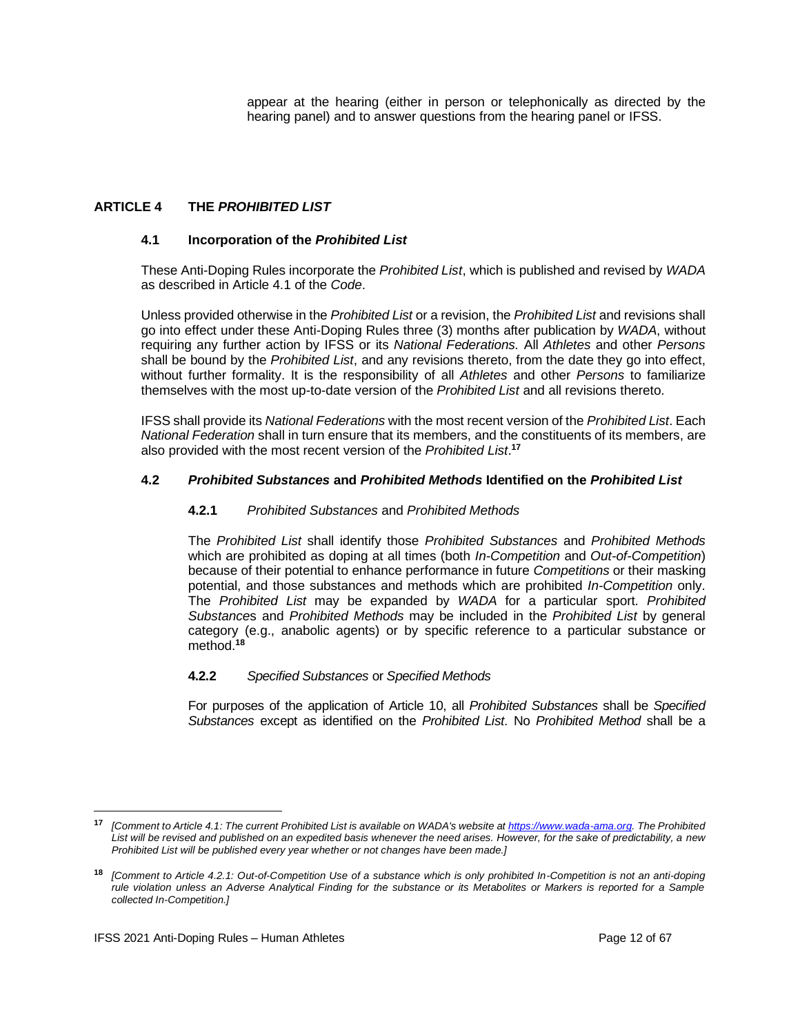appear at the hearing (either in person or telephonically as directed by the hearing panel) and to answer questions from the hearing panel or IFSS.

## ARTICLE 4 THE *PROHIBITED LIST*

### 4.1 Incorporation of the *Prohibited List*

These Anti-Doping Rules incorporate the *Prohibited List*, which is published and revised by *WADA* as described in Article 4.1 of the *Code*.

Unless provided otherwise in the *Prohibited List* or a revision, the *Prohibited List* and revisions shall go into effect under these Anti-Doping Rules three (3) months after publication by *WADA*, without requiring any further action by IFSS or its *National Federations*. All *Athletes* and other *Persons* shall be bound by the *Prohibited List*, and any revisions thereto, from the date they go into effect, without further formality. It is the responsibility of all *Athletes* and other *Persons* to familiarize themselves with the most up-to-date version of the *Prohibited List* and all revisions thereto.

IFSS shall provide its *National Federations* with the most recent version of the *Prohibited List*. Each *National Federation* shall in turn ensure that its members, and the constituents of its members, are also provided with the most recent version of the *Prohibited List*.[17]

### 4.2 *Prohibited Substances* and *Prohibited Methods* Identified on the *Prohibited List*

#### 4.2.1 *Prohibited Substances* and *Prohibited Methods*

The *Prohibited List* shall identify those *Prohibited Substances* and *Prohibited Methods* which are prohibited as doping at all times (both *In-Competition* and *Out-of-Competition*) because of their potential to enhance performance in future *Competitions* or their masking potential, and those substances and methods which are prohibited *In-Competition* only. The *Prohibited List* may be expanded by *WADA* for a particular sport. *Prohibited Substances* and *Prohibited Methods* may be included in the *Prohibited List* by general category (e.g., anabolic agents) or by specific reference to a particular substance or method.[18]

#### 4.2.2 *Specified Substances* or *Specified Methods*

For purposes of the application of Article 10, all *Prohibited Substances* shall be *Specified Substances* except as identified on the *Prohibited List*. No *Prohibited Method* shall be a

---

[17] *[Comment to Article 4.1: The current Prohibited List is available on WADA's website at https://www.wada-ama.org. The Prohibited List will be revised and published on an expedited basis whenever the need arises. However, for the sake of predictability, a new Prohibited List will be published every year whether or not changes have been made.]*

[18] *[Comment to Article 4.2.1: Out-of-Competition Use of a substance which is only prohibited In-Competition is not an anti-doping rule violation unless an Adverse Analytical Finding for the substance or its Metabolites or Markers is reported for a Sample collected In-Competition.]*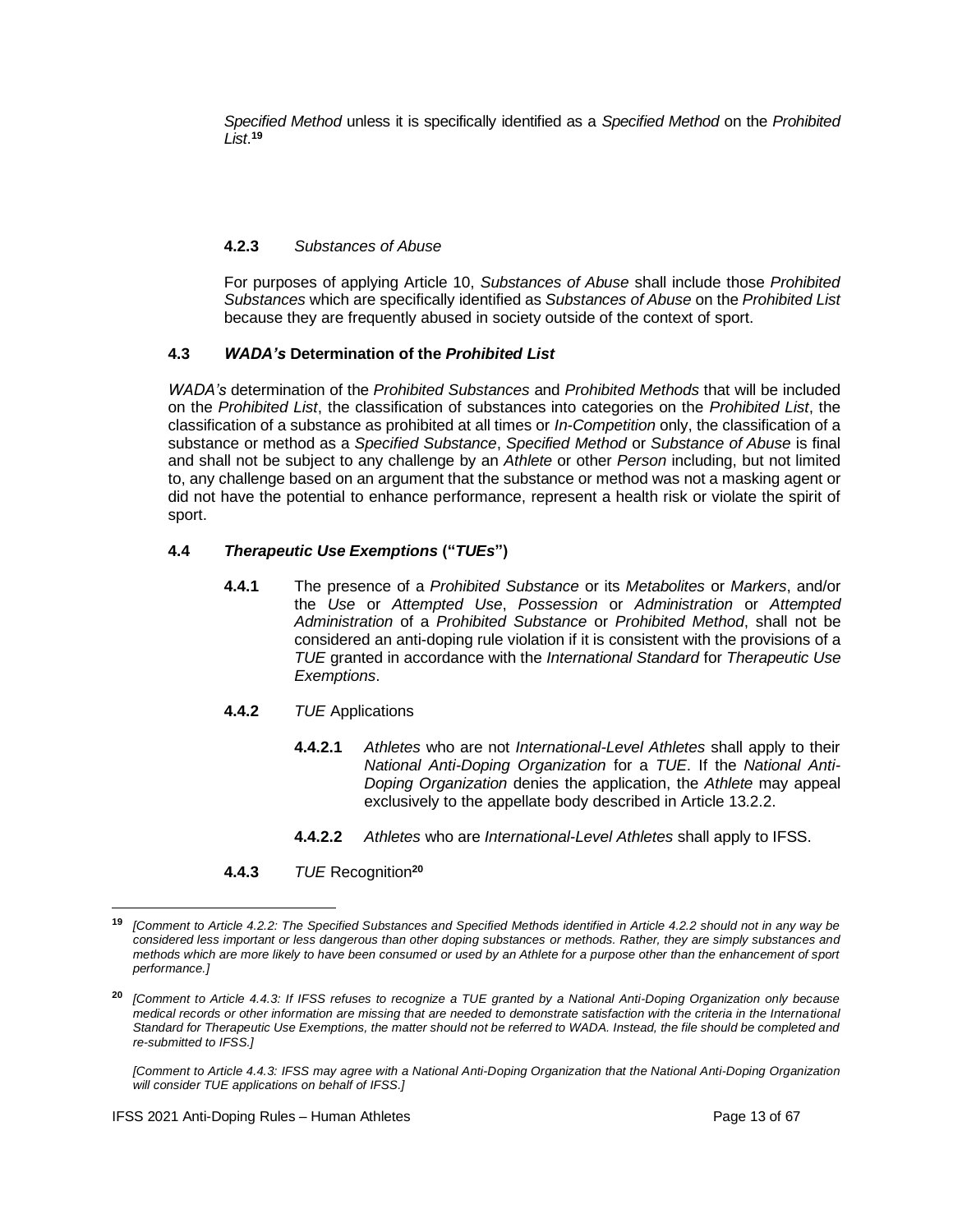*Specified Method* unless it is specifically identified as a *Specified Method* on the *Prohibited List*.[19]

**4.2.3** *Substances of Abuse*

For purposes of applying Article 10, *Substances of Abuse* shall include those *Prohibited Substances* which are specifically identified as *Substances of Abuse* on the *Prohibited List* because they are frequently abused in society outside of the context of sport.

### 4.3 *WADA's* Determination of the *Prohibited List*

*WADA's* determination of the *Prohibited Substances* and *Prohibited Methods* that will be included on the *Prohibited List*, the classification of substances into categories on the *Prohibited List*, the classification of a substance as prohibited at all times or *In-Competition* only, the classification of a substance or method as a *Specified Substance*, *Specified Method* or *Substance of Abuse* is final and shall not be subject to any challenge by an *Athlete* or other *Person* including, but not limited to, any challenge based on an argument that the substance or method was not a masking agent or did not have the potential to enhance performance, represent a health risk or violate the spirit of sport.

### 4.4 *Therapeutic Use Exemptions* ("*TUEs*")

**4.4.1** The presence of a *Prohibited Substance* or its *Metabolites* or *Markers*, and/or the *Use* or *Attempted Use*, *Possession* or *Administration* or *Attempted Administration* of a *Prohibited Substance* or *Prohibited Method*, shall not be considered an anti-doping rule violation if it is consistent with the provisions of a *TUE* granted in accordance with the *International Standard* for *Therapeutic Use Exemptions*.

**4.4.2** *TUE* Applications

**4.4.2.1** *Athletes* who are not *International-Level Athletes* shall apply to their *National Anti-Doping Organization* for a *TUE*. If the *National Anti-Doping Organization* denies the application, the *Athlete* may appeal exclusively to the appellate body described in Article 13.2.2.

**4.4.2.2** *Athletes* who are *International-Level Athletes* shall apply to IFSS.

**4.4.3** *TUE* Recognition[20]

---

[19] *[Comment to Article 4.2.2: The Specified Substances and Specified Methods identified in Article 4.2.2 should not in any way be considered less important or less dangerous than other doping substances or methods. Rather, they are simply substances and methods which are more likely to have been consumed or used by an Athlete for a purpose other than the enhancement of sport performance.]*

[20] *[Comment to Article 4.4.3: If IFSS refuses to recognize a TUE granted by a National Anti-Doping Organization only because medical records or other information are missing that are needed to demonstrate satisfaction with the criteria in the International Standard for Therapeutic Use Exemptions, the matter should not be referred to WADA. Instead, the file should be completed and re-submitted to IFSS.]*

*[Comment to Article 4.4.3: IFSS may agree with a National Anti-Doping Organization that the National Anti-Doping Organization will consider TUE applications on behalf of IFSS.]*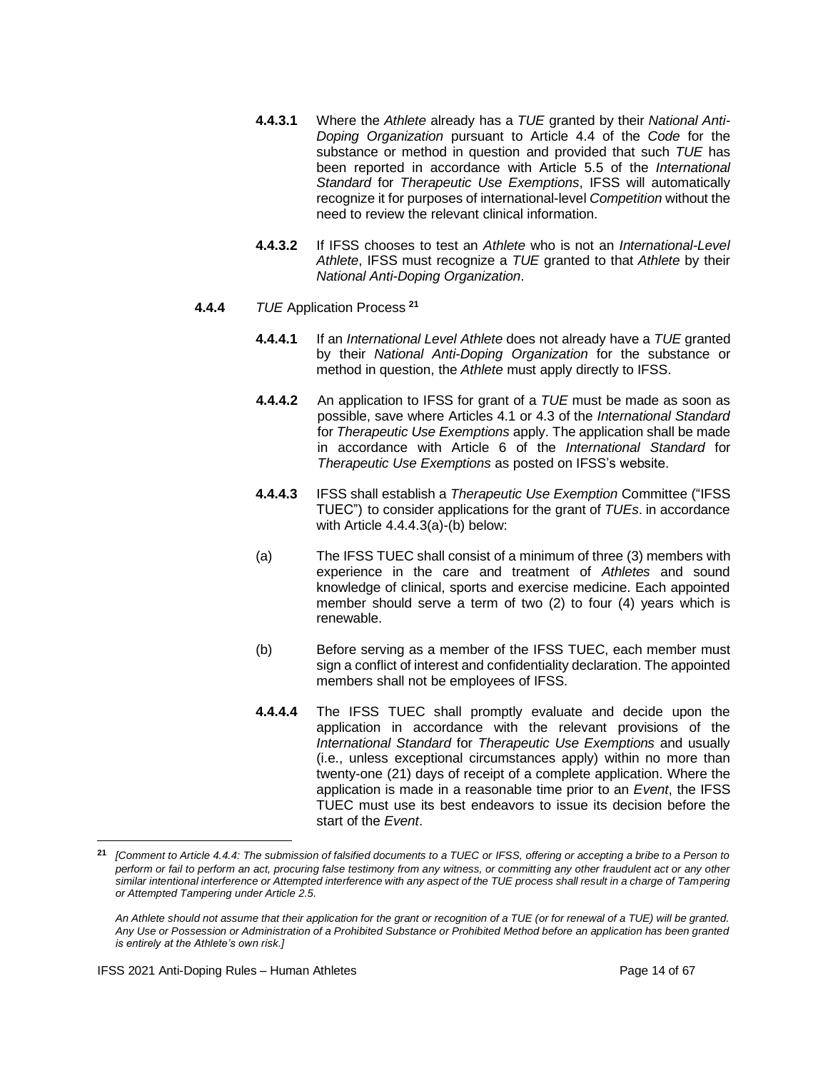**4.4.3.1** Where the *Athlete* already has a *TUE* granted by their *National Anti-Doping Organization* pursuant to Article 4.4 of the *Code* for the substance or method in question and provided that such *TUE* has been reported in accordance with Article 5.5 of the *International Standard* for *Therapeutic Use Exemptions*, IFSS will automatically recognize it for purposes of international-level *Competition* without the need to review the relevant clinical information.

**4.4.3.2** If IFSS chooses to test an *Athlete* who is not an *International-Level Athlete*, IFSS must recognize a *TUE* granted to that *Athlete* by their *National Anti-Doping Organization*.

**4.4.4** *TUE* Application Process [21]

**4.4.4.1** If an *International Level Athlete* does not already have a *TUE* granted by their *National Anti-Doping Organization* for the substance or method in question, the *Athlete* must apply directly to IFSS.

**4.4.4.2** An application to IFSS for grant of a *TUE* must be made as soon as possible, save where Articles 4.1 or 4.3 of the *International Standard* for *Therapeutic Use Exemptions* apply. The application shall be made in accordance with Article 6 of the *International Standard* for *Therapeutic Use Exemptions* as posted on IFSS's website.

**4.4.4.3** IFSS shall establish a *Therapeutic Use Exemption* Committee ("IFSS TUEC") to consider applications for the grant of *TUEs*. in accordance with Article 4.4.4.3(a)-(b) below:

(a) The IFSS TUEC shall consist of a minimum of three (3) members with experience in the care and treatment of *Athletes* and sound knowledge of clinical, sports and exercise medicine. Each appointed member should serve a term of two (2) to four (4) years which is renewable.

(b) Before serving as a member of the IFSS TUEC, each member must sign a conflict of interest and confidentiality declaration. The appointed members shall not be employees of IFSS.

**4.4.4.4** The IFSS TUEC shall promptly evaluate and decide upon the application in accordance with the relevant provisions of the *International Standard* for *Therapeutic Use Exemptions* and usually (i.e., unless exceptional circumstances apply) within no more than twenty-one (21) days of receipt of a complete application. Where the application is made in a reasonable time prior to an *Event*, the IFSS TUEC must use its best endeavors to issue its decision before the start of the *Event*.

---

[21] *[Comment to Article 4.4.4: The submission of falsified documents to a TUEC or IFSS, offering or accepting a bribe to a Person to perform or fail to perform an act, procuring false testimony from any witness, or committing any other fraudulent act or any other similar intentional interference or Attempted interference with any aspect of the TUE process shall result in a charge of Tampering or Attempted Tampering under Article 2.5.*

*An Athlete should not assume that their application for the grant or recognition of a TUE (or for renewal of a TUE) will be granted. Any Use or Possession or Administration of a Prohibited Substance or Prohibited Method before an application has been granted is entirely at the Athlete's own risk.]*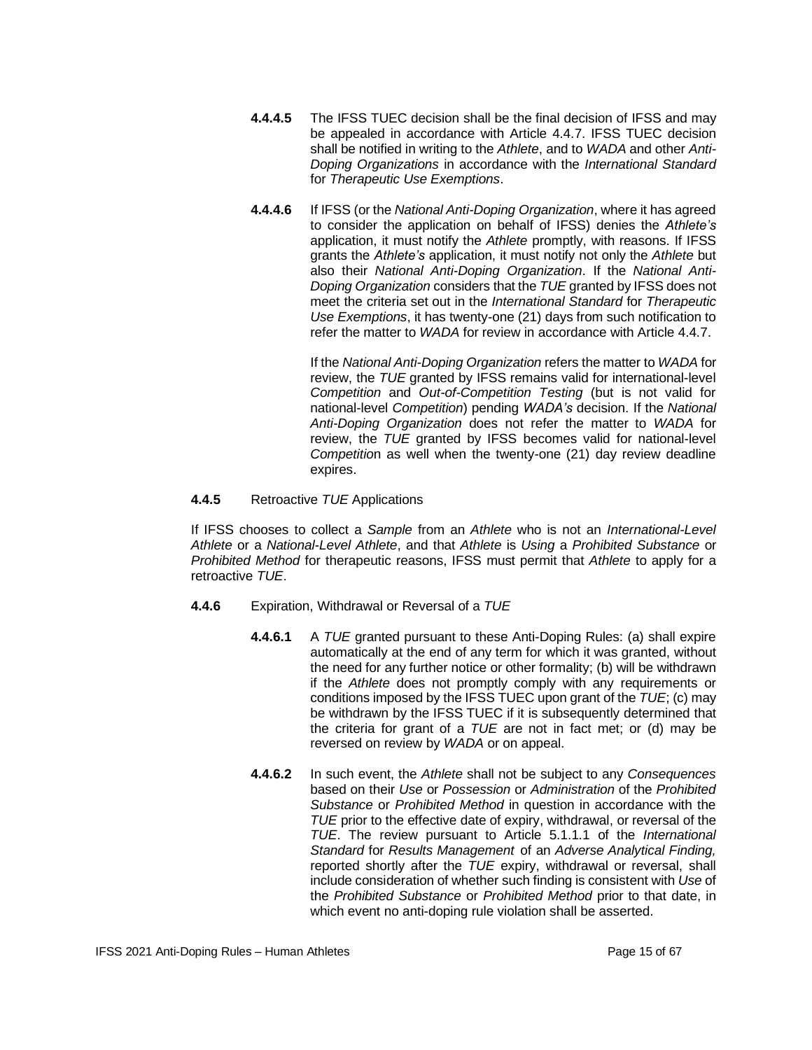**4.4.4.5** The IFSS TUEC decision shall be the final decision of IFSS and may be appealed in accordance with Article 4.4.7. IFSS TUEC decision shall be notified in writing to the *Athlete*, and to *WADA* and other *Anti-Doping Organizations* in accordance with the *International Standard* for *Therapeutic Use Exemptions*.

**4.4.4.6** If IFSS (or the *National Anti-Doping Organization*, where it has agreed to consider the application on behalf of IFSS) denies the *Athlete's* application, it must notify the *Athlete* promptly, with reasons. If IFSS grants the *Athlete's* application, it must notify not only the *Athlete* but also their *National Anti-Doping Organization*. If the *National Anti-Doping Organization* considers that the *TUE* granted by IFSS does not meet the criteria set out in the *International Standard* for *Therapeutic Use Exemptions*, it has twenty-one (21) days from such notification to refer the matter to *WADA* for review in accordance with Article 4.4.7.

If the *National Anti-Doping Organization* refers the matter to *WADA* for review, the *TUE* granted by IFSS remains valid for international-level *Competition* and *Out-of-Competition Testing* (but is not valid for national-level *Competition*) pending *WADA's* decision. If the *National Anti-Doping Organization* does not refer the matter to *WADA* for review, the *TUE* granted by IFSS becomes valid for national-level *Competition* as well when the twenty-one (21) day review deadline expires.

**4.4.5** Retroactive *TUE* Applications

If IFSS chooses to collect a *Sample* from an *Athlete* who is not an *International-Level Athlete* or a *National-Level Athlete*, and that *Athlete* is *Using* a *Prohibited Substance* or *Prohibited Method* for therapeutic reasons, IFSS must permit that *Athlete* to apply for a retroactive *TUE*.

**4.4.6** Expiration, Withdrawal or Reversal of a *TUE*

**4.4.6.1** A *TUE* granted pursuant to these Anti-Doping Rules: (a) shall expire automatically at the end of any term for which it was granted, without the need for any further notice or other formality; (b) will be withdrawn if the *Athlete* does not promptly comply with any requirements or conditions imposed by the IFSS TUEC upon grant of the *TUE*; (c) may be withdrawn by the IFSS TUEC if it is subsequently determined that the criteria for grant of a *TUE* are not in fact met; or (d) may be reversed on review by *WADA* or on appeal.

**4.4.6.2** In such event, the *Athlete* shall not be subject to any *Consequences* based on their *Use* or *Possession* or *Administration* of the *Prohibited Substance* or *Prohibited Method* in question in accordance with the *TUE* prior to the effective date of expiry, withdrawal, or reversal of the *TUE*. The review pursuant to Article 5.1.1.1 of the *International Standard* for *Results Management* of an *Adverse Analytical Finding,* reported shortly after the *TUE* expiry, withdrawal or reversal, shall include consideration of whether such finding is consistent with *Use* of the *Prohibited Substance* or *Prohibited Method* prior to that date, in which event no anti-doping rule violation shall be asserted.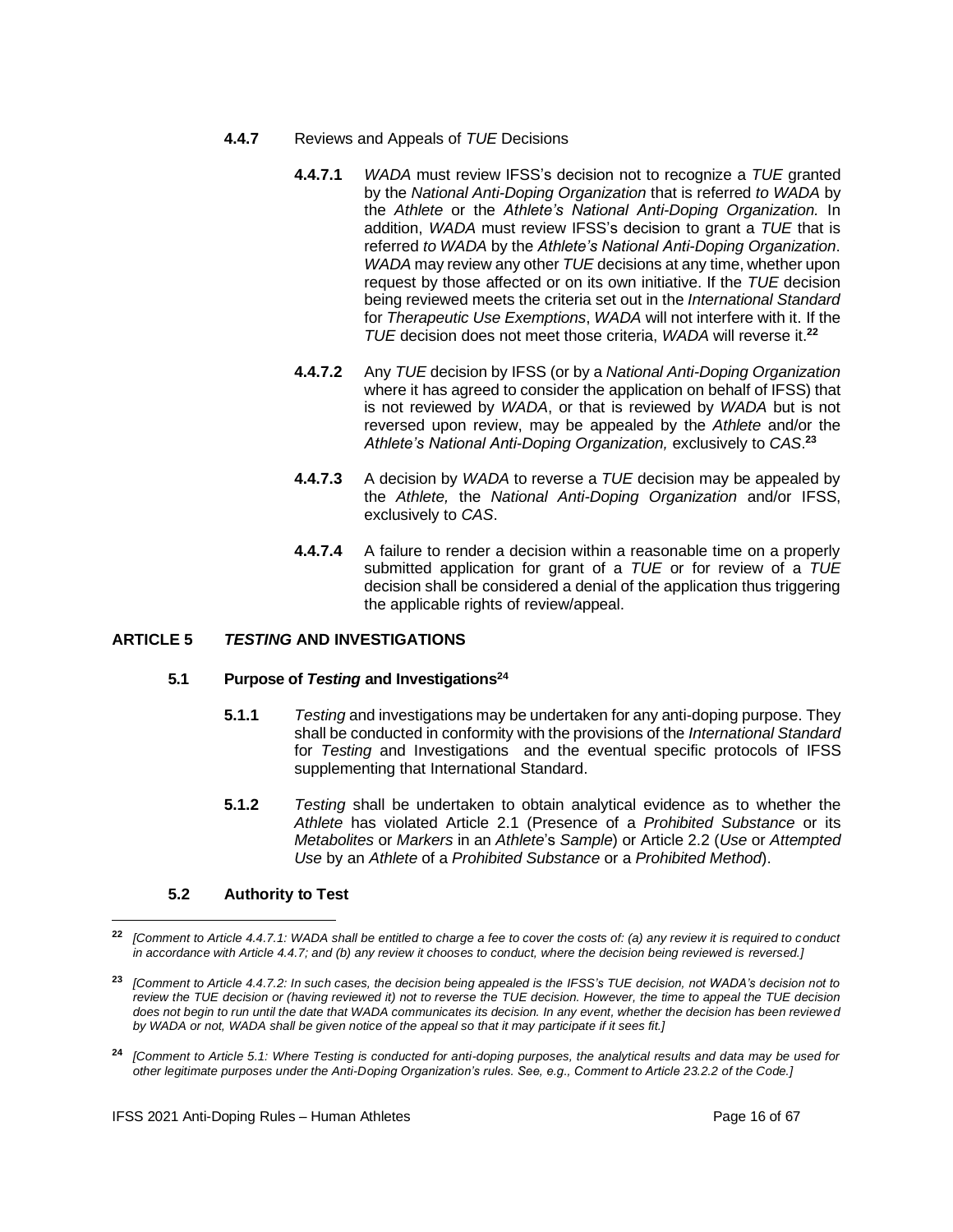**4.4.7** Reviews and Appeals of *TUE* Decisions

**4.4.7.1** *WADA* must review IFSS's decision not to recognize a *TUE* granted by the *National Anti-Doping Organization* that is referred *to WADA* by the *Athlete* or the *Athlete's National Anti-Doping Organization.* In addition, *WADA* must review IFSS's decision to grant a *TUE* that is referred *to WADA* by the *Athlete's National Anti-Doping Organization*. *WADA* may review any other *TUE* decisions at any time, whether upon request by those affected or on its own initiative. If the *TUE* decision being reviewed meets the criteria set out in the *International Standard* for *Therapeutic Use Exemptions*, *WADA* will not interfere with it. If the *TUE* decision does not meet those criteria, *WADA* will reverse it.[22]

**4.4.7.2** Any *TUE* decision by IFSS (or by a *National Anti-Doping Organization* where it has agreed to consider the application on behalf of IFSS) that is not reviewed by *WADA*, or that is reviewed by *WADA* but is not reversed upon review, may be appealed by the *Athlete* and/or the *Athlete's National Anti-Doping Organization,* exclusively to *CAS*.[23]

**4.4.7.3** A decision by *WADA* to reverse a *TUE* decision may be appealed by the *Athlete,* the *National Anti-Doping Organization* and/or IFSS, exclusively to *CAS*.

**4.4.7.4** A failure to render a decision within a reasonable time on a properly submitted application for grant of a *TUE* or for review of a *TUE* decision shall be considered a denial of the application thus triggering the applicable rights of review/appeal.

## ARTICLE 5 *TESTING* AND INVESTIGATIONS

### 5.1 Purpose of *Testing* and Investigations[24]

**5.1.1** *Testing* and investigations may be undertaken for any anti-doping purpose. They shall be conducted in conformity with the provisions of the *International Standard* for *Testing* and Investigations and the eventual specific protocols of IFSS supplementing that International Standard.

**5.1.2** *Testing* shall be undertaken to obtain analytical evidence as to whether the *Athlete* has violated Article 2.1 (Presence of a *Prohibited Substance* or its *Metabolites* or *Markers* in an *Athlete*'s *Sample*) or Article 2.2 (*Use* or *Attempted Use* by an *Athlete* of a *Prohibited Substance* or a *Prohibited Method*).

### 5.2 Authority to Test

---

[22] *[Comment to Article 4.4.7.1: WADA shall be entitled to charge a fee to cover the costs of: (a) any review it is required to conduct in accordance with Article 4.4.7; and (b) any review it chooses to conduct, where the decision being reviewed is reversed.]*

[23] *[Comment to Article 4.4.7.2: In such cases, the decision being appealed is the IFSS's TUE decision, not WADA's decision not to review the TUE decision or (having reviewed it) not to reverse the TUE decision. However, the time to appeal the TUE decision does not begin to run until the date that WADA communicates its decision. In any event, whether the decision has been reviewed by WADA or not, WADA shall be given notice of the appeal so that it may participate if it sees fit.]*

[24] *[Comment to Article 5.1: Where Testing is conducted for anti-doping purposes, the analytical results and data may be used for other legitimate purposes under the Anti-Doping Organization's rules. See, e.g., Comment to Article 23.2.2 of the Code.]*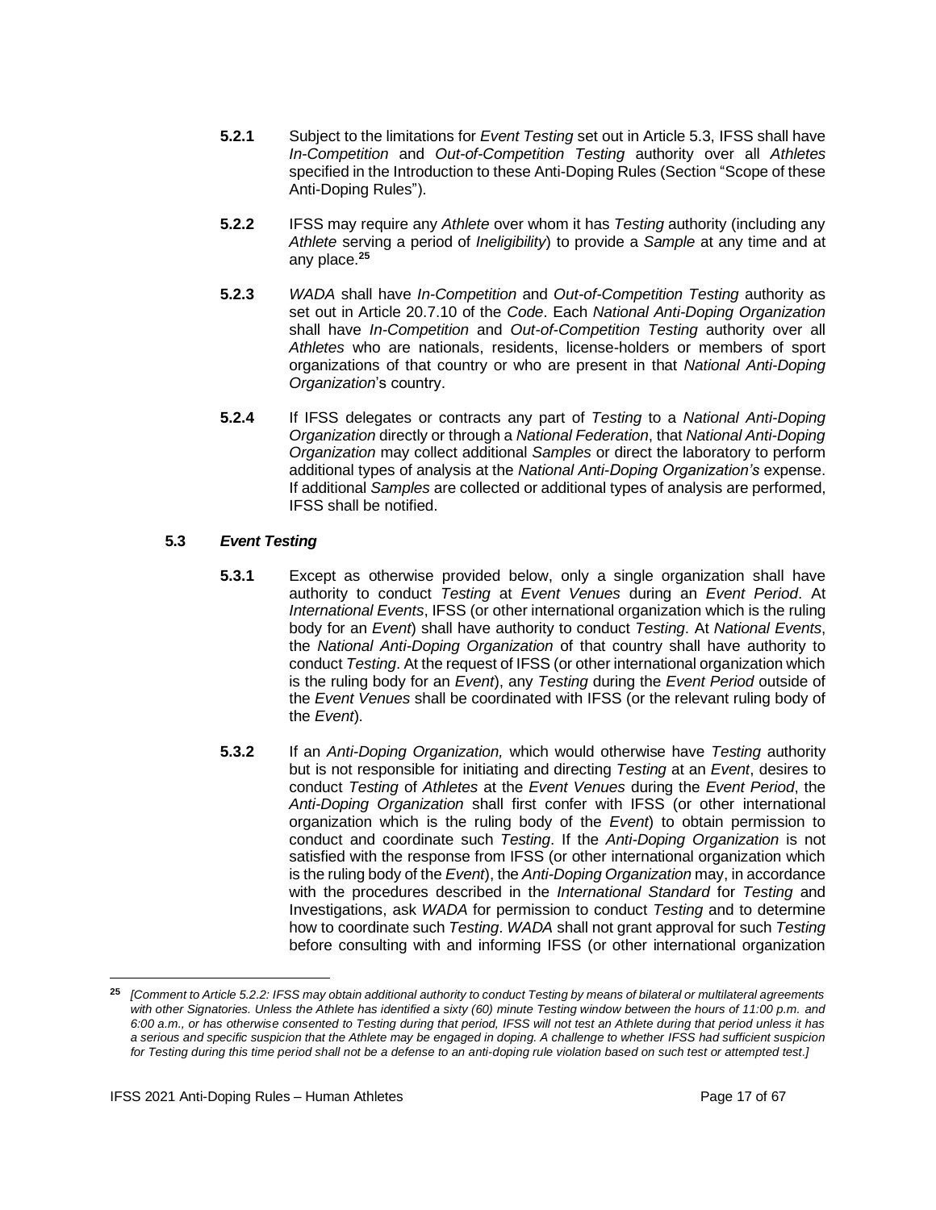**5.2.1** Subject to the limitations for *Event Testing* set out in Article 5.3, IFSS shall have *In-Competition* and *Out-of-Competition Testing* authority over all *Athletes* specified in the Introduction to these Anti-Doping Rules (Section "Scope of these Anti-Doping Rules").

**5.2.2** IFSS may require any *Athlete* over whom it has *Testing* authority (including any *Athlete* serving a period of *Ineligibility*) to provide a *Sample* at any time and at any place.[25]

**5.2.3** *WADA* shall have *In-Competition* and *Out-of-Competition Testing* authority as set out in Article 20.7.10 of the *Code*. Each *National Anti-Doping Organization* shall have *In-Competition* and *Out-of-Competition Testing* authority over all *Athletes* who are nationals, residents, license-holders or members of sport organizations of that country or who are present in that *National Anti-Doping Organization*'s country.

**5.2.4** If IFSS delegates or contracts any part of *Testing* to a *National Anti-Doping Organization* directly or through a *National Federation*, that *National Anti-Doping Organization* may collect additional *Samples* or direct the laboratory to perform additional types of analysis at the *National Anti-Doping Organization's* expense. If additional *Samples* are collected or additional types of analysis are performed, IFSS shall be notified.

### 5.3 *Event Testing*

**5.3.1** Except as otherwise provided below, only a single organization shall have authority to conduct *Testing* at *Event Venues* during an *Event Period*. At *International Events*, IFSS (or other international organization which is the ruling body for an *Event*) shall have authority to conduct *Testing*. At *National Events*, the *National Anti-Doping Organization* of that country shall have authority to conduct *Testing*. At the request of IFSS (or other international organization which is the ruling body for an *Event*), any *Testing* during the *Event Period* outside of the *Event Venues* shall be coordinated with IFSS (or the relevant ruling body of the *Event*).

**5.3.2** If an *Anti-Doping Organization,* which would otherwise have *Testing* authority but is not responsible for initiating and directing *Testing* at an *Event*, desires to conduct *Testing* of *Athletes* at the *Event Venues* during the *Event Period*, the *Anti-Doping Organization* shall first confer with IFSS (or other international organization which is the ruling body of the *Event*) to obtain permission to conduct and coordinate such *Testing*. If the *Anti-Doping Organization* is not satisfied with the response from IFSS (or other international organization which is the ruling body of the *Event*), the *Anti-Doping Organization* may, in accordance with the procedures described in the *International Standard* for *Testing* and Investigations, ask *WADA* for permission to conduct *Testing* and to determine how to coordinate such *Testing*. *WADA* shall not grant approval for such *Testing* before consulting with and informing IFSS (or other international organization

---

[25] *[Comment to Article 5.2.2: IFSS may obtain additional authority to conduct Testing by means of bilateral or multilateral agreements with other Signatories. Unless the Athlete has identified a sixty (60) minute Testing window between the hours of 11:00 p.m. and 6:00 a.m., or has otherwise consented to Testing during that period, IFSS will not test an Athlete during that period unless it has a serious and specific suspicion that the Athlete may be engaged in doping. A challenge to whether IFSS had sufficient suspicion for Testing during this time period shall not be a defense to an anti-doping rule violation based on such test or attempted test.]*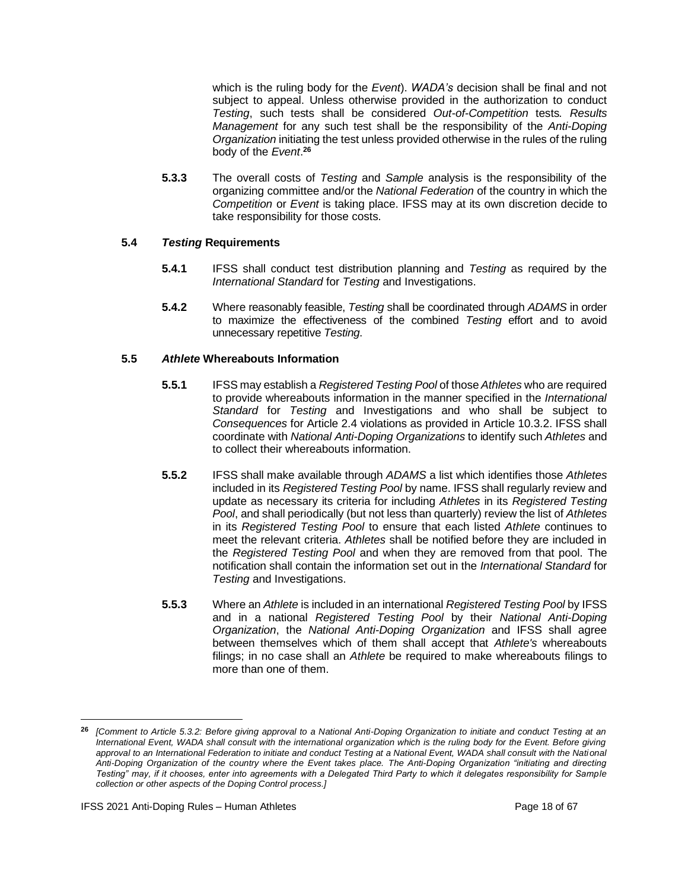which is the ruling body for the *Event*). *WADA's* decision shall be final and not subject to appeal. Unless otherwise provided in the authorization to conduct *Testing*, such tests shall be considered *Out-of-Competition* tests*. Results Management* for any such test shall be the responsibility of the *Anti-Doping Organization* initiating the test unless provided otherwise in the rules of the ruling body of the *Event*.[26]

**5.3.3** The overall costs of *Testing* and *Sample* analysis is the responsibility of the organizing committee and/or the *National Federation* of the country in which the *Competition* or *Event* is taking place. IFSS may at its own discretion decide to take responsibility for those costs.

### 5.4 *Testing* Requirements

**5.4.1** IFSS shall conduct test distribution planning and *Testing* as required by the *International Standard* for *Testing* and Investigations.

**5.4.2** Where reasonably feasible, *Testing* shall be coordinated through *ADAMS* in order to maximize the effectiveness of the combined *Testing* effort and to avoid unnecessary repetitive *Testing*.

### 5.5 *Athlete* Whereabouts Information

**5.5.1** IFSS may establish a *Registered Testing Pool* of those *Athletes* who are required to provide whereabouts information in the manner specified in the *International Standard* for *Testing* and Investigations and who shall be subject to *Consequences* for Article 2.4 violations as provided in Article 10.3.2. IFSS shall coordinate with *National Anti-Doping Organizations* to identify such *Athletes* and to collect their whereabouts information.

**5.5.2** IFSS shall make available through *ADAMS* a list which identifies those *Athletes* included in its *Registered Testing Pool* by name. IFSS shall regularly review and update as necessary its criteria for including *Athletes* in its *Registered Testing Pool*, and shall periodically (but not less than quarterly) review the list of *Athletes* in its *Registered Testing Pool* to ensure that each listed *Athlete* continues to meet the relevant criteria. *Athletes* shall be notified before they are included in the *Registered Testing Pool* and when they are removed from that pool. The notification shall contain the information set out in the *International Standard* for *Testing* and Investigations.

**5.5.3** Where an *Athlete* is included in an international *Registered Testing Pool* by IFSS and in a national *Registered Testing Pool* by their *National Anti-Doping Organization*, the *National Anti-Doping Organization* and IFSS shall agree between themselves which of them shall accept that *Athlete's* whereabouts filings; in no case shall an *Athlete* be required to make whereabouts filings to more than one of them.

---

[26] *[Comment to Article 5.3.2: Before giving approval to a National Anti-Doping Organization to initiate and conduct Testing at an International Event, WADA shall consult with the international organization which is the ruling body for the Event. Before giving approval to an International Federation to initiate and conduct Testing at a National Event, WADA shall consult with the National Anti-Doping Organization of the country where the Event takes place. The Anti-Doping Organization "initiating and directing Testing" may, if it chooses, enter into agreements with a Delegated Third Party to which it delegates responsibility for Sample collection or other aspects of the Doping Control process.]*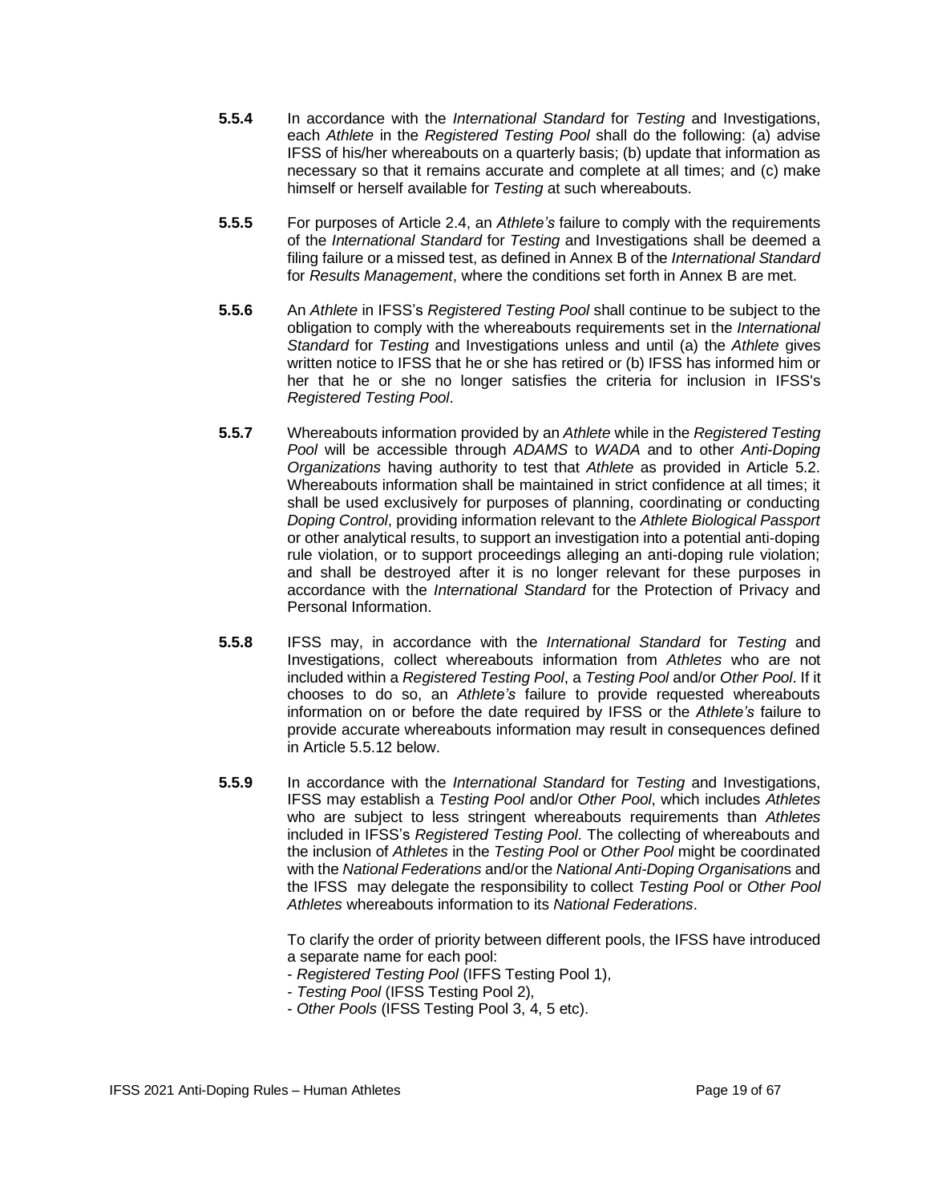**5.5.4** In accordance with the *International Standard* for *Testing* and Investigations, each *Athlete* in the *Registered Testing Pool* shall do the following: (a) advise IFSS of his/her whereabouts on a quarterly basis; (b) update that information as necessary so that it remains accurate and complete at all times; and (c) make himself or herself available for *Testing* at such whereabouts.

**5.5.5** For purposes of Article 2.4, an *Athlete's* failure to comply with the requirements of the *International Standard* for *Testing* and Investigations shall be deemed a filing failure or a missed test, as defined in Annex B of the *International Standard* for *Results Management*, where the conditions set forth in Annex B are met.

**5.5.6** An *Athlete* in IFSS's *Registered Testing Pool* shall continue to be subject to the obligation to comply with the whereabouts requirements set in the *International Standard* for *Testing* and Investigations unless and until (a) the *Athlete* gives written notice to IFSS that he or she has retired or (b) IFSS has informed him or her that he or she no longer satisfies the criteria for inclusion in IFSS's *Registered Testing Pool*.

**5.5.7** Whereabouts information provided by an *Athlete* while in the *Registered Testing Pool* will be accessible through *ADAMS* to *WADA* and to other *Anti-Doping Organizations* having authority to test that *Athlete* as provided in Article 5.2. Whereabouts information shall be maintained in strict confidence at all times; it shall be used exclusively for purposes of planning, coordinating or conducting *Doping Control*, providing information relevant to the *Athlete Biological Passport* or other analytical results, to support an investigation into a potential anti-doping rule violation, or to support proceedings alleging an anti-doping rule violation; and shall be destroyed after it is no longer relevant for these purposes in accordance with the *International Standard* for the Protection of Privacy and Personal Information.

**5.5.8** IFSS may, in accordance with the *International Standard* for *Testing* and Investigations, collect whereabouts information from *Athletes* who are not included within a *Registered Testing Pool*, a *Testing Pool* and/or *Other Pool*. If it chooses to do so, an *Athlete's* failure to provide requested whereabouts information on or before the date required by IFSS or the *Athlete's* failure to provide accurate whereabouts information may result in consequences defined in Article 5.5.12 below.

**5.5.9** In accordance with the *International Standard* for *Testing* and Investigations, IFSS may establish a *Testing Pool* and/or *Other Pool*, which includes *Athletes* who are subject to less stringent whereabouts requirements than *Athletes* included in IFSS's *Registered Testing Pool*. The collecting of whereabouts and the inclusion of *Athletes* in the *Testing Pool* or *Other Pool* might be coordinated with the *National Federations* and/or the *National Anti-Doping Organisation*s and the IFSS may delegate the responsibility to collect *Testing Pool* or *Other Pool Athletes* whereabouts information to its *National Federations*.

To clarify the order of priority between different pools, the IFSS have introduced a separate name for each pool:

- *Registered Testing Pool* (IFFS Testing Pool 1),
- *Testing Pool* (IFSS Testing Pool 2),
- *Other Pools* (IFSS Testing Pool 3, 4, 5 etc).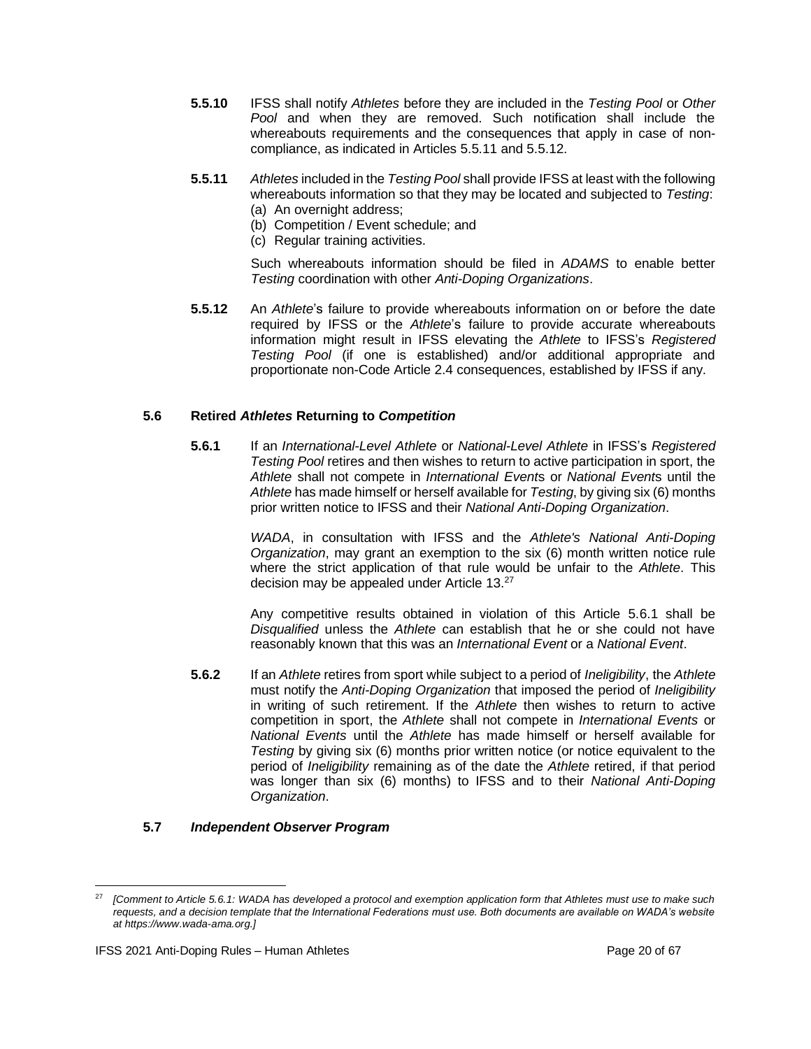**5.5.10** IFSS shall notify *Athletes* before they are included in the *Testing Pool* or *Other Pool* and when they are removed. Such notification shall include the whereabouts requirements and the consequences that apply in case of non-compliance, as indicated in Articles 5.5.11 and 5.5.12.

**5.5.11** *Athletes* included in the *Testing Pool* shall provide IFSS at least with the following whereabouts information so that they may be located and subjected to *Testing*:

(a) An overnight address;
(b) Competition / Event schedule; and
(c) Regular training activities.

Such whereabouts information should be filed in *ADAMS* to enable better *Testing* coordination with other *Anti-Doping Organizations*.

**5.5.12** An *Athlete*'s failure to provide whereabouts information on or before the date required by IFSS or the *Athlete*'s failure to provide accurate whereabouts information might result in IFSS elevating the *Athlete* to IFSS's *Registered Testing Pool* (if one is established) and/or additional appropriate and proportionate non-Code Article 2.4 consequences, established by IFSS if any.

### 5.6 Retired *Athletes* Returning to *Competition*

**5.6.1** If an *International-Level Athlete* or *National-Level Athlete* in IFSS's *Registered Testing Pool* retires and then wishes to return to active participation in sport, the *Athlete* shall not compete in *International Event*s or *National Event*s until the *Athlete* has made himself or herself available for *Testing*, by giving six (6) months prior written notice to IFSS and their *National Anti-Doping Organization*.

*WADA*, in consultation with IFSS and the *Athlete's National Anti-Doping Organization*, may grant an exemption to the six (6) month written notice rule where the strict application of that rule would be unfair to the *Athlete*. This decision may be appealed under Article 13.[27]

Any competitive results obtained in violation of this Article 5.6.1 shall be *Disqualified* unless the *Athlete* can establish that he or she could not have reasonably known that this was an *International Event* or a *National Event*.

**5.6.2** If an *Athlete* retires from sport while subject to a period of *Ineligibility*, the *Athlete* must notify the *Anti-Doping Organization* that imposed the period of *Ineligibility* in writing of such retirement. If the *Athlete* then wishes to return to active competition in sport, the *Athlete* shall not compete in *International Events* or *National Events* until the *Athlete* has made himself or herself available for *Testing* by giving six (6) months prior written notice (or notice equivalent to the period of *Ineligibility* remaining as of the date the *Athlete* retired, if that period was longer than six (6) months) to IFSS and to their *National Anti-Doping Organization*.

### 5.7 *Independent Observer Program*

---

[27] *[Comment to Article 5.6.1: WADA has developed a protocol and exemption application form that Athletes must use to make such requests, and a decision template that the International Federations must use. Both documents are available on WADA's website at https://www.wada-ama.org.]*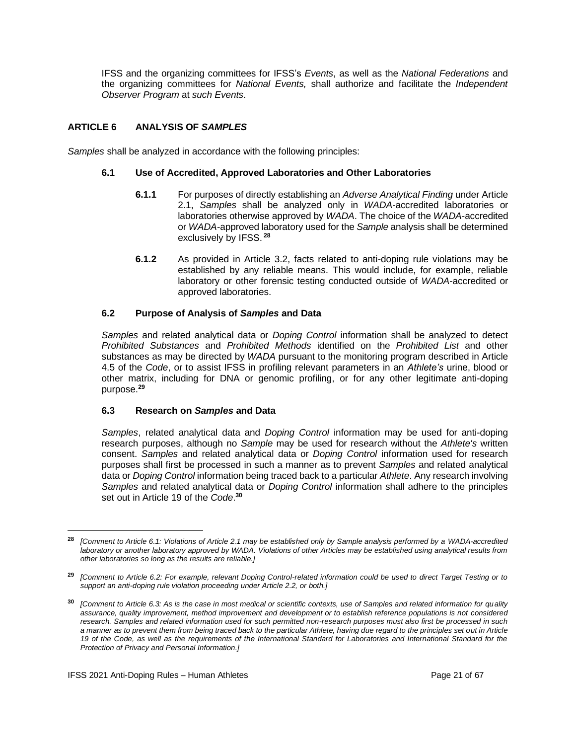IFSS and the organizing committees for IFSS's *Events*, as well as the *National Federations* and the organizing committees for *National Events,* shall authorize and facilitate the *Independent Observer Program* at *such Events*.

## ARTICLE 6 ANALYSIS OF *SAMPLES*

*Samples* shall be analyzed in accordance with the following principles:

### 6.1 Use of Accredited, Approved Laboratories and Other Laboratories

**6.1.1** For purposes of directly establishing an *Adverse Analytical Finding* under Article 2.1, *Samples* shall be analyzed only in *WADA*-accredited laboratories or laboratories otherwise approved by *WADA*. The choice of the *WADA*-accredited or *WADA*-approved laboratory used for the *Sample* analysis shall be determined exclusively by IFSS. [28]

**6.1.2** As provided in Article 3.2, facts related to anti-doping rule violations may be established by any reliable means. This would include, for example, reliable laboratory or other forensic testing conducted outside of *WADA*-accredited or approved laboratories.

### 6.2 Purpose of Analysis of *Samples* and Data

*Samples* and related analytical data or *Doping Control* information shall be analyzed to detect *Prohibited Substances* and *Prohibited Methods* identified on the *Prohibited List* and other substances as may be directed by *WADA* pursuant to the monitoring program described in Article 4.5 of the *Code*, or to assist IFSS in profiling relevant parameters in an *Athlete's* urine, blood or other matrix, including for DNA or genomic profiling, or for any other legitimate anti-doping purpose.[29]

### 6.3 Research on *Samples* and Data

*Samples*, related analytical data and *Doping Control* information may be used for anti-doping research purposes, although no *Sample* may be used for research without the *Athlete's* written consent. *Samples* and related analytical data or *Doping Control* information used for research purposes shall first be processed in such a manner as to prevent *Samples* and related analytical data or *Doping Control* information being traced back to a particular *Athlete*. Any research involving *Samples* and related analytical data or *Doping Control* information shall adhere to the principles set out in Article 19 of the *Code*.[30]

---

[28] *[Comment to Article 6.1: Violations of Article 2.1 may be established only by Sample analysis performed by a WADA-accredited laboratory or another laboratory approved by WADA. Violations of other Articles may be established using analytical results from other laboratories so long as the results are reliable.]*

[29] *[Comment to Article 6.2: For example, relevant Doping Control-related information could be used to direct Target Testing or to support an anti-doping rule violation proceeding under Article 2.2, or both.]*

[30] *[Comment to Article 6.3: As is the case in most medical or scientific contexts, use of Samples and related information for quality assurance, quality improvement, method improvement and development or to establish reference populations is not considered research. Samples and related information used for such permitted non-research purposes must also first be processed in such a manner as to prevent them from being traced back to the particular Athlete, having due regard to the principles set out in Article 19 of the Code, as well as the requirements of the International Standard for Laboratories and International Standard for the Protection of Privacy and Personal Information.]*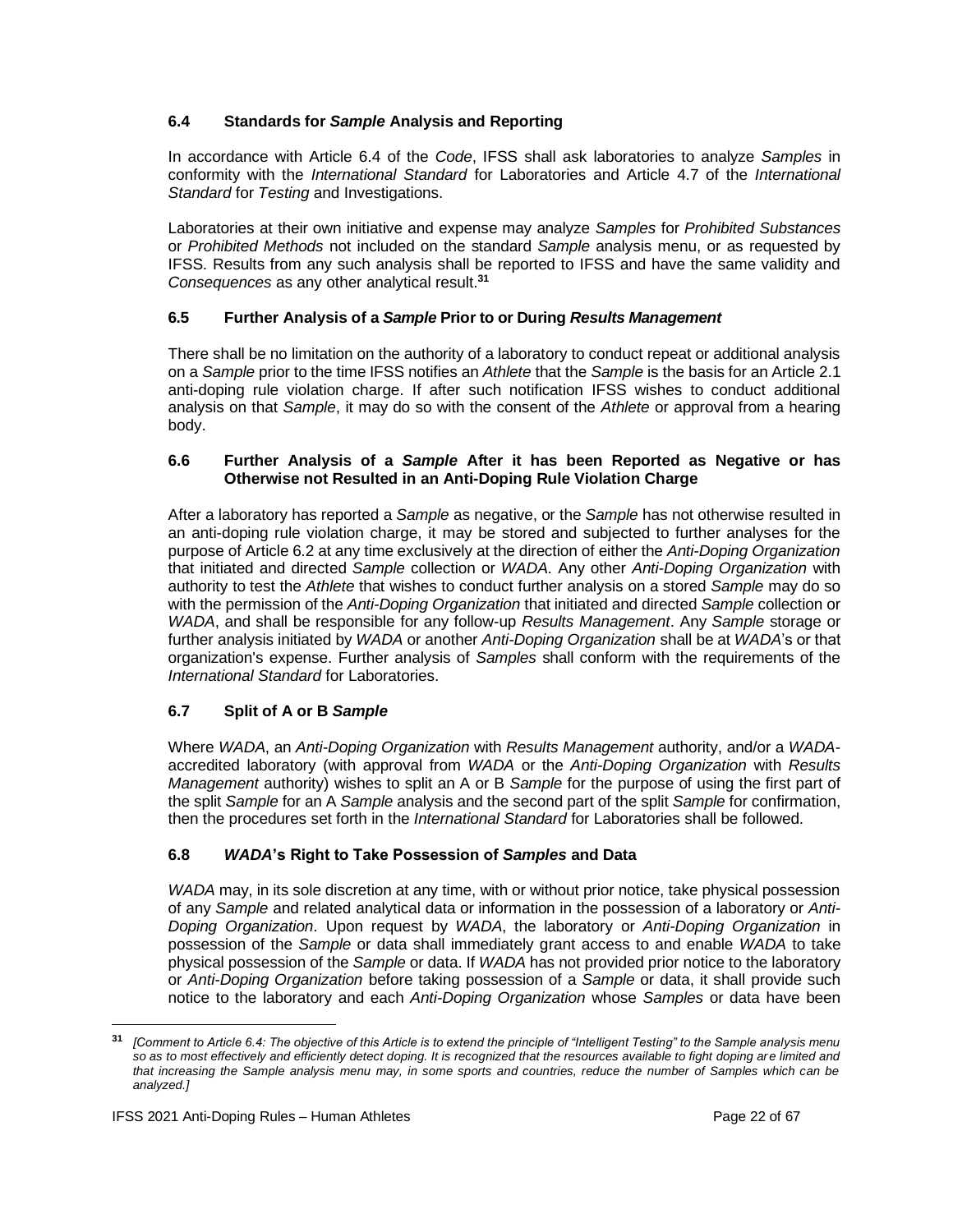### 6.4 Standards for *Sample* Analysis and Reporting

In accordance with Article 6.4 of the *Code*, IFSS shall ask laboratories to analyze *Samples* in conformity with the *International Standard* for Laboratories and Article 4.7 of the *International Standard* for *Testing* and Investigations.

Laboratories at their own initiative and expense may analyze *Samples* for *Prohibited Substances* or *Prohibited Methods* not included on the standard *Sample* analysis menu, or as requested by IFSS. Results from any such analysis shall be reported to IFSS and have the same validity and *Consequences* as any other analytical result.[31]

### 6.5 Further Analysis of a *Sample* Prior to or During *Results Management*

There shall be no limitation on the authority of a laboratory to conduct repeat or additional analysis on a *Sample* prior to the time IFSS notifies an *Athlete* that the *Sample* is the basis for an Article 2.1 anti-doping rule violation charge. If after such notification IFSS wishes to conduct additional analysis on that *Sample*, it may do so with the consent of the *Athlete* or approval from a hearing body.

### 6.6 Further Analysis of a *Sample* After it has been Reported as Negative or has Otherwise not Resulted in an Anti-Doping Rule Violation Charge

After a laboratory has reported a *Sample* as negative, or the *Sample* has not otherwise resulted in an anti-doping rule violation charge, it may be stored and subjected to further analyses for the purpose of Article 6.2 at any time exclusively at the direction of either the *Anti-Doping Organization* that initiated and directed *Sample* collection or *WADA*. Any other *Anti-Doping Organization* with authority to test the *Athlete* that wishes to conduct further analysis on a stored *Sample* may do so with the permission of the *Anti-Doping Organization* that initiated and directed *Sample* collection or *WADA*, and shall be responsible for any follow-up *Results Management*. Any *Sample* storage or further analysis initiated by *WADA* or another *Anti-Doping Organization* shall be at *WADA*'s or that organization's expense. Further analysis of *Samples* shall conform with the requirements of the *International Standard* for Laboratories.

### 6.7 Split of A or B *Sample*

Where *WADA*, an *Anti-Doping Organization* with *Results Management* authority, and/or a *WADA*-accredited laboratory (with approval from *WADA* or the *Anti-Doping Organization* with *Results Management* authority) wishes to split an A or B *Sample* for the purpose of using the first part of the split *Sample* for an A *Sample* analysis and the second part of the split *Sample* for confirmation, then the procedures set forth in the *International Standard* for Laboratories shall be followed.

### 6.8 *WADA*'s Right to Take Possession of *Samples* and Data

*WADA* may, in its sole discretion at any time, with or without prior notice, take physical possession of any *Sample* and related analytical data or information in the possession of a laboratory or *Anti-Doping Organization*. Upon request by *WADA*, the laboratory or *Anti-Doping Organization* in possession of the *Sample* or data shall immediately grant access to and enable *WADA* to take physical possession of the *Sample* or data. If *WADA* has not provided prior notice to the laboratory or *Anti-Doping Organization* before taking possession of a *Sample* or data, it shall provide such notice to the laboratory and each *Anti-Doping Organization* whose *Samples* or data have been

---

[31] *[Comment to Article 6.4: The objective of this Article is to extend the principle of "Intelligent Testing" to the Sample analysis menu so as to most effectively and efficiently detect doping. It is recognized that the resources available to fight doping are limited and that increasing the Sample analysis menu may, in some sports and countries, reduce the number of Samples which can be analyzed.]*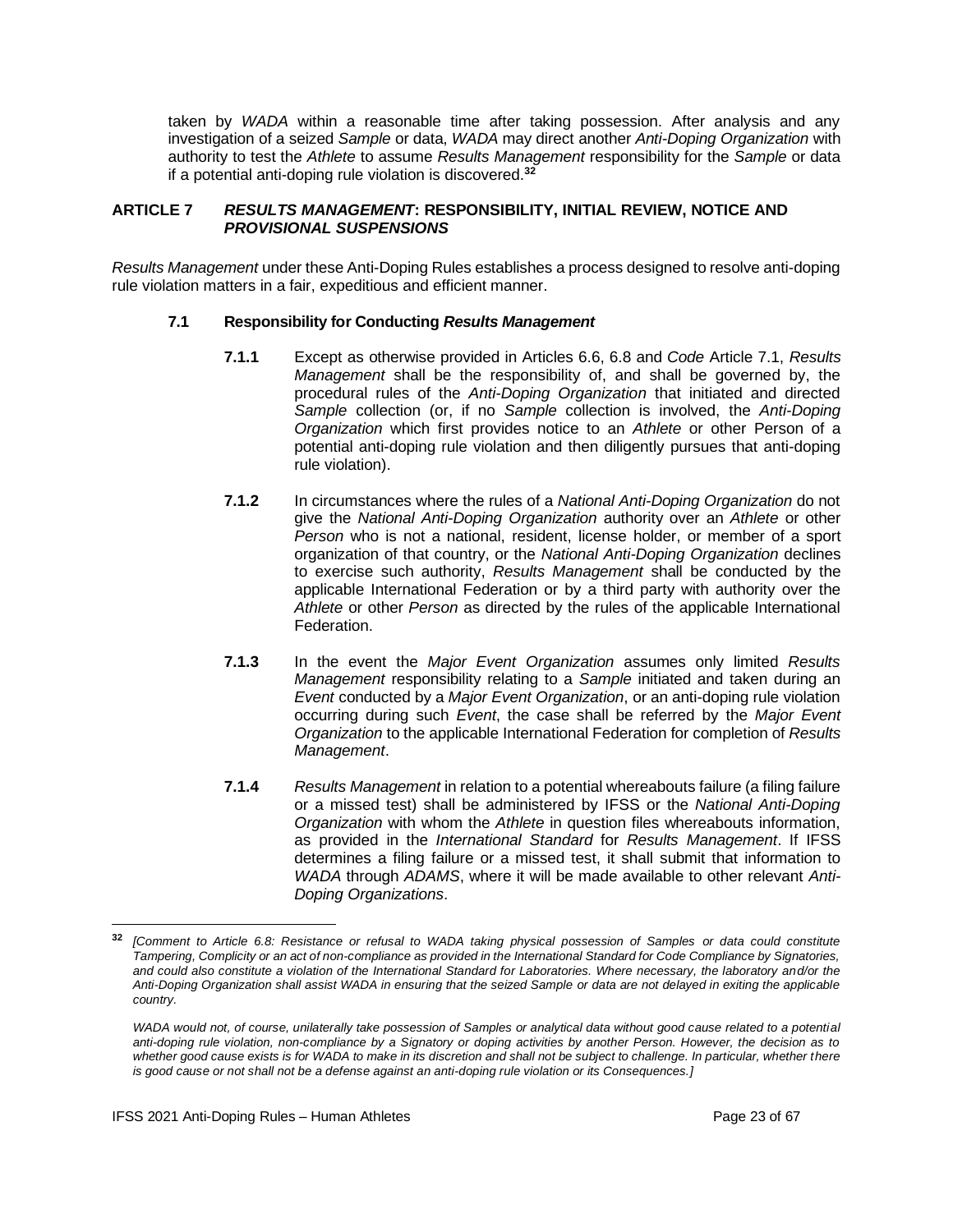taken by *WADA* within a reasonable time after taking possession. After analysis and any investigation of a seized *Sample* or data, *WADA* may direct another *Anti-Doping Organization* with authority to test the *Athlete* to assume *Results Management* responsibility for the *Sample* or data if a potential anti-doping rule violation is discovered.[32]

## ARTICLE 7 *RESULTS MANAGEMENT*: RESPONSIBILITY, INITIAL REVIEW, NOTICE AND *PROVISIONAL SUSPENSIONS*

*Results Management* under these Anti-Doping Rules establishes a process designed to resolve anti-doping rule violation matters in a fair, expeditious and efficient manner.

### 7.1 Responsibility for Conducting *Results Management*

**7.1.1** Except as otherwise provided in Articles 6.6, 6.8 and *Code* Article 7.1, *Results Management* shall be the responsibility of, and shall be governed by, the procedural rules of the *Anti-Doping Organization* that initiated and directed *Sample* collection (or, if no *Sample* collection is involved, the *Anti-Doping Organization* which first provides notice to an *Athlete* or other Person of a potential anti-doping rule violation and then diligently pursues that anti-doping rule violation).

**7.1.2** In circumstances where the rules of a *National Anti-Doping Organization* do not give the *National Anti-Doping Organization* authority over an *Athlete* or other *Person* who is not a national, resident, license holder, or member of a sport organization of that country, or the *National Anti-Doping Organization* declines to exercise such authority, *Results Management* shall be conducted by the applicable International Federation or by a third party with authority over the *Athlete* or other *Person* as directed by the rules of the applicable International Federation.

**7.1.3** In the event the *Major Event Organization* assumes only limited *Results Management* responsibility relating to a *Sample* initiated and taken during an *Event* conducted by a *Major Event Organization*, or an anti-doping rule violation occurring during such *Event*, the case shall be referred by the *Major Event Organization* to the applicable International Federation for completion of *Results Management*.

**7.1.4** *Results Management* in relation to a potential whereabouts failure (a filing failure or a missed test) shall be administered by IFSS or the *National Anti-Doping Organization* with whom the *Athlete* in question files whereabouts information, as provided in the *International Standard* for *Results Management*. If IFSS determines a filing failure or a missed test, it shall submit that information to *WADA* through *ADAMS*, where it will be made available to other relevant *Anti-Doping Organizations*.

---

[32] *[Comment to Article 6.8: Resistance or refusal to WADA taking physical possession of Samples or data could constitute Tampering, Complicity or an act of non-compliance as provided in the International Standard for Code Compliance by Signatories, and could also constitute a violation of the International Standard for Laboratories. Where necessary, the laboratory and/or the Anti-Doping Organization shall assist WADA in ensuring that the seized Sample or data are not delayed in exiting the applicable country.*

*WADA would not, of course, unilaterally take possession of Samples or analytical data without good cause related to a potential anti-doping rule violation, non-compliance by a Signatory or doping activities by another Person. However, the decision as to whether good cause exists is for WADA to make in its discretion and shall not be subject to challenge. In particular, whether there is good cause or not shall not be a defense against an anti-doping rule violation or its Consequences.]*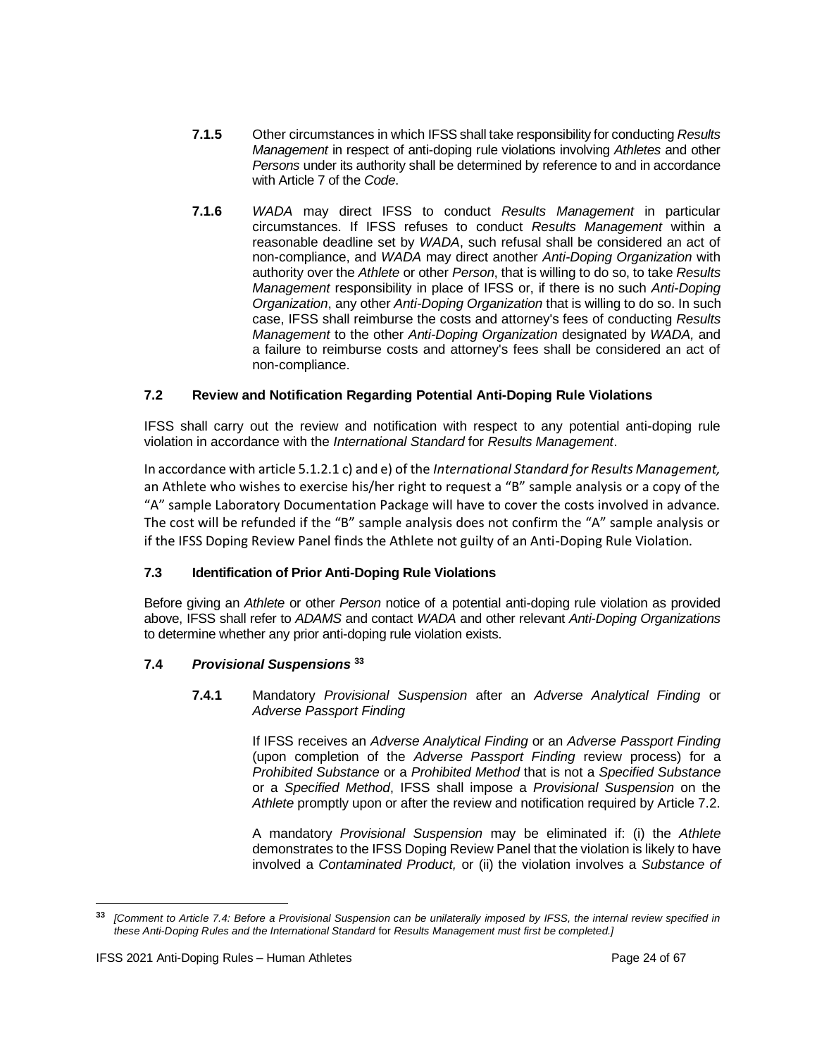**7.1.5** Other circumstances in which IFSS shall take responsibility for conducting *Results Management* in respect of anti-doping rule violations involving *Athletes* and other *Persons* under its authority shall be determined by reference to and in accordance with Article 7 of the *Code*.

**7.1.6** *WADA* may direct IFSS to conduct *Results Management* in particular circumstances. If IFSS refuses to conduct *Results Management* within a reasonable deadline set by *WADA*, such refusal shall be considered an act of non-compliance, and *WADA* may direct another *Anti-Doping Organization* with authority over the *Athlete* or other *Person*, that is willing to do so, to take *Results Management* responsibility in place of IFSS or, if there is no such *Anti-Doping Organization*, any other *Anti-Doping Organization* that is willing to do so. In such case, IFSS shall reimburse the costs and attorney's fees of conducting *Results Management* to the other *Anti-Doping Organization* designated by *WADA,* and a failure to reimburse costs and attorney's fees shall be considered an act of non-compliance.

### 7.2 Review and Notification Regarding Potential Anti-Doping Rule Violations

IFSS shall carry out the review and notification with respect to any potential anti-doping rule violation in accordance with the *International Standard* for *Results Management*.

In accordance with article 5.1.2.1 c) and e) of the *International Standard for Results Management,* an Athlete who wishes to exercise his/her right to request a "B" sample analysis or a copy of the "A" sample Laboratory Documentation Package will have to cover the costs involved in advance. The cost will be refunded if the "B" sample analysis does not confirm the "A" sample analysis or if the IFSS Doping Review Panel finds the Athlete not guilty of an Anti-Doping Rule Violation.

### 7.3 Identification of Prior Anti-Doping Rule Violations

Before giving an *Athlete* or other *Person* notice of a potential anti-doping rule violation as provided above, IFSS shall refer to *ADAMS* and contact *WADA* and other relevant *Anti-Doping Organizations* to determine whether any prior anti-doping rule violation exists.

### 7.4 *Provisional Suspensions* [33]

**7.4.1** Mandatory *Provisional Suspension* after an *Adverse Analytical Finding* or *Adverse Passport Finding*

If IFSS receives an *Adverse Analytical Finding* or an *Adverse Passport Finding* (upon completion of the *Adverse Passport Finding* review process) for a *Prohibited Substance* or a *Prohibited Method* that is not a *Specified Substance* or a *Specified Method*, IFSS shall impose a *Provisional Suspension* on the *Athlete* promptly upon or after the review and notification required by Article 7.2.

A mandatory *Provisional Suspension* may be eliminated if: (i) the *Athlete* demonstrates to the IFSS Doping Review Panel that the violation is likely to have involved a *Contaminated Product,* or (ii) the violation involves a *Substance of*

[33] *[Comment to Article 7.4: Before a Provisional Suspension can be unilaterally imposed by IFSS, the internal review specified in these Anti-Doping Rules and the International Standard* for *Results Management must first be completed.]*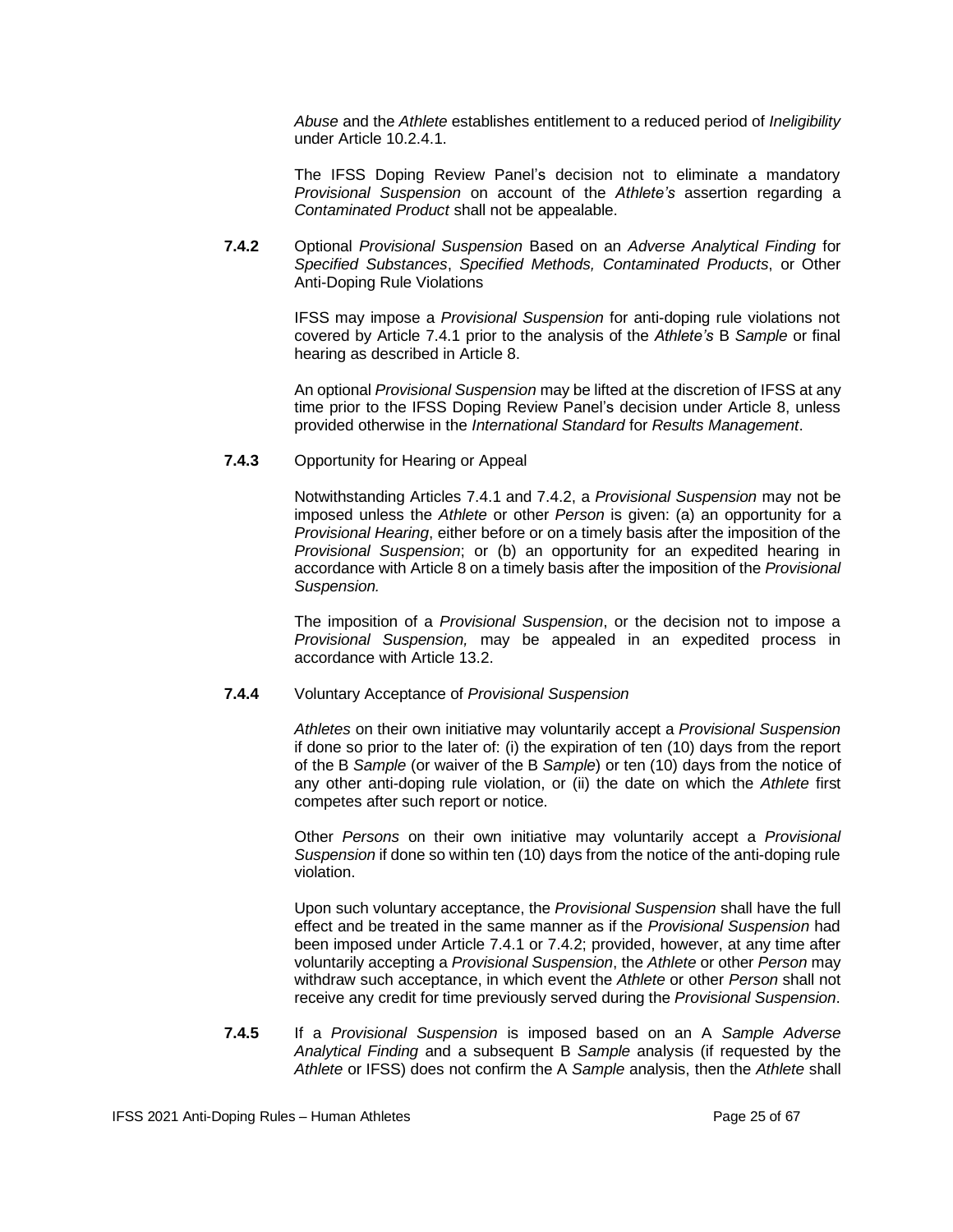*Abuse* and the *Athlete* establishes entitlement to a reduced period of *Ineligibility* under Article 10.2.4.1.

The IFSS Doping Review Panel's decision not to eliminate a mandatory *Provisional Suspension* on account of the *Athlete's* assertion regarding a *Contaminated Product* shall not be appealable.

**7.4.2** Optional *Provisional Suspension* Based on an *Adverse Analytical Finding* for *Specified Substances*, *Specified Methods, Contaminated Products*, or Other Anti-Doping Rule Violations

IFSS may impose a *Provisional Suspension* for anti-doping rule violations not covered by Article 7.4.1 prior to the analysis of the *Athlete's* B *Sample* or final hearing as described in Article 8.

An optional *Provisional Suspension* may be lifted at the discretion of IFSS at any time prior to the IFSS Doping Review Panel's decision under Article 8, unless provided otherwise in the *International Standard* for *Results Management*.

**7.4.3** Opportunity for Hearing or Appeal

Notwithstanding Articles 7.4.1 and 7.4.2, a *Provisional Suspension* may not be imposed unless the *Athlete* or other *Person* is given: (a) an opportunity for a *Provisional Hearing*, either before or on a timely basis after the imposition of the *Provisional Suspension*; or (b) an opportunity for an expedited hearing in accordance with Article 8 on a timely basis after the imposition of the *Provisional Suspension.*

The imposition of a *Provisional Suspension*, or the decision not to impose a *Provisional Suspension,* may be appealed in an expedited process in accordance with Article 13.2.

**7.4.4** Voluntary Acceptance of *Provisional Suspension*

*Athletes* on their own initiative may voluntarily accept a *Provisional Suspension* if done so prior to the later of: (i) the expiration of ten (10) days from the report of the B *Sample* (or waiver of the B *Sample*) or ten (10) days from the notice of any other anti-doping rule violation, or (ii) the date on which the *Athlete* first competes after such report or notice.

Other *Persons* on their own initiative may voluntarily accept a *Provisional Suspension* if done so within ten (10) days from the notice of the anti-doping rule violation.

Upon such voluntary acceptance, the *Provisional Suspension* shall have the full effect and be treated in the same manner as if the *Provisional Suspension* had been imposed under Article 7.4.1 or 7.4.2; provided, however, at any time after voluntarily accepting a *Provisional Suspension*, the *Athlete* or other *Person* may withdraw such acceptance, in which event the *Athlete* or other *Person* shall not receive any credit for time previously served during the *Provisional Suspension*.

**7.4.5** If a *Provisional Suspension* is imposed based on an A *Sample Adverse Analytical Finding* and a subsequent B *Sample* analysis (if requested by the *Athlete* or IFSS) does not confirm the A *Sample* analysis, then the *Athlete* shall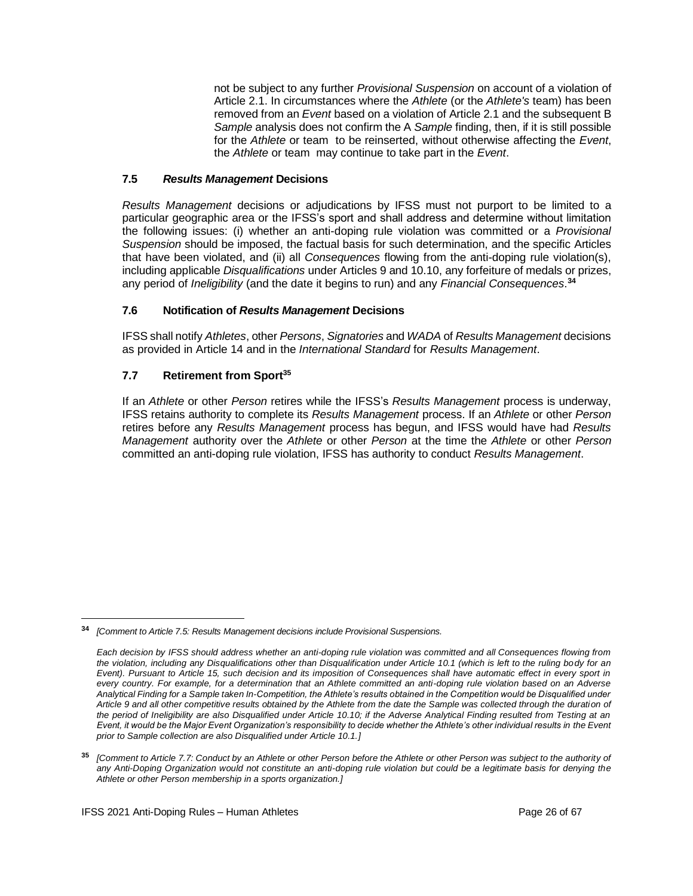not be subject to any further *Provisional Suspension* on account of a violation of Article 2.1. In circumstances where the *Athlete* (or the *Athlete's* team) has been removed from an *Event* based on a violation of Article 2.1 and the subsequent B *Sample* analysis does not confirm the A *Sample* finding, then, if it is still possible for the *Athlete* or team to be reinserted, without otherwise affecting the *Event*, the *Athlete* or team may continue to take part in the *Event*.

### 7.5 *Results Management* Decisions

*Results Management* decisions or adjudications by IFSS must not purport to be limited to a particular geographic area or the IFSS's sport and shall address and determine without limitation the following issues: (i) whether an anti-doping rule violation was committed or a *Provisional Suspension* should be imposed, the factual basis for such determination, and the specific Articles that have been violated, and (ii) all *Consequences* flowing from the anti-doping rule violation(s), including applicable *Disqualifications* under Articles 9 and 10.10, any forfeiture of medals or prizes, any period of *Ineligibility* (and the date it begins to run) and any *Financial Consequences*.[34]

### 7.6 Notification of *Results Management* Decisions

IFSS shall notify *Athletes*, other *Persons*, *Signatories* and *WADA* of *Results Management* decisions as provided in Article 14 and in the *International Standard* for *Results Management*.

### 7.7 Retirement from Sport[35]

If an *Athlete* or other *Person* retires while the IFSS's *Results Management* process is underway, IFSS retains authority to complete its *Results Management* process. If an *Athlete* or other *Person* retires before any *Results Management* process has begun, and IFSS would have had *Results Management* authority over the *Athlete* or other *Person* at the time the *Athlete* or other *Person* committed an anti-doping rule violation, IFSS has authority to conduct *Results Management*.

---

[34] *[Comment to Article 7.5: Results Management decisions include Provisional Suspensions.*

*Each decision by IFSS should address whether an anti-doping rule violation was committed and all Consequences flowing from the violation, including any Disqualifications other than Disqualification under Article 10.1 (which is left to the ruling body for an Event). Pursuant to Article 15, such decision and its imposition of Consequences shall have automatic effect in every sport in every country. For example, for a determination that an Athlete committed an anti-doping rule violation based on an Adverse Analytical Finding for a Sample taken In-Competition, the Athlete's results obtained in the Competition would be Disqualified under Article 9 and all other competitive results obtained by the Athlete from the date the Sample was collected through the duration of the period of Ineligibility are also Disqualified under Article 10.10; if the Adverse Analytical Finding resulted from Testing at an Event, it would be the Major Event Organization's responsibility to decide whether the Athlete's other individual results in the Event prior to Sample collection are also Disqualified under Article 10.1.]*

[35] *[Comment to Article 7.7: Conduct by an Athlete or other Person before the Athlete or other Person was subject to the authority of any Anti-Doping Organization would not constitute an anti-doping rule violation but could be a legitimate basis for denying the Athlete or other Person membership in a sports organization.]*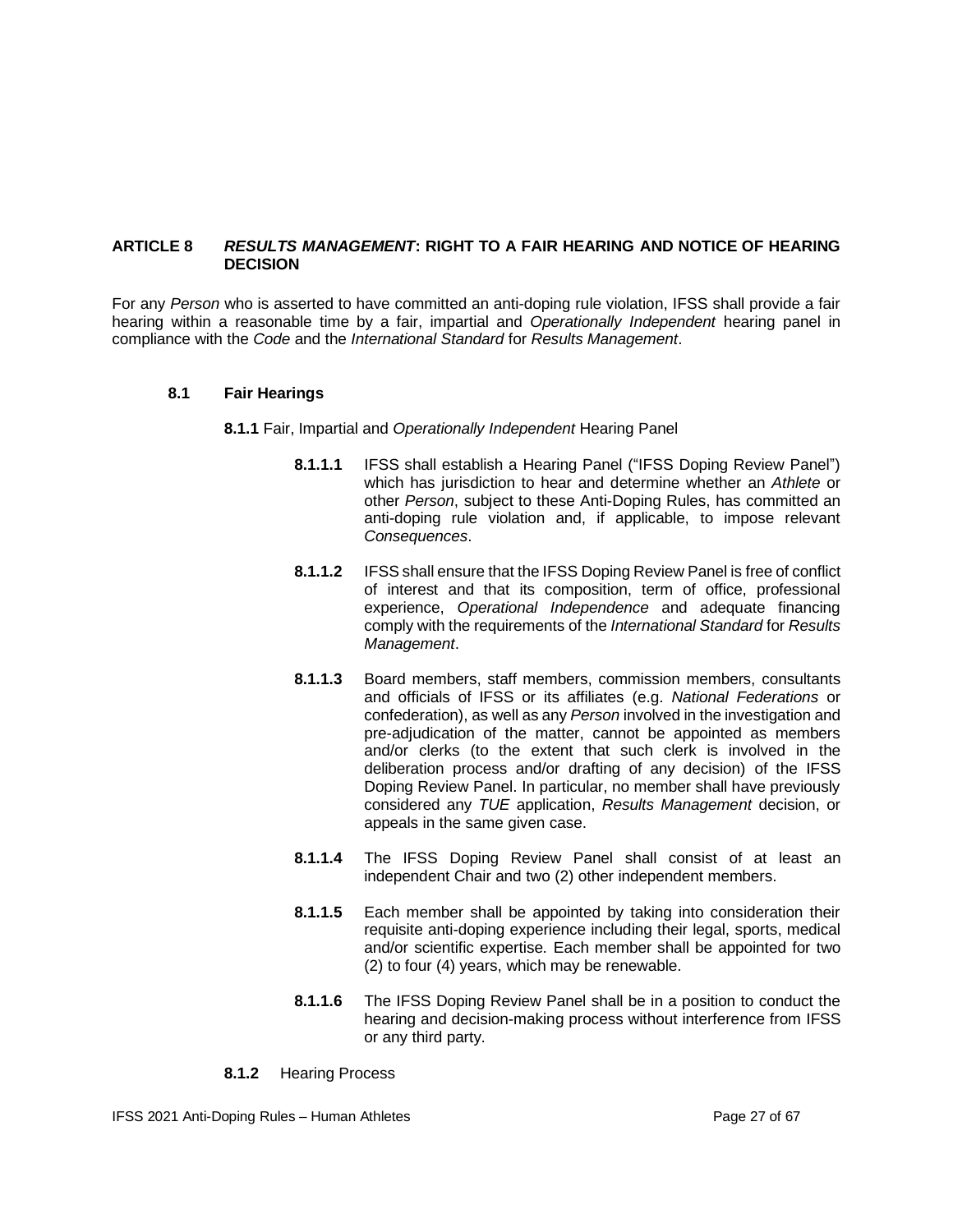## ARTICLE 8 *RESULTS MANAGEMENT*: RIGHT TO A FAIR HEARING AND NOTICE OF HEARING DECISION

For any *Person* who is asserted to have committed an anti-doping rule violation, IFSS shall provide a fair hearing within a reasonable time by a fair, impartial and *Operationally Independent* hearing panel in compliance with the *Code* and the *International Standard* for *Results Management*.

### 8.1 Fair Hearings

**8.1.1** Fair, Impartial and *Operationally Independent* Hearing Panel

**8.1.1.1** IFSS shall establish a Hearing Panel ("IFSS Doping Review Panel") which has jurisdiction to hear and determine whether an *Athlete* or other *Person*, subject to these Anti-Doping Rules, has committed an anti-doping rule violation and, if applicable, to impose relevant *Consequences*.

**8.1.1.2** IFSS shall ensure that the IFSS Doping Review Panel is free of conflict of interest and that its composition, term of office, professional experience, *Operational Independence* and adequate financing comply with the requirements of the *International Standard* for *Results Management*.

**8.1.1.3** Board members, staff members, commission members, consultants and officials of IFSS or its affiliates (e.g. *National Federations* or confederation), as well as any *Person* involved in the investigation and pre-adjudication of the matter, cannot be appointed as members and/or clerks (to the extent that such clerk is involved in the deliberation process and/or drafting of any decision) of the IFSS Doping Review Panel. In particular, no member shall have previously considered any *TUE* application, *Results Management* decision, or appeals in the same given case.

**8.1.1.4** The IFSS Doping Review Panel shall consist of at least an independent Chair and two (2) other independent members.

**8.1.1.5** Each member shall be appointed by taking into consideration their requisite anti-doping experience including their legal, sports, medical and/or scientific expertise. Each member shall be appointed for two (2) to four (4) years, which may be renewable.

**8.1.1.6** The IFSS Doping Review Panel shall be in a position to conduct the hearing and decision-making process without interference from IFSS or any third party.

**8.1.2** Hearing Process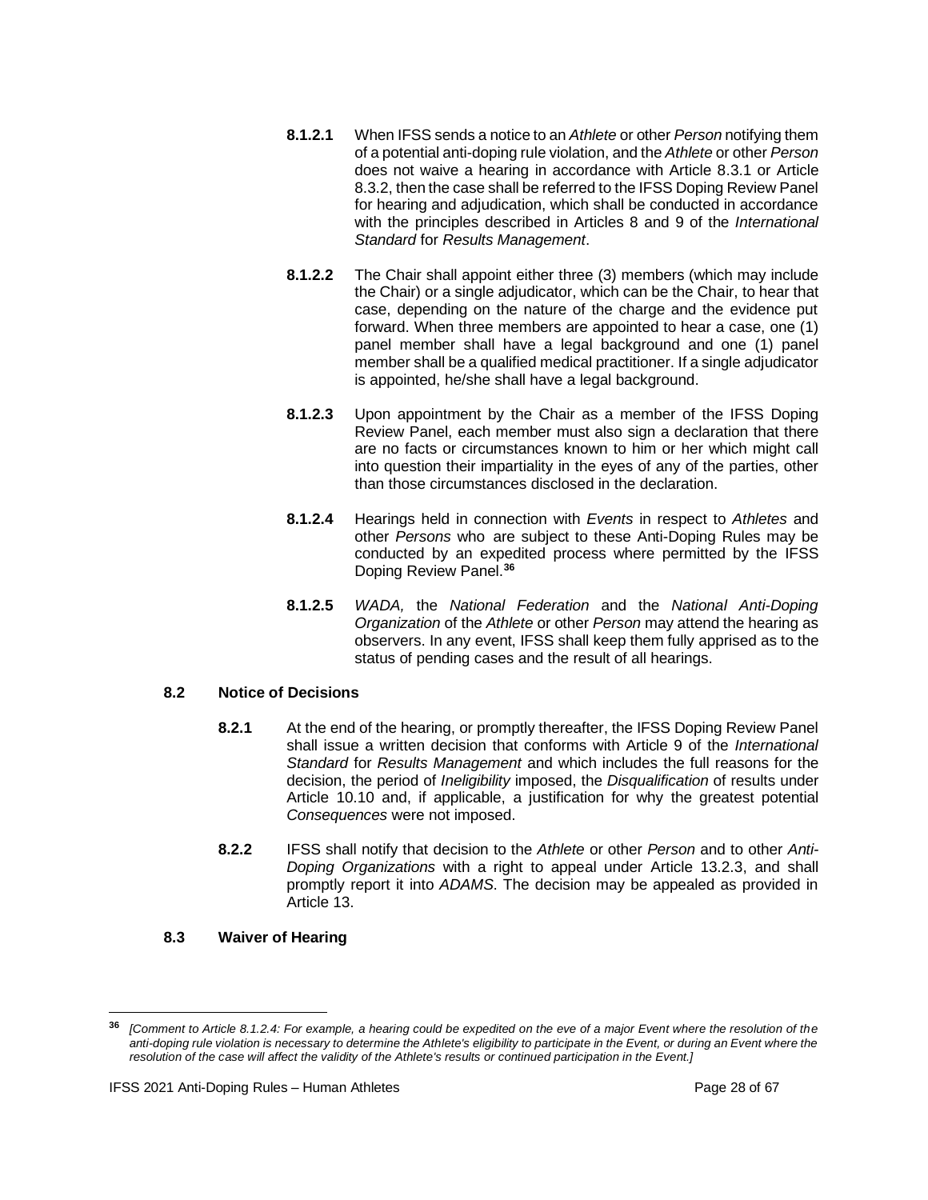**8.1.2.1** When IFSS sends a notice to an *Athlete* or other *Person* notifying them of a potential anti-doping rule violation, and the *Athlete* or other *Person* does not waive a hearing in accordance with Article 8.3.1 or Article 8.3.2, then the case shall be referred to the IFSS Doping Review Panel for hearing and adjudication, which shall be conducted in accordance with the principles described in Articles 8 and 9 of the *International Standard* for *Results Management*.

**8.1.2.2** The Chair shall appoint either three (3) members (which may include the Chair) or a single adjudicator, which can be the Chair, to hear that case, depending on the nature of the charge and the evidence put forward. When three members are appointed to hear a case, one (1) panel member shall have a legal background and one (1) panel member shall be a qualified medical practitioner. If a single adjudicator is appointed, he/she shall have a legal background.

**8.1.2.3** Upon appointment by the Chair as a member of the IFSS Doping Review Panel, each member must also sign a declaration that there are no facts or circumstances known to him or her which might call into question their impartiality in the eyes of any of the parties, other than those circumstances disclosed in the declaration.

**8.1.2.4** Hearings held in connection with *Events* in respect to *Athletes* and other *Persons* who are subject to these Anti-Doping Rules may be conducted by an expedited process where permitted by the IFSS Doping Review Panel.[36]

**8.1.2.5** *WADA,* the *National Federation* and the *National Anti-Doping Organization* of the *Athlete* or other *Person* may attend the hearing as observers. In any event, IFSS shall keep them fully apprised as to the status of pending cases and the result of all hearings.

### 8.2 Notice of Decisions

**8.2.1** At the end of the hearing, or promptly thereafter, the IFSS Doping Review Panel shall issue a written decision that conforms with Article 9 of the *International Standard* for *Results Management* and which includes the full reasons for the decision, the period of *Ineligibility* imposed, the *Disqualification* of results under Article 10.10 and, if applicable, a justification for why the greatest potential *Consequences* were not imposed.

**8.2.2** IFSS shall notify that decision to the *Athlete* or other *Person* and to other *Anti-Doping Organizations* with a right to appeal under Article 13.2.3, and shall promptly report it into *ADAMS*. The decision may be appealed as provided in Article 13.

### 8.3 Waiver of Hearing

---

[36] *[Comment to Article 8.1.2.4: For example, a hearing could be expedited on the eve of a major Event where the resolution of the anti-doping rule violation is necessary to determine the Athlete's eligibility to participate in the Event, or during an Event where the resolution of the case will affect the validity of the Athlete's results or continued participation in the Event.]*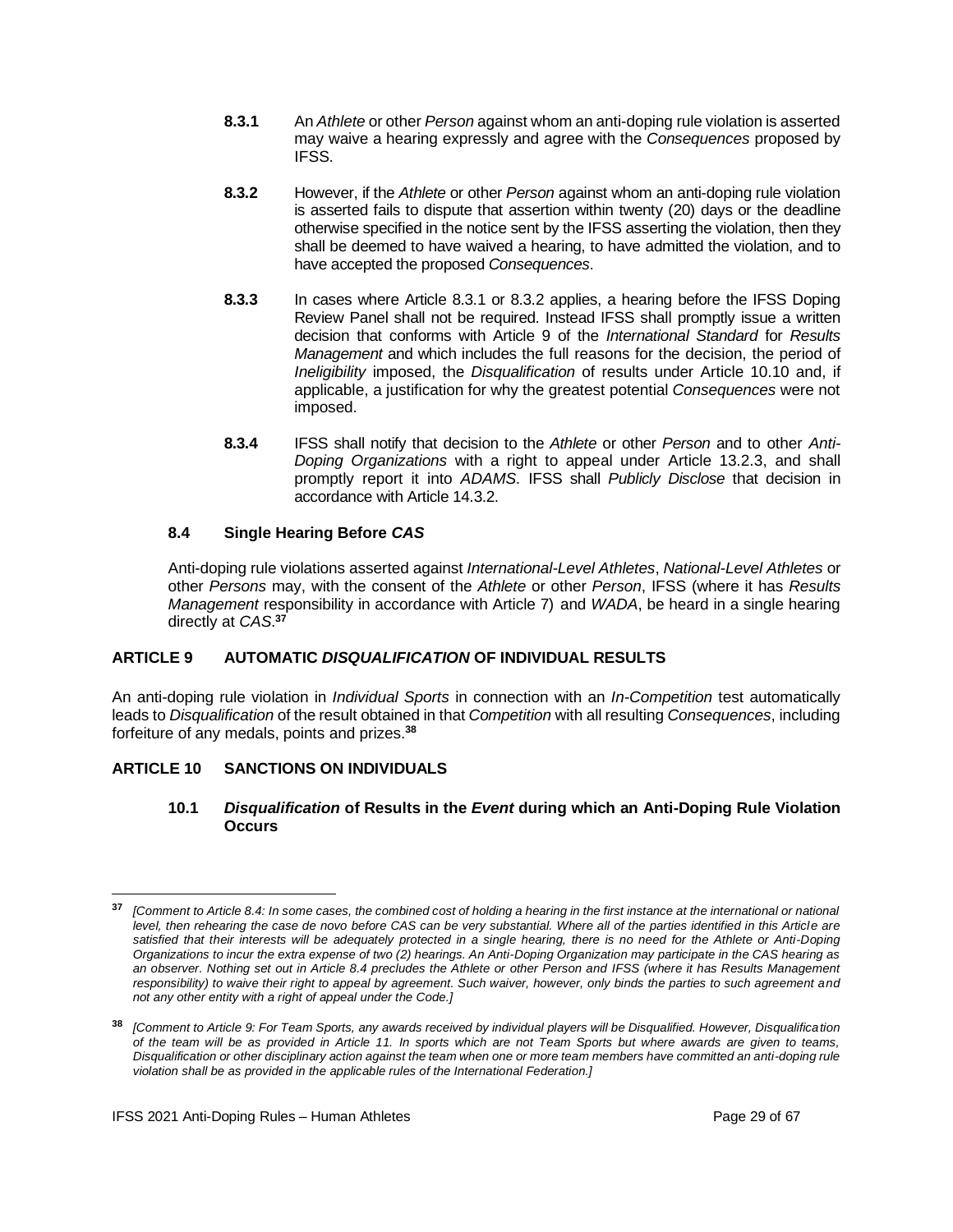**8.3.1** An *Athlete* or other *Person* against whom an anti-doping rule violation is asserted may waive a hearing expressly and agree with the *Consequences* proposed by IFSS.

**8.3.2** However, if the *Athlete* or other *Person* against whom an anti-doping rule violation is asserted fails to dispute that assertion within twenty (20) days or the deadline otherwise specified in the notice sent by the IFSS asserting the violation, then they shall be deemed to have waived a hearing, to have admitted the violation, and to have accepted the proposed *Consequences*.

**8.3.3** In cases where Article 8.3.1 or 8.3.2 applies, a hearing before the IFSS Doping Review Panel shall not be required. Instead IFSS shall promptly issue a written decision that conforms with Article 9 of the *International Standard* for *Results Management* and which includes the full reasons for the decision, the period of *Ineligibility* imposed, the *Disqualification* of results under Article 10.10 and, if applicable, a justification for why the greatest potential *Consequences* were not imposed.

**8.3.4** IFSS shall notify that decision to the *Athlete* or other *Person* and to other *Anti-Doping Organizations* with a right to appeal under Article 13.2.3, and shall promptly report it into *ADAMS*. IFSS shall *Publicly Disclose* that decision in accordance with Article 14.3.2.

### 8.4 Single Hearing Before *CAS*

Anti-doping rule violations asserted against *International-Level Athletes*, *National-Level Athletes* or other *Persons* may, with the consent of the *Athlete* or other *Person*, IFSS (where it has *Results Management* responsibility in accordance with Article 7) and *WADA*, be heard in a single hearing directly at *CAS*.[37]

## ARTICLE 9 AUTOMATIC *DISQUALIFICATION* OF INDIVIDUAL RESULTS

An anti-doping rule violation in *Individual Sports* in connection with an *In-Competition* test automatically leads to *Disqualification* of the result obtained in that *Competition* with all resulting *Consequences*, including forfeiture of any medals, points and prizes.[38]

## ARTICLE 10 SANCTIONS ON INDIVIDUALS

### 10.1 *Disqualification* of Results in the *Event* during which an Anti-Doping Rule Violation Occurs

---

[37] *[Comment to Article 8.4: In some cases, the combined cost of holding a hearing in the first instance at the international or national level, then rehearing the case de novo before CAS can be very substantial. Where all of the parties identified in this Article are satisfied that their interests will be adequately protected in a single hearing, there is no need for the Athlete or Anti-Doping Organizations to incur the extra expense of two (2) hearings. An Anti-Doping Organization may participate in the CAS hearing as an observer. Nothing set out in Article 8.4 precludes the Athlete or other Person and IFSS (where it has Results Management responsibility) to waive their right to appeal by agreement. Such waiver, however, only binds the parties to such agreement and not any other entity with a right of appeal under the Code.]*

[38] *[Comment to Article 9: For Team Sports, any awards received by individual players will be Disqualified. However, Disqualification of the team will be as provided in Article 11. In sports which are not Team Sports but where awards are given to teams, Disqualification or other disciplinary action against the team when one or more team members have committed an anti-doping rule violation shall be as provided in the applicable rules of the International Federation.]*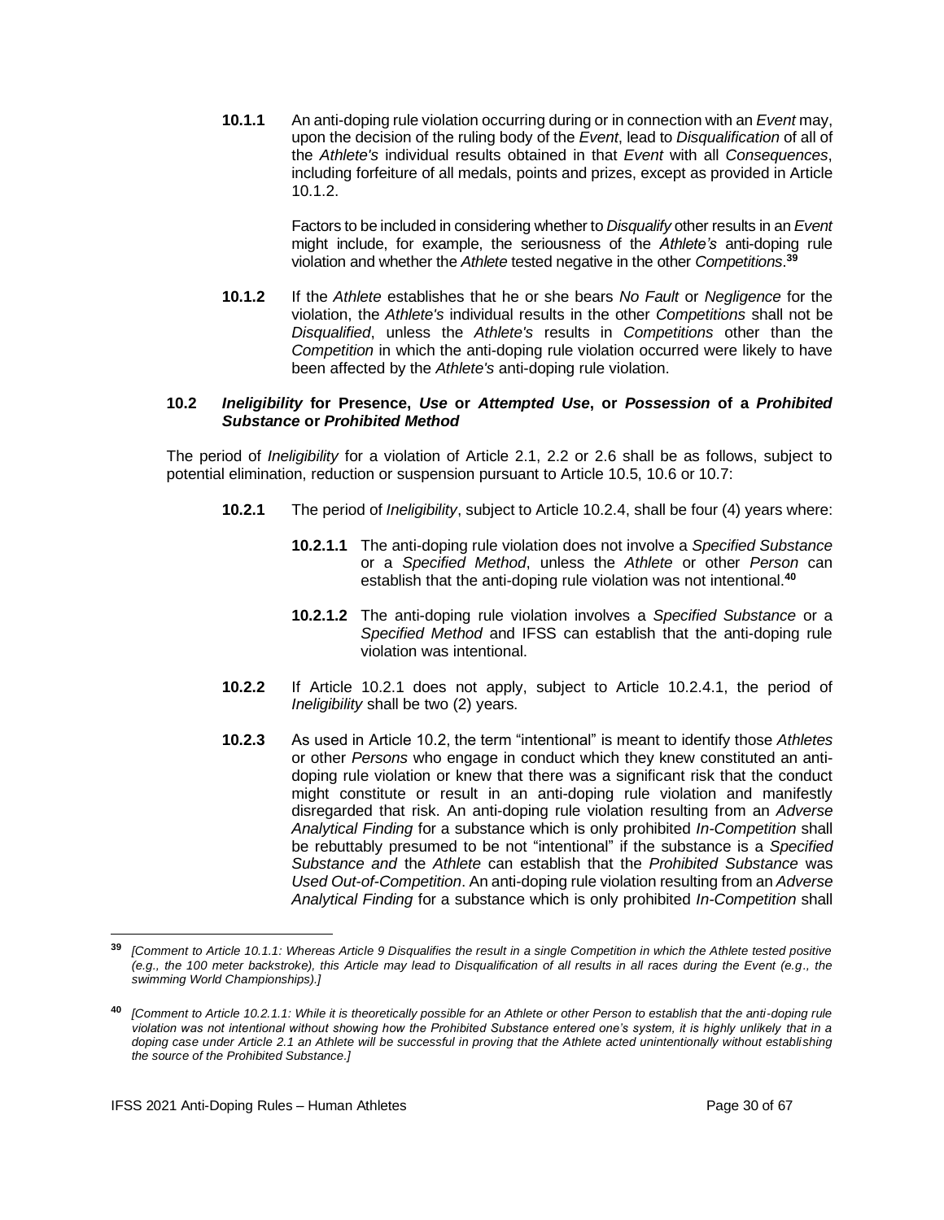**10.1.1** An anti-doping rule violation occurring during or in connection with an *Event* may, upon the decision of the ruling body of the *Event*, lead to *Disqualification* of all of the *Athlete's* individual results obtained in that *Event* with all *Consequences*, including forfeiture of all medals, points and prizes, except as provided in Article 10.1.2.

Factors to be included in considering whether to *Disqualify* other results in an *Event* might include, for example, the seriousness of the *Athlete's* anti-doping rule violation and whether the *Athlete* tested negative in the other *Competitions*.[39]

**10.1.2** If the *Athlete* establishes that he or she bears *No Fault* or *Negligence* for the violation, the *Athlete's* individual results in the other *Competitions* shall not be *Disqualified*, unless the *Athlete's* results in *Competitions* other than the *Competition* in which the anti-doping rule violation occurred were likely to have been affected by the *Athlete's* anti-doping rule violation.

### 10.2 *Ineligibility* for Presence, *Use* or *Attempted Use*, or *Possession* of a *Prohibited Substance* or *Prohibited Method*

The period of *Ineligibility* for a violation of Article 2.1, 2.2 or 2.6 shall be as follows, subject to potential elimination, reduction or suspension pursuant to Article 10.5, 10.6 or 10.7:

**10.2.1** The period of *Ineligibility*, subject to Article 10.2.4, shall be four (4) years where:

**10.2.1.1** The anti-doping rule violation does not involve a *Specified Substance* or a *Specified Method*, unless the *Athlete* or other *Person* can establish that the anti-doping rule violation was not intentional.[40]

**10.2.1.2** The anti-doping rule violation involves a *Specified Substance* or a *Specified Method* and IFSS can establish that the anti-doping rule violation was intentional.

**10.2.2** If Article 10.2.1 does not apply, subject to Article 10.2.4.1, the period of *Ineligibility* shall be two (2) years.

**10.2.3** As used in Article 10.2, the term "intentional" is meant to identify those *Athletes* or other *Persons* who engage in conduct which they knew constituted an anti-doping rule violation or knew that there was a significant risk that the conduct might constitute or result in an anti-doping rule violation and manifestly disregarded that risk. An anti-doping rule violation resulting from an *Adverse Analytical Finding* for a substance which is only prohibited *In-Competition* shall be rebuttably presumed to be not "intentional" if the substance is a *Specified Substance and* the *Athlete* can establish that the *Prohibited Substance* was *Used Out-of-Competition*. An anti-doping rule violation resulting from an *Adverse Analytical Finding* for a substance which is only prohibited *In-Competition* shall

---

[39] *[Comment to Article 10.1.1: Whereas Article 9 Disqualifies the result in a single Competition in which the Athlete tested positive (e.g., the 100 meter backstroke), this Article may lead to Disqualification of all results in all races during the Event (e.g., the swimming World Championships).]*

[40] *[Comment to Article 10.2.1.1: While it is theoretically possible for an Athlete or other Person to establish that the anti-doping rule violation was not intentional without showing how the Prohibited Substance entered one's system, it is highly unlikely that in a doping case under Article 2.1 an Athlete will be successful in proving that the Athlete acted unintentionally without establishing the source of the Prohibited Substance.]*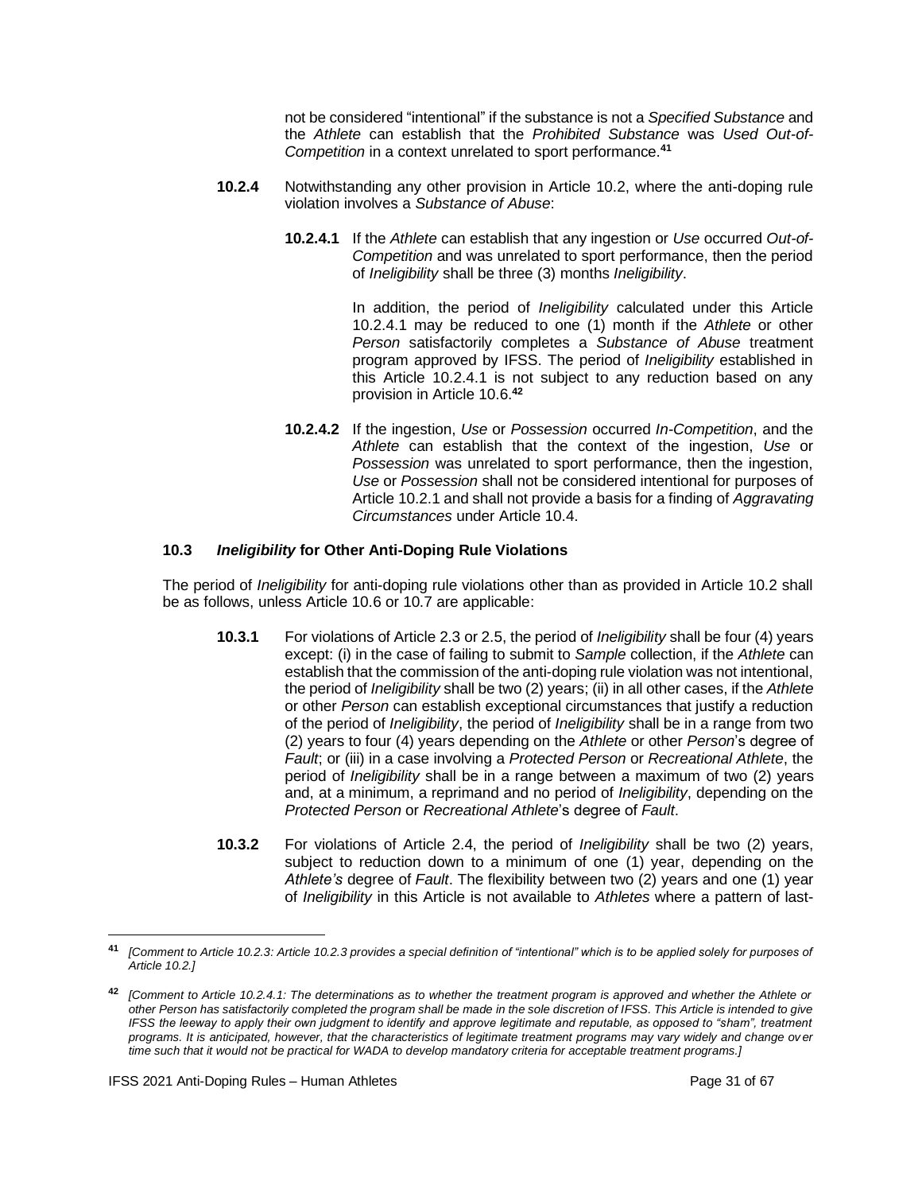not be considered "intentional" if the substance is not a *Specified Substance* and the *Athlete* can establish that the *Prohibited Substance* was *Used Out-of-Competition* in a context unrelated to sport performance.[41]

**10.2.4** Notwithstanding any other provision in Article 10.2, where the anti-doping rule violation involves a *Substance of Abuse*:

**10.2.4.1** If the *Athlete* can establish that any ingestion or *Use* occurred *Out-of-Competition* and was unrelated to sport performance, then the period of *Ineligibility* shall be three (3) months *Ineligibility*.

In addition, the period of *Ineligibility* calculated under this Article 10.2.4.1 may be reduced to one (1) month if the *Athlete* or other *Person* satisfactorily completes a *Substance of Abuse* treatment program approved by IFSS. The period of *Ineligibility* established in this Article 10.2.4.1 is not subject to any reduction based on any provision in Article 10.6.[42]

**10.2.4.2** If the ingestion, *Use* or *Possession* occurred *In-Competition*, and the *Athlete* can establish that the context of the ingestion, *Use* or *Possession* was unrelated to sport performance, then the ingestion, *Use* or *Possession* shall not be considered intentional for purposes of Article 10.2.1 and shall not provide a basis for a finding of *Aggravating Circumstances* under Article 10.4.

### 10.3 *Ineligibility* for Other Anti-Doping Rule Violations

The period of *Ineligibility* for anti-doping rule violations other than as provided in Article 10.2 shall be as follows, unless Article 10.6 or 10.7 are applicable:

**10.3.1** For violations of Article 2.3 or 2.5, the period of *Ineligibility* shall be four (4) years except: (i) in the case of failing to submit to *Sample* collection, if the *Athlete* can establish that the commission of the anti-doping rule violation was not intentional, the period of *Ineligibility* shall be two (2) years; (ii) in all other cases, if the *Athlete* or other *Person* can establish exceptional circumstances that justify a reduction of the period of *Ineligibility*, the period of *Ineligibility* shall be in a range from two (2) years to four (4) years depending on the *Athlete* or other *Person*'s degree of *Fault*; or (iii) in a case involving a *Protected Person* or *Recreational Athlete*, the period of *Ineligibility* shall be in a range between a maximum of two (2) years and, at a minimum, a reprimand and no period of *Ineligibility*, depending on the *Protected Person* or *Recreational Athlete*'s degree of *Fault*.

**10.3.2** For violations of Article 2.4, the period of *Ineligibility* shall be two (2) years, subject to reduction down to a minimum of one (1) year, depending on the *Athlete's* degree of *Fault*. The flexibility between two (2) years and one (1) year of *Ineligibility* in this Article is not available to *Athletes* where a pattern of last-

---

[41] *[Comment to Article 10.2.3: Article 10.2.3 provides a special definition of "intentional" which is to be applied solely for purposes of Article 10.2.]*

[42] *[Comment to Article 10.2.4.1: The determinations as to whether the treatment program is approved and whether the Athlete or other Person has satisfactorily completed the program shall be made in the sole discretion of IFSS. This Article is intended to give IFSS the leeway to apply their own judgment to identify and approve legitimate and reputable, as opposed to "sham", treatment programs. It is anticipated, however, that the characteristics of legitimate treatment programs may vary widely and change over time such that it would not be practical for WADA to develop mandatory criteria for acceptable treatment programs.]*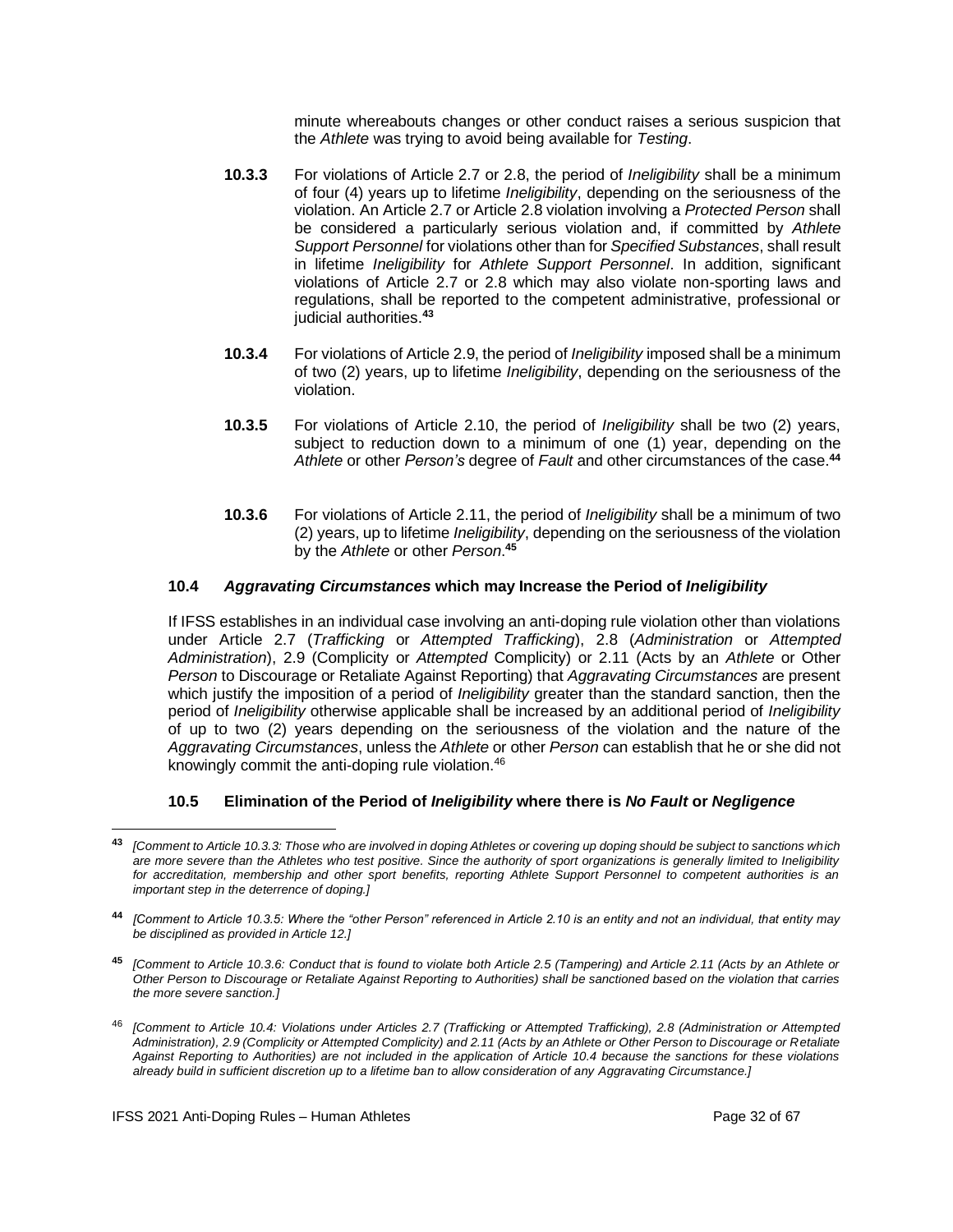minute whereabouts changes or other conduct raises a serious suspicion that the *Athlete* was trying to avoid being available for *Testing*.

**10.3.3** For violations of Article 2.7 or 2.8, the period of *Ineligibility* shall be a minimum of four (4) years up to lifetime *Ineligibility*, depending on the seriousness of the violation. An Article 2.7 or Article 2.8 violation involving a *Protected Person* shall be considered a particularly serious violation and, if committed by *Athlete Support Personnel* for violations other than for *Specified Substances*, shall result in lifetime *Ineligibility* for *Athlete Support Personnel*. In addition, significant violations of Article 2.7 or 2.8 which may also violate non-sporting laws and regulations, shall be reported to the competent administrative, professional or judicial authorities.[43]

**10.3.4** For violations of Article 2.9, the period of *Ineligibility* imposed shall be a minimum of two (2) years, up to lifetime *Ineligibility*, depending on the seriousness of the violation.

**10.3.5** For violations of Article 2.10, the period of *Ineligibility* shall be two (2) years, subject to reduction down to a minimum of one (1) year, depending on the *Athlete* or other *Person's* degree of *Fault* and other circumstances of the case.[44]

**10.3.6** For violations of Article 2.11, the period of *Ineligibility* shall be a minimum of two (2) years, up to lifetime *Ineligibility*, depending on the seriousness of the violation by the *Athlete* or other *Person*.[45]

### 10.4 *Aggravating Circumstances* which may Increase the Period of *Ineligibility*

If IFSS establishes in an individual case involving an anti-doping rule violation other than violations under Article 2.7 (*Trafficking* or *Attempted Trafficking*), 2.8 (*Administration* or *Attempted Administration*), 2.9 (Complicity or *Attempted* Complicity) or 2.11 (Acts by an *Athlete* or Other *Person* to Discourage or Retaliate Against Reporting) that *Aggravating Circumstances* are present which justify the imposition of a period of *Ineligibility* greater than the standard sanction, then the period of *Ineligibility* otherwise applicable shall be increased by an additional period of *Ineligibility* of up to two (2) years depending on the seriousness of the violation and the nature of the *Aggravating Circumstances*, unless the *Athlete* or other *Person* can establish that he or she did not knowingly commit the anti-doping rule violation.[46]

### 10.5 Elimination of the Period of *Ineligibility* where there is *No Fault* or *Negligence*

---

[43] *[Comment to Article 10.3.3: Those who are involved in doping Athletes or covering up doping should be subject to sanctions which are more severe than the Athletes who test positive. Since the authority of sport organizations is generally limited to Ineligibility for accreditation, membership and other sport benefits, reporting Athlete Support Personnel to competent authorities is an important step in the deterrence of doping.]*

[44] *[Comment to Article 10.3.5: Where the "other Person" referenced in Article 2.10 is an entity and not an individual, that entity may be disciplined as provided in Article 12.]*

[45] *[Comment to Article 10.3.6: Conduct that is found to violate both Article 2.5 (Tampering) and Article 2.11 (Acts by an Athlete or Other Person to Discourage or Retaliate Against Reporting to Authorities) shall be sanctioned based on the violation that carries the more severe sanction.]*

[46] *[Comment to Article 10.4: Violations under Articles 2.7 (Trafficking or Attempted Trafficking), 2.8 (Administration or Attempted Administration), 2.9 (Complicity or Attempted Complicity) and 2.11 (Acts by an Athlete or Other Person to Discourage or Retaliate Against Reporting to Authorities) are not included in the application of Article 10.4 because the sanctions for these violations already build in sufficient discretion up to a lifetime ban to allow consideration of any Aggravating Circumstance.]*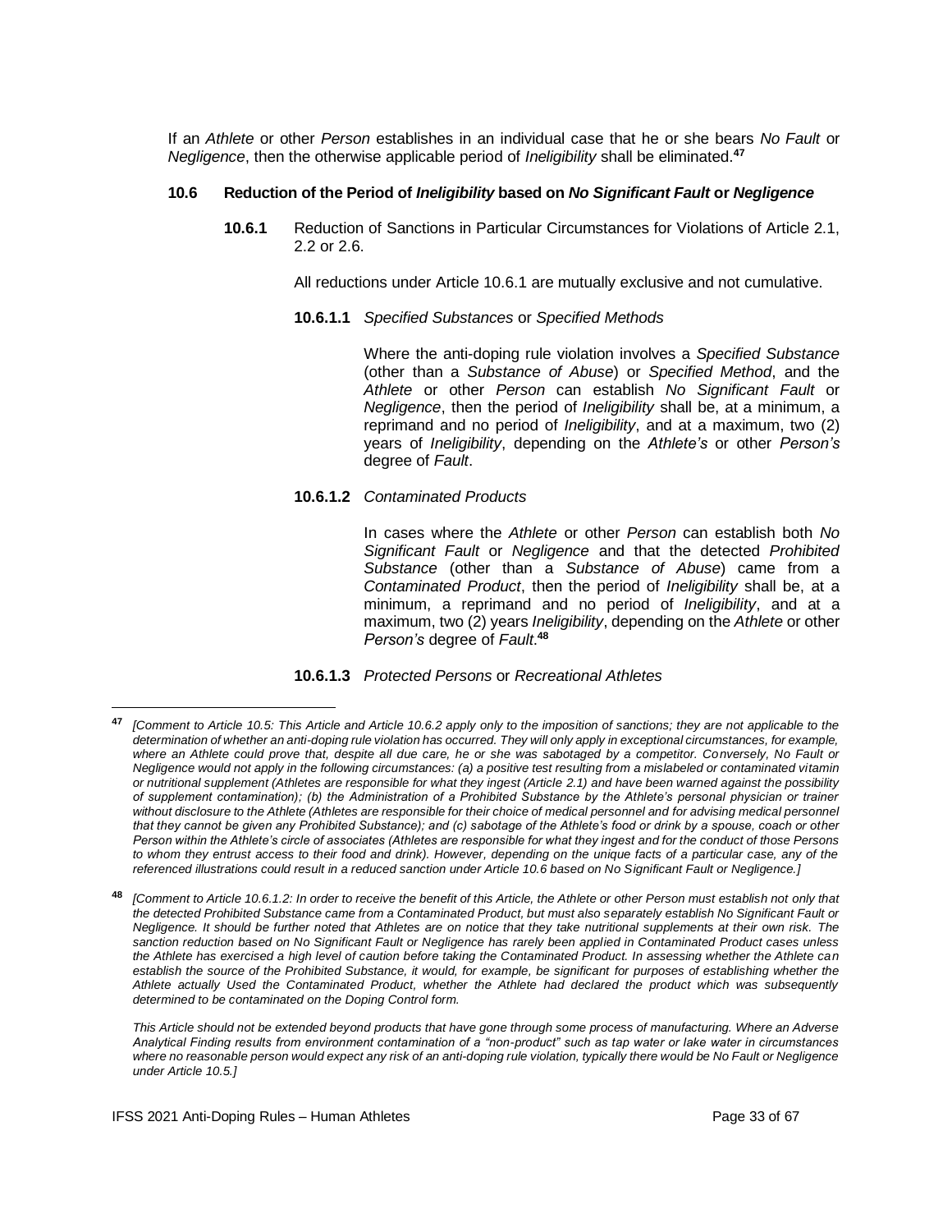If an *Athlete* or other *Person* establishes in an individual case that he or she bears *No Fault* or *Negligence*, then the otherwise applicable period of *Ineligibility* shall be eliminated.[47]

### 10.6 Reduction of the Period of *Ineligibility* based on *No Significant Fault* or *Negligence*

**10.6.1** Reduction of Sanctions in Particular Circumstances for Violations of Article 2.1, 2.2 or 2.6.

All reductions under Article 10.6.1 are mutually exclusive and not cumulative.

**10.6.1.1** *Specified Substances* or *Specified Methods*

Where the anti-doping rule violation involves a *Specified Substance* (other than a *Substance of Abuse*) or *Specified Method*, and the *Athlete* or other *Person* can establish *No Significant Fault* or *Negligence*, then the period of *Ineligibility* shall be, at a minimum, a reprimand and no period of *Ineligibility*, and at a maximum, two (2) years of *Ineligibility*, depending on the *Athlete's* or other *Person's* degree of *Fault*.

**10.6.1.2** *Contaminated Products*

In cases where the *Athlete* or other *Person* can establish both *No Significant Fault* or *Negligence* and that the detected *Prohibited Substance* (other than a *Substance of Abuse*) came from a *Contaminated Product*, then the period of *Ineligibility* shall be, at a minimum, a reprimand and no period of *Ineligibility*, and at a maximum, two (2) years *Ineligibility*, depending on the *Athlete* or other *Person's* degree of *Fault*.[48]

**10.6.1.3** *Protected Persons* or *Recreational Athletes*

---

[47] *[Comment to Article 10.5: This Article and Article 10.6.2 apply only to the imposition of sanctions; they are not applicable to the determination of whether an anti-doping rule violation has occurred. They will only apply in exceptional circumstances, for example, where an Athlete could prove that, despite all due care, he or she was sabotaged by a competitor. Conversely, No Fault or Negligence would not apply in the following circumstances: (a) a positive test resulting from a mislabeled or contaminated vitamin or nutritional supplement (Athletes are responsible for what they ingest (Article 2.1) and have been warned against the possibility of supplement contamination); (b) the Administration of a Prohibited Substance by the Athlete's personal physician or trainer without disclosure to the Athlete (Athletes are responsible for their choice of medical personnel and for advising medical personnel that they cannot be given any Prohibited Substance); and (c) sabotage of the Athlete's food or drink by a spouse, coach or other Person within the Athlete's circle of associates (Athletes are responsible for what they ingest and for the conduct of those Persons to whom they entrust access to their food and drink). However, depending on the unique facts of a particular case, any of the referenced illustrations could result in a reduced sanction under Article 10.6 based on No Significant Fault or Negligence.]*

[48] *[Comment to Article 10.6.1.2: In order to receive the benefit of this Article, the Athlete or other Person must establish not only that the detected Prohibited Substance came from a Contaminated Product, but must also separately establish No Significant Fault or Negligence. It should be further noted that Athletes are on notice that they take nutritional supplements at their own risk. The sanction reduction based on No Significant Fault or Negligence has rarely been applied in Contaminated Product cases unless the Athlete has exercised a high level of caution before taking the Contaminated Product. In assessing whether the Athlete can establish the source of the Prohibited Substance, it would, for example, be significant for purposes of establishing whether the Athlete actually Used the Contaminated Product, whether the Athlete had declared the product which was subsequently determined to be contaminated on the Doping Control form.*

*This Article should not be extended beyond products that have gone through some process of manufacturing. Where an Adverse Analytical Finding results from environment contamination of a "non-product" such as tap water or lake water in circumstances where no reasonable person would expect any risk of an anti-doping rule violation, typically there would be No Fault or Negligence under Article 10.5.]*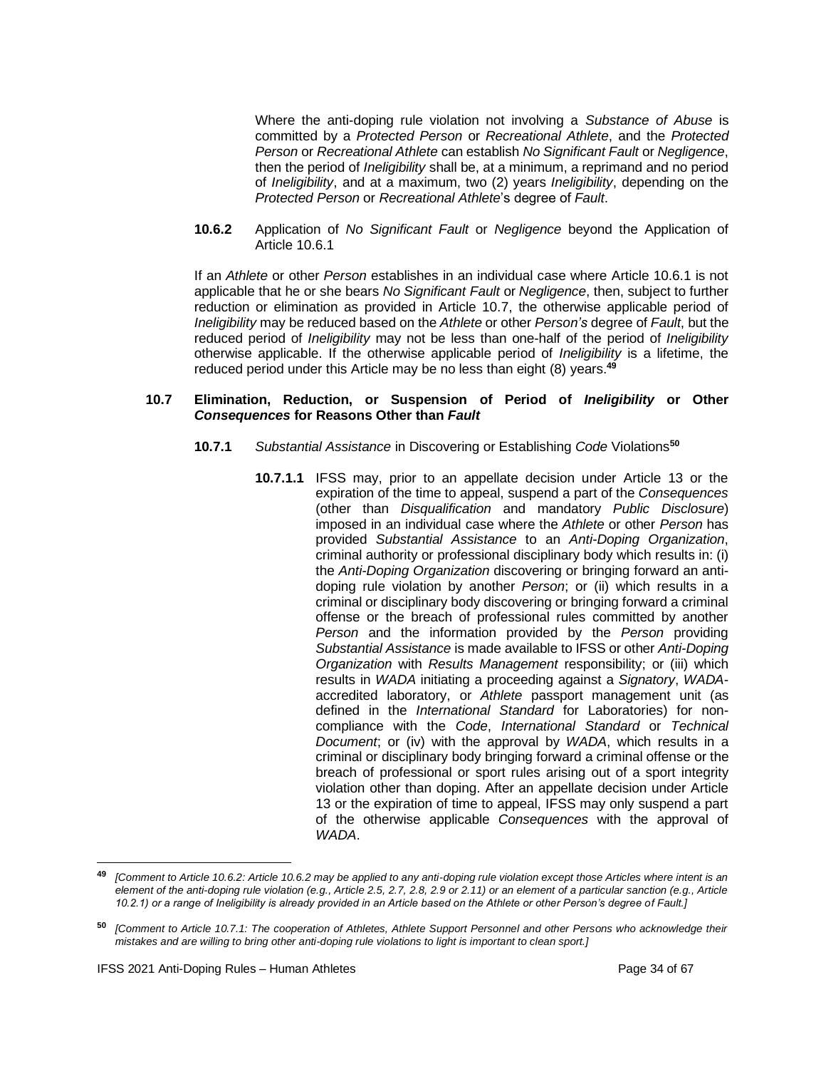Where the anti-doping rule violation not involving a *Substance of Abuse* is committed by a *Protected Person* or *Recreational Athlete*, and the *Protected Person* or *Recreational Athlete* can establish *No Significant Fault* or *Negligence*, then the period of *Ineligibility* shall be, at a minimum, a reprimand and no period of *Ineligibility*, and at a maximum, two (2) years *Ineligibility*, depending on the *Protected Person* or *Recreational Athlete*'s degree of *Fault*.

**10.6.2** Application of *No Significant Fault* or *Negligence* beyond the Application of Article 10.6.1

If an *Athlete* or other *Person* establishes in an individual case where Article 10.6.1 is not applicable that he or she bears *No Significant Fault* or *Negligence*, then, subject to further reduction or elimination as provided in Article 10.7, the otherwise applicable period of *Ineligibility* may be reduced based on the *Athlete* or other *Person's* degree of *Fault*, but the reduced period of *Ineligibility* may not be less than one-half of the period of *Ineligibility* otherwise applicable. If the otherwise applicable period of *Ineligibility* is a lifetime, the reduced period under this Article may be no less than eight (8) years.[49]

**10.7 Elimination, Reduction, or Suspension of Period of *Ineligibility* or Other *Consequences* for Reasons Other than *Fault***

**10.7.1** *Substantial Assistance* in Discovering or Establishing *Code* Violations[50]

**10.7.1.1** IFSS may, prior to an appellate decision under Article 13 or the expiration of the time to appeal, suspend a part of the *Consequences* (other than *Disqualification* and mandatory *Public Disclosure*) imposed in an individual case where the *Athlete* or other *Person* has provided *Substantial Assistance* to an *Anti-Doping Organization*, criminal authority or professional disciplinary body which results in: (i) the *Anti-Doping Organization* discovering or bringing forward an anti-doping rule violation by another *Person*; or (ii) which results in a criminal or disciplinary body discovering or bringing forward a criminal offense or the breach of professional rules committed by another *Person* and the information provided by the *Person* providing *Substantial Assistance* is made available to IFSS or other *Anti-Doping Organization* with *Results Management* responsibility; or (iii) which results in *WADA* initiating a proceeding against a *Signatory*, *WADA*-accredited laboratory, or *Athlete* passport management unit (as defined in the *International Standard* for Laboratories) for non-compliance with the *Code*, *International Standard* or *Technical Document*; or (iv) with the approval by *WADA*, which results in a criminal or disciplinary body bringing forward a criminal offense or the breach of professional or sport rules arising out of a sport integrity violation other than doping. After an appellate decision under Article 13 or the expiration of time to appeal, IFSS may only suspend a part of the otherwise applicable *Consequences* with the approval of *WADA*.

---

[49] *[Comment to Article 10.6.2: Article 10.6.2 may be applied to any anti-doping rule violation except those Articles where intent is an element of the anti-doping rule violation (e.g., Article 2.5, 2.7, 2.8, 2.9 or 2.11) or an element of a particular sanction (e.g., Article 10.2.1) or a range of Ineligibility is already provided in an Article based on the Athlete or other Person's degree of Fault.]*

[50] *[Comment to Article 10.7.1: The cooperation of Athletes, Athlete Support Personnel and other Persons who acknowledge their mistakes and are willing to bring other anti-doping rule violations to light is important to clean sport.]*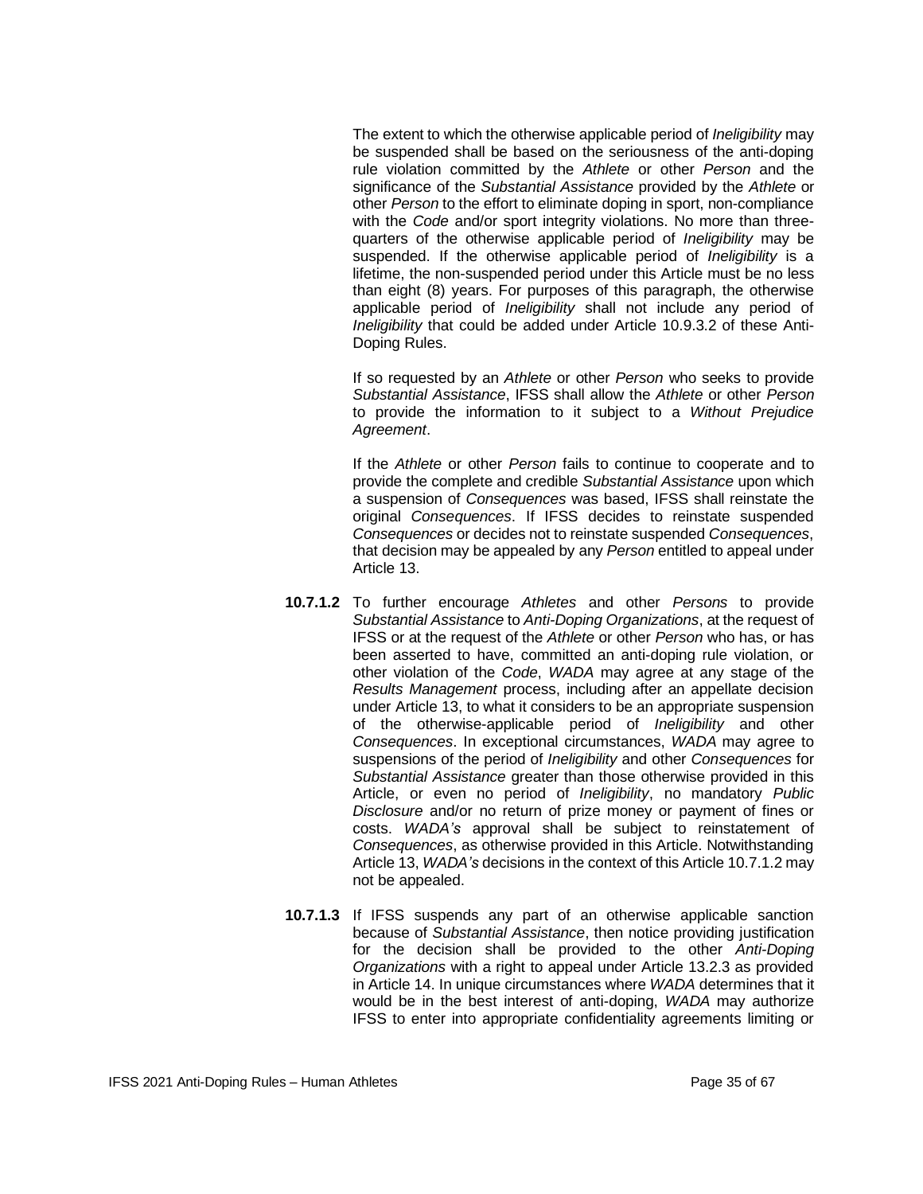The extent to which the otherwise applicable period of *Ineligibility* may be suspended shall be based on the seriousness of the anti-doping rule violation committed by the *Athlete* or other *Person* and the significance of the *Substantial Assistance* provided by the *Athlete* or other *Person* to the effort to eliminate doping in sport, non-compliance with the *Code* and/or sport integrity violations. No more than three-quarters of the otherwise applicable period of *Ineligibility* may be suspended. If the otherwise applicable period of *Ineligibility* is a lifetime, the non-suspended period under this Article must be no less than eight (8) years. For purposes of this paragraph, the otherwise applicable period of *Ineligibility* shall not include any period of *Ineligibility* that could be added under Article 10.9.3.2 of these Anti-Doping Rules.

If so requested by an *Athlete* or other *Person* who seeks to provide *Substantial Assistance*, IFSS shall allow the *Athlete* or other *Person* to provide the information to it subject to a *Without Prejudice Agreement*.

If the *Athlete* or other *Person* fails to continue to cooperate and to provide the complete and credible *Substantial Assistance* upon which a suspension of *Consequences* was based, IFSS shall reinstate the original *Consequences*. If IFSS decides to reinstate suspended *Consequences* or decides not to reinstate suspended *Consequences*, that decision may be appealed by any *Person* entitled to appeal under Article 13.

**10.7.1.2** To further encourage *Athletes* and other *Persons* to provide *Substantial Assistance* to *Anti-Doping Organizations*, at the request of IFSS or at the request of the *Athlete* or other *Person* who has, or has been asserted to have, committed an anti-doping rule violation, or other violation of the *Code*, *WADA* may agree at any stage of the *Results Management* process, including after an appellate decision under Article 13, to what it considers to be an appropriate suspension of the otherwise-applicable period of *Ineligibility* and other *Consequences*. In exceptional circumstances, *WADA* may agree to suspensions of the period of *Ineligibility* and other *Consequences* for *Substantial Assistance* greater than those otherwise provided in this Article, or even no period of *Ineligibility*, no mandatory *Public Disclosure* and/or no return of prize money or payment of fines or costs. *WADA's* approval shall be subject to reinstatement of *Consequences*, as otherwise provided in this Article. Notwithstanding Article 13, *WADA's* decisions in the context of this Article 10.7.1.2 may not be appealed.

**10.7.1.3** If IFSS suspends any part of an otherwise applicable sanction because of *Substantial Assistance*, then notice providing justification for the decision shall be provided to the other *Anti-Doping Organizations* with a right to appeal under Article 13.2.3 as provided in Article 14. In unique circumstances where *WADA* determines that it would be in the best interest of anti-doping, *WADA* may authorize IFSS to enter into appropriate confidentiality agreements limiting or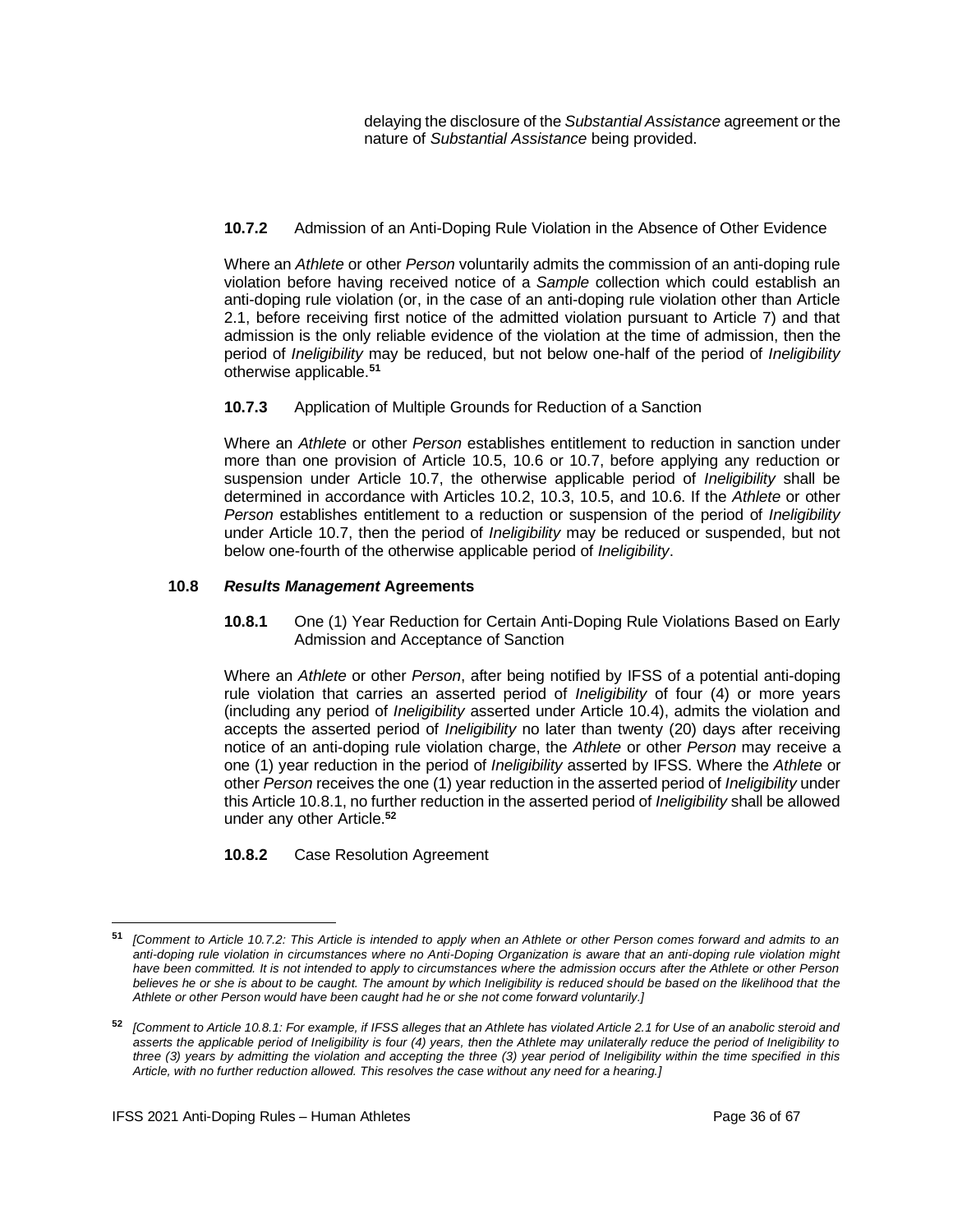delaying the disclosure of the *Substantial Assistance* agreement or the nature of *Substantial Assistance* being provided.

**10.7.2** Admission of an Anti-Doping Rule Violation in the Absence of Other Evidence

Where an *Athlete* or other *Person* voluntarily admits the commission of an anti-doping rule violation before having received notice of a *Sample* collection which could establish an anti-doping rule violation (or, in the case of an anti-doping rule violation other than Article 2.1, before receiving first notice of the admitted violation pursuant to Article 7) and that admission is the only reliable evidence of the violation at the time of admission, then the period of *Ineligibility* may be reduced, but not below one-half of the period of *Ineligibility* otherwise applicable.[51]

**10.7.3** Application of Multiple Grounds for Reduction of a Sanction

Where an *Athlete* or other *Person* establishes entitlement to reduction in sanction under more than one provision of Article 10.5, 10.6 or 10.7, before applying any reduction or suspension under Article 10.7, the otherwise applicable period of *Ineligibility* shall be determined in accordance with Articles 10.2, 10.3, 10.5, and 10.6. If the *Athlete* or other *Person* establishes entitlement to a reduction or suspension of the period of *Ineligibility* under Article 10.7, then the period of *Ineligibility* may be reduced or suspended, but not below one-fourth of the otherwise applicable period of *Ineligibility*.

### 10.8 *Results Management* Agreements

**10.8.1** One (1) Year Reduction for Certain Anti-Doping Rule Violations Based on Early Admission and Acceptance of Sanction

Where an *Athlete* or other *Person*, after being notified by IFSS of a potential anti-doping rule violation that carries an asserted period of *Ineligibility* of four (4) or more years (including any period of *Ineligibility* asserted under Article 10.4), admits the violation and accepts the asserted period of *Ineligibility* no later than twenty (20) days after receiving notice of an anti-doping rule violation charge, the *Athlete* or other *Person* may receive a one (1) year reduction in the period of *Ineligibility* asserted by IFSS. Where the *Athlete* or other *Person* receives the one (1) year reduction in the asserted period of *Ineligibility* under this Article 10.8.1, no further reduction in the asserted period of *Ineligibility* shall be allowed under any other Article.[52]

**10.8.2** Case Resolution Agreement

---

[51] *[Comment to Article 10.7.2: This Article is intended to apply when an Athlete or other Person comes forward and admits to an anti-doping rule violation in circumstances where no Anti-Doping Organization is aware that an anti-doping rule violation might have been committed. It is not intended to apply to circumstances where the admission occurs after the Athlete or other Person believes he or she is about to be caught. The amount by which Ineligibility is reduced should be based on the likelihood that the Athlete or other Person would have been caught had he or she not come forward voluntarily.]*

[52] *[Comment to Article 10.8.1: For example, if IFSS alleges that an Athlete has violated Article 2.1 for Use of an anabolic steroid and asserts the applicable period of Ineligibility is four (4) years, then the Athlete may unilaterally reduce the period of Ineligibility to three (3) years by admitting the violation and accepting the three (3) year period of Ineligibility within the time specified in this Article, with no further reduction allowed. This resolves the case without any need for a hearing.]*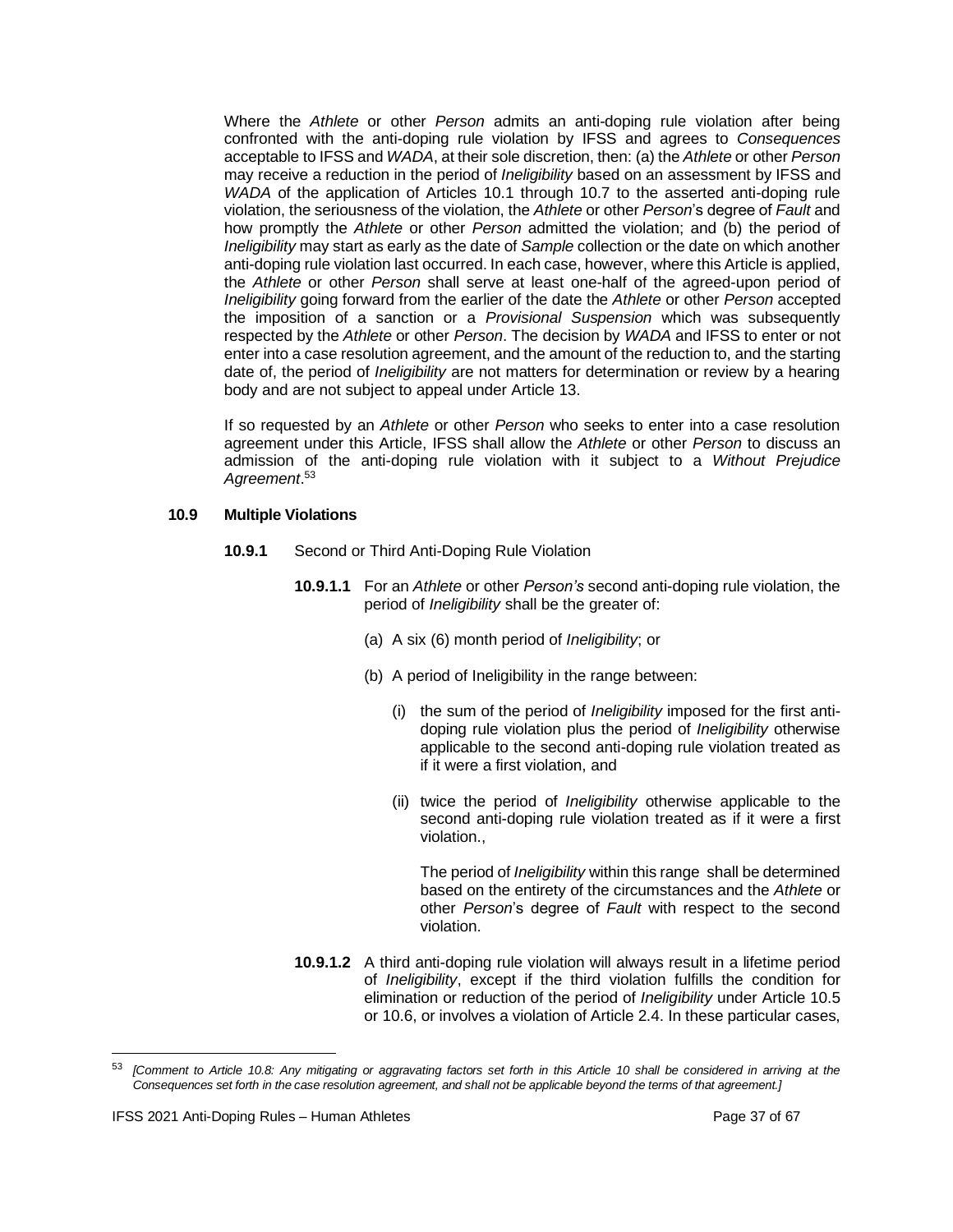Where the *Athlete* or other *Person* admits an anti-doping rule violation after being confronted with the anti-doping rule violation by IFSS and agrees to *Consequences* acceptable to IFSS and *WADA*, at their sole discretion, then: (a) the *Athlete* or other *Person* may receive a reduction in the period of *Ineligibility* based on an assessment by IFSS and *WADA* of the application of Articles 10.1 through 10.7 to the asserted anti-doping rule violation, the seriousness of the violation, the *Athlete* or other *Person*'s degree of *Fault* and how promptly the *Athlete* or other *Person* admitted the violation; and (b) the period of *Ineligibility* may start as early as the date of *Sample* collection or the date on which another anti-doping rule violation last occurred. In each case, however, where this Article is applied, the *Athlete* or other *Person* shall serve at least one-half of the agreed-upon period of *Ineligibility* going forward from the earlier of the date the *Athlete* or other *Person* accepted the imposition of a sanction or a *Provisional Suspension* which was subsequently respected by the *Athlete* or other *Person*. The decision by *WADA* and IFSS to enter or not enter into a case resolution agreement, and the amount of the reduction to, and the starting date of, the period of *Ineligibility* are not matters for determination or review by a hearing body and are not subject to appeal under Article 13.

If so requested by an *Athlete* or other *Person* who seeks to enter into a case resolution agreement under this Article, IFSS shall allow the *Athlete* or other *Person* to discuss an admission of the anti-doping rule violation with it subject to a *Without Prejudice Agreement*.[53]

**10.9 Multiple Violations**

**10.9.1** Second or Third Anti-Doping Rule Violation

**10.9.1.1** For an *Athlete* or other *Person's* second anti-doping rule violation, the period of *Ineligibility* shall be the greater of:

(a) A six (6) month period of *Ineligibility*; or

(b) A period of Ineligibility in the range between:

(i) the sum of the period of *Ineligibility* imposed for the first anti-doping rule violation plus the period of *Ineligibility* otherwise applicable to the second anti-doping rule violation treated as if it were a first violation, and

(ii) twice the period of *Ineligibility* otherwise applicable to the second anti-doping rule violation treated as if it were a first violation.,

The period of *Ineligibility* within this range shall be determined based on the entirety of the circumstances and the *Athlete* or other *Person*'s degree of *Fault* with respect to the second violation.

**10.9.1.2** A third anti-doping rule violation will always result in a lifetime period of *Ineligibility*, except if the third violation fulfills the condition for elimination or reduction of the period of *Ineligibility* under Article 10.5 or 10.6, or involves a violation of Article 2.4. In these particular cases,

---

[53] *[Comment to Article 10.8: Any mitigating or aggravating factors set forth in this Article 10 shall be considered in arriving at the Consequences set forth in the case resolution agreement, and shall not be applicable beyond the terms of that agreement.]*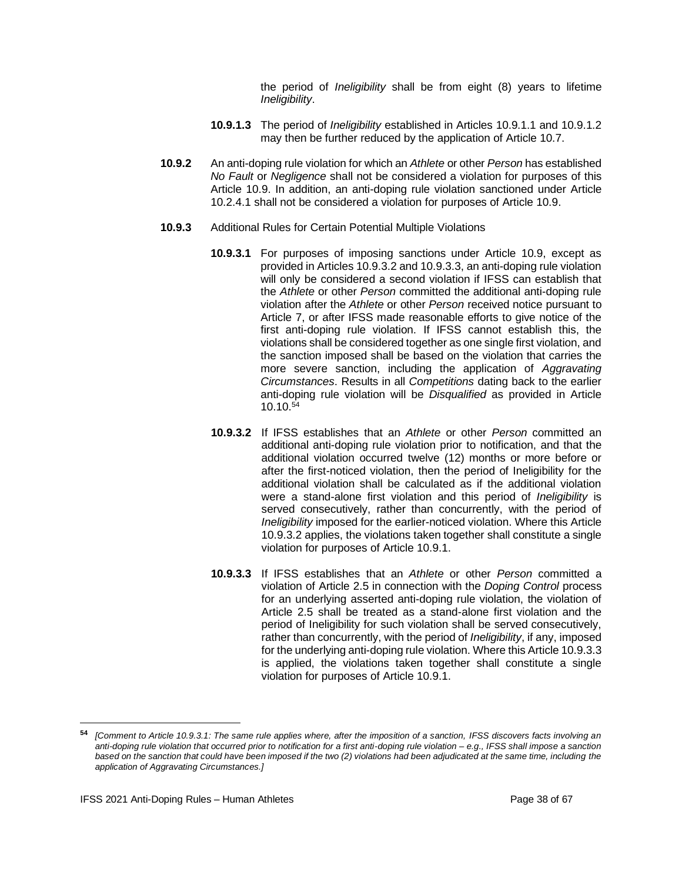the period of *Ineligibility* shall be from eight (8) years to lifetime *Ineligibility*.

**10.9.1.3** The period of *Ineligibility* established in Articles 10.9.1.1 and 10.9.1.2 may then be further reduced by the application of Article 10.7.

**10.9.2** An anti-doping rule violation for which an *Athlete* or other *Person* has established *No Fault* or *Negligence* shall not be considered a violation for purposes of this Article 10.9. In addition, an anti-doping rule violation sanctioned under Article 10.2.4.1 shall not be considered a violation for purposes of Article 10.9.

**10.9.3** Additional Rules for Certain Potential Multiple Violations

**10.9.3.1** For purposes of imposing sanctions under Article 10.9, except as provided in Articles 10.9.3.2 and 10.9.3.3, an anti-doping rule violation will only be considered a second violation if IFSS can establish that the *Athlete* or other *Person* committed the additional anti-doping rule violation after the *Athlete* or other *Person* received notice pursuant to Article 7, or after IFSS made reasonable efforts to give notice of the first anti-doping rule violation. If IFSS cannot establish this, the violations shall be considered together as one single first violation, and the sanction imposed shall be based on the violation that carries the more severe sanction, including the application of *Aggravating Circumstances*. Results in all *Competitions* dating back to the earlier anti-doping rule violation will be *Disqualified* as provided in Article 10.10.[54]

**10.9.3.2** If IFSS establishes that an *Athlete* or other *Person* committed an additional anti-doping rule violation prior to notification, and that the additional violation occurred twelve (12) months or more before or after the first-noticed violation, then the period of Ineligibility for the additional violation shall be calculated as if the additional violation were a stand-alone first violation and this period of *Ineligibility* is served consecutively, rather than concurrently, with the period of *Ineligibility* imposed for the earlier-noticed violation. Where this Article 10.9.3.2 applies, the violations taken together shall constitute a single violation for purposes of Article 10.9.1.

**10.9.3.3** If IFSS establishes that an *Athlete* or other *Person* committed a violation of Article 2.5 in connection with the *Doping Control* process for an underlying asserted anti-doping rule violation, the violation of Article 2.5 shall be treated as a stand-alone first violation and the period of Ineligibility for such violation shall be served consecutively, rather than concurrently, with the period of *Ineligibility*, if any, imposed for the underlying anti-doping rule violation. Where this Article 10.9.3.3 is applied, the violations taken together shall constitute a single violation for purposes of Article 10.9.1.

---

[54] *[Comment to Article 10.9.3.1: The same rule applies where, after the imposition of a sanction, IFSS discovers facts involving an anti-doping rule violation that occurred prior to notification for a first anti-doping rule violation – e.g., IFSS shall impose a sanction based on the sanction that could have been imposed if the two (2) violations had been adjudicated at the same time, including the application of Aggravating Circumstances.]*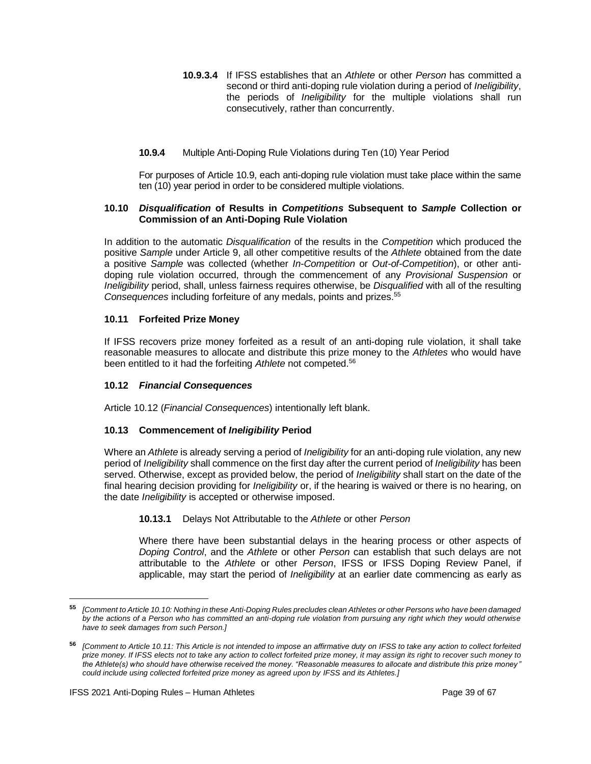**10.9.3.4** If IFSS establishes that an *Athlete* or other *Person* has committed a second or third anti-doping rule violation during a period of *Ineligibility*, the periods of *Ineligibility* for the multiple violations shall run consecutively, rather than concurrently.

**10.9.4** Multiple Anti-Doping Rule Violations during Ten (10) Year Period

For purposes of Article 10.9, each anti-doping rule violation must take place within the same ten (10) year period in order to be considered multiple violations.

### 10.10 *Disqualification* of Results in *Competitions* Subsequent to *Sample* Collection or Commission of an Anti-Doping Rule Violation

In addition to the automatic *Disqualification* of the results in the *Competition* which produced the positive *Sample* under Article 9, all other competitive results of the *Athlete* obtained from the date a positive *Sample* was collected (whether *In-Competition* or *Out-of-Competition*), or other anti-doping rule violation occurred, through the commencement of any *Provisional Suspension* or *Ineligibility* period, shall, unless fairness requires otherwise, be *Disqualified* with all of the resulting *Consequences* including forfeiture of any medals, points and prizes.[55]

### 10.11 Forfeited Prize Money

If IFSS recovers prize money forfeited as a result of an anti-doping rule violation, it shall take reasonable measures to allocate and distribute this prize money to the *Athletes* who would have been entitled to it had the forfeiting *Athlete* not competed.[56]

### 10.12 *Financial Consequences*

Article 10.12 (*Financial Consequences*) intentionally left blank.

### 10.13 Commencement of *Ineligibility* Period

Where an *Athlete* is already serving a period of *Ineligibility* for an anti-doping rule violation, any new period of *Ineligibility* shall commence on the first day after the current period of *Ineligibility* has been served. Otherwise, except as provided below, the period of *Ineligibility* shall start on the date of the final hearing decision providing for *Ineligibility* or, if the hearing is waived or there is no hearing, on the date *Ineligibility* is accepted or otherwise imposed.

**10.13.1** Delays Not Attributable to the *Athlete* or other *Person*

Where there have been substantial delays in the hearing process or other aspects of *Doping Control*, and the *Athlete* or other *Person* can establish that such delays are not attributable to the *Athlete* or other *Person*, IFSS or IFSS Doping Review Panel, if applicable, may start the period of *Ineligibility* at an earlier date commencing as early as

---

[55] *[Comment to Article 10.10: Nothing in these Anti-Doping Rules precludes clean Athletes or other Persons who have been damaged by the actions of a Person who has committed an anti-doping rule violation from pursuing any right which they would otherwise have to seek damages from such Person.]*

[56] *[Comment to Article 10.11: This Article is not intended to impose an affirmative duty on IFSS to take any action to collect forfeited prize money. If IFSS elects not to take any action to collect forfeited prize money, it may assign its right to recover such money to the Athlete(s) who should have otherwise received the money. "Reasonable measures to allocate and distribute this prize money" could include using collected forfeited prize money as agreed upon by IFSS and its Athletes.]*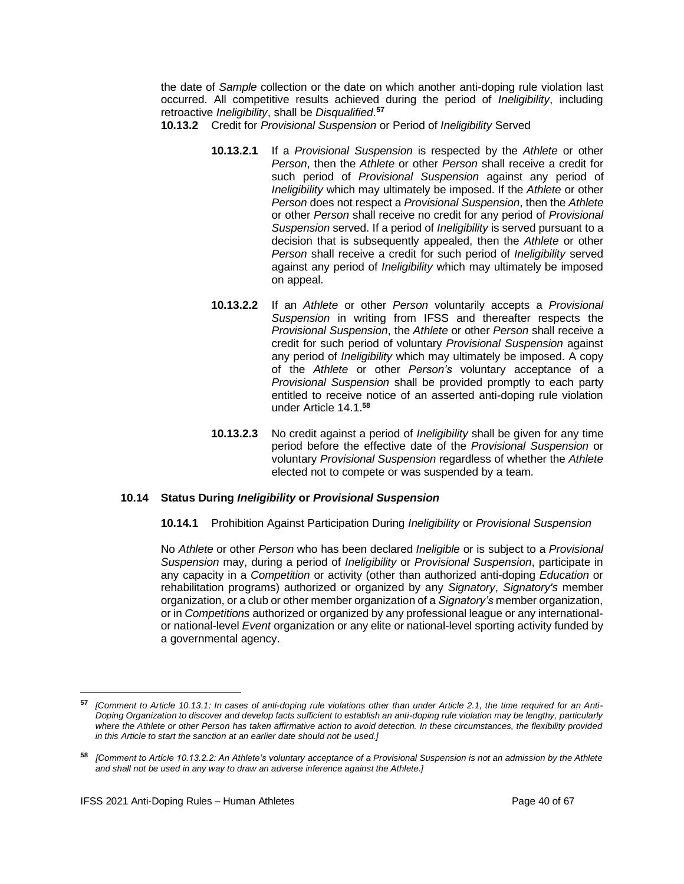the date of *Sample* collection or the date on which another anti-doping rule violation last occurred. All competitive results achieved during the period of *Ineligibility*, including retroactive *Ineligibility*, shall be *Disqualified*.[57]

**10.13.2** Credit for *Provisional Suspension* or Period of *Ineligibility* Served

**10.13.2.1** If a *Provisional Suspension* is respected by the *Athlete* or other *Person*, then the *Athlete* or other *Person* shall receive a credit for such period of *Provisional Suspension* against any period of *Ineligibility* which may ultimately be imposed. If the *Athlete* or other *Person* does not respect a *Provisional Suspension*, then the *Athlete* or other *Person* shall receive no credit for any period of *Provisional Suspension* served. If a period of *Ineligibility* is served pursuant to a decision that is subsequently appealed, then the *Athlete* or other *Person* shall receive a credit for such period of *Ineligibility* served against any period of *Ineligibility* which may ultimately be imposed on appeal.

**10.13.2.2** If an *Athlete* or other *Person* voluntarily accepts a *Provisional Suspension* in writing from IFSS and thereafter respects the *Provisional Suspension*, the *Athlete* or other *Person* shall receive a credit for such period of voluntary *Provisional Suspension* against any period of *Ineligibility* which may ultimately be imposed. A copy of the *Athlete* or other *Person's* voluntary acceptance of a *Provisional Suspension* shall be provided promptly to each party entitled to receive notice of an asserted anti-doping rule violation under Article 14.1.[58]

**10.13.2.3** No credit against a period of *Ineligibility* shall be given for any time period before the effective date of the *Provisional Suspension* or voluntary *Provisional Suspension* regardless of whether the *Athlete* elected not to compete or was suspended by a team.

### 10.14 Status During *Ineligibility* or *Provisional Suspension*

**10.14.1** Prohibition Against Participation During *Ineligibility* or *Provisional Suspension*

No *Athlete* or other *Person* who has been declared *Ineligible* or is subject to a *Provisional Suspension* may, during a period of *Ineligibility* or *Provisional Suspension*, participate in any capacity in a *Competition* or activity (other than authorized anti-doping *Education* or rehabilitation programs) authorized or organized by any *Signatory*, *Signatory's* member organization, or a club or other member organization of a *Signatory's* member organization, or in *Competitions* authorized or organized by any professional league or any international- or national-level *Event* organization or any elite or national-level sporting activity funded by a governmental agency.

---

[57] *[Comment to Article 10.13.1: In cases of anti-doping rule violations other than under Article 2.1, the time required for an Anti-Doping Organization to discover and develop facts sufficient to establish an anti-doping rule violation may be lengthy, particularly where the Athlete or other Person has taken affirmative action to avoid detection. In these circumstances, the flexibility provided in this Article to start the sanction at an earlier date should not be used.]*

[58] *[Comment to Article 10.13.2.2: An Athlete's voluntary acceptance of a Provisional Suspension is not an admission by the Athlete and shall not be used in any way to draw an adverse inference against the Athlete.]*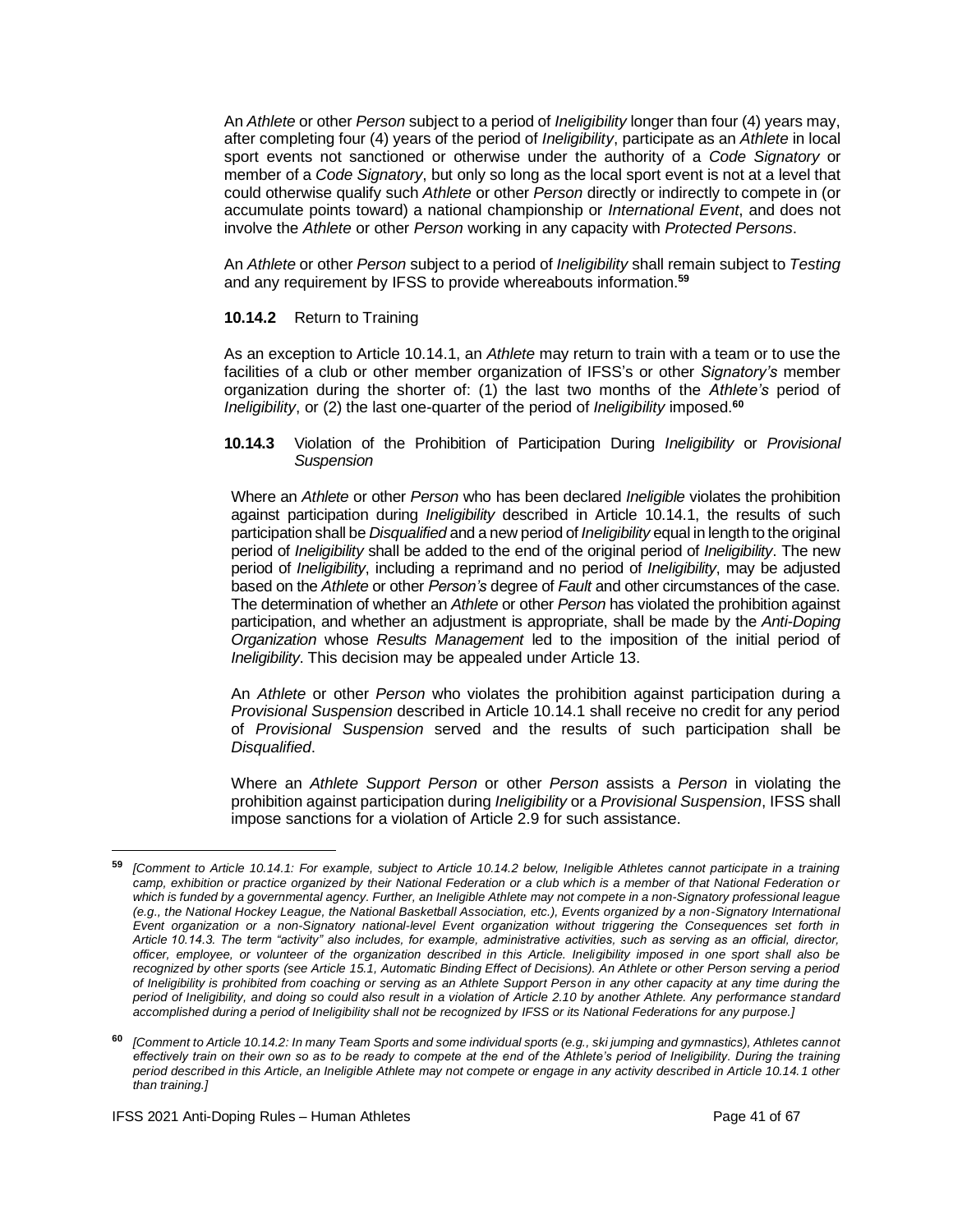An *Athlete* or other *Person* subject to a period of *Ineligibility* longer than four (4) years may, after completing four (4) years of the period of *Ineligibility*, participate as an *Athlete* in local sport events not sanctioned or otherwise under the authority of a *Code Signatory* or member of a *Code Signatory*, but only so long as the local sport event is not at a level that could otherwise qualify such *Athlete* or other *Person* directly or indirectly to compete in (or accumulate points toward) a national championship or *International Event*, and does not involve the *Athlete* or other *Person* working in any capacity with *Protected Persons*.

An *Athlete* or other *Person* subject to a period of *Ineligibility* shall remain subject to *Testing* and any requirement by IFSS to provide whereabouts information.[59]

**10.14.2** Return to Training

As an exception to Article 10.14.1, an *Athlete* may return to train with a team or to use the facilities of a club or other member organization of IFSS's or other *Signatory's* member organization during the shorter of: (1) the last two months of the *Athlete's* period of *Ineligibility*, or (2) the last one-quarter of the period of *Ineligibility* imposed.[60]

**10.14.3** Violation of the Prohibition of Participation During *Ineligibility* or *Provisional Suspension*

Where an *Athlete* or other *Person* who has been declared *Ineligible* violates the prohibition against participation during *Ineligibility* described in Article 10.14.1, the results of such participation shall be *Disqualified* and a new period of *Ineligibility* equal in length to the original period of *Ineligibility* shall be added to the end of the original period of *Ineligibility*. The new period of *Ineligibility*, including a reprimand and no period of *Ineligibility*, may be adjusted based on the *Athlete* or other *Person's* degree of *Fault* and other circumstances of the case. The determination of whether an *Athlete* or other *Person* has violated the prohibition against participation, and whether an adjustment is appropriate, shall be made by the *Anti-Doping Organization* whose *Results Management* led to the imposition of the initial period of *Ineligibility*. This decision may be appealed under Article 13.

An *Athlete* or other *Person* who violates the prohibition against participation during a *Provisional Suspension* described in Article 10.14.1 shall receive no credit for any period of *Provisional Suspension* served and the results of such participation shall be *Disqualified*.

Where an *Athlete Support Person* or other *Person* assists a *Person* in violating the prohibition against participation during *Ineligibility* or a *Provisional Suspension*, IFSS shall impose sanctions for a violation of Article 2.9 for such assistance.

---

[59] *[Comment to Article 10.14.1: For example, subject to Article 10.14.2 below, Ineligible Athletes cannot participate in a training camp, exhibition or practice organized by their National Federation or a club which is a member of that National Federation or which is funded by a governmental agency. Further, an Ineligible Athlete may not compete in a non-Signatory professional league (e.g., the National Hockey League, the National Basketball Association, etc.), Events organized by a non-Signatory International Event organization or a non-Signatory national-level Event organization without triggering the Consequences set forth in Article 10.14.3. The term "activity" also includes, for example, administrative activities, such as serving as an official, director, officer, employee, or volunteer of the organization described in this Article. Ineligibility imposed in one sport shall also be recognized by other sports (see Article 15.1, Automatic Binding Effect of Decisions). An Athlete or other Person serving a period of Ineligibility is prohibited from coaching or serving as an Athlete Support Person in any other capacity at any time during the period of Ineligibility, and doing so could also result in a violation of Article 2.10 by another Athlete. Any performance standard accomplished during a period of Ineligibility shall not be recognized by IFSS or its National Federations for any purpose.]*

[60] *[Comment to Article 10.14.2: In many Team Sports and some individual sports (e.g., ski jumping and gymnastics), Athletes cannot effectively train on their own so as to be ready to compete at the end of the Athlete's period of Ineligibility. During the training period described in this Article, an Ineligible Athlete may not compete or engage in any activity described in Article 10.14.1 other than training.]*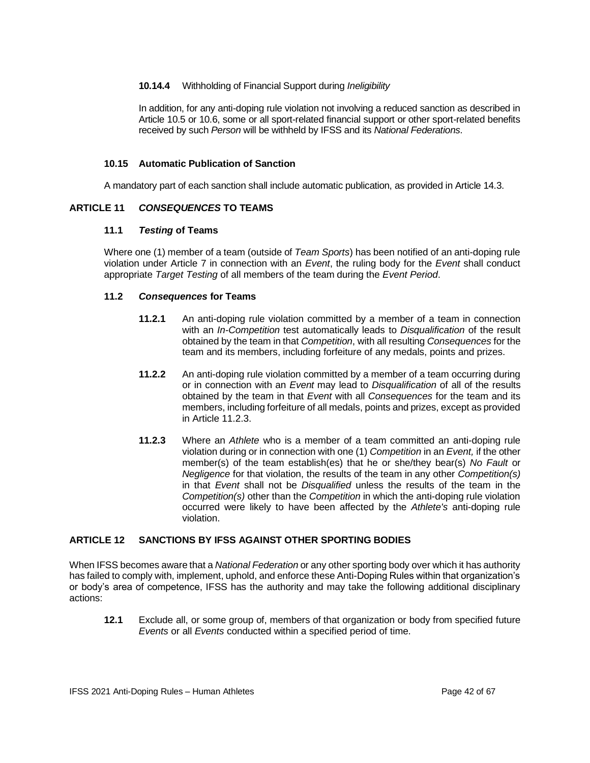#### 10.14.4 Withholding of Financial Support during *Ineligibility*

In addition, for any anti-doping rule violation not involving a reduced sanction as described in Article 10.5 or 10.6, some or all sport-related financial support or other sport-related benefits received by such *Person* will be withheld by IFSS and its *National Federations*.

### 10.15 Automatic Publication of Sanction

A mandatory part of each sanction shall include automatic publication, as provided in Article 14.3.

## ARTICLE 11 *CONSEQUENCES* TO TEAMS

### 11.1 *Testing* of Teams

Where one (1) member of a team (outside of *Team Sports*) has been notified of an anti-doping rule violation under Article 7 in connection with an *Event*, the ruling body for the *Event* shall conduct appropriate *Target Testing* of all members of the team during the *Event Period*.

### 11.2 *Consequences* for Teams

**11.2.1** An anti-doping rule violation committed by a member of a team in connection with an *In-Competition* test automatically leads to *Disqualification* of the result obtained by the team in that *Competition*, with all resulting *Consequences* for the team and its members, including forfeiture of any medals, points and prizes.

**11.2.2** An anti-doping rule violation committed by a member of a team occurring during or in connection with an *Event* may lead to *Disqualification* of all of the results obtained by the team in that *Event* with all *Consequences* for the team and its members, including forfeiture of all medals, points and prizes, except as provided in Article 11.2.3.

**11.2.3** Where an *Athlete* who is a member of a team committed an anti-doping rule violation during or in connection with one (1) *Competition* in an *Event,* if the other member(s) of the team establish(es) that he or she/they bear(s) *No Fault* or *Negligence* for that violation, the results of the team in any other *Competition(s)* in that *Event* shall not be *Disqualified* unless the results of the team in the *Competition(s)* other than the *Competition* in which the anti-doping rule violation occurred were likely to have been affected by the *Athlete's* anti-doping rule violation.

## ARTICLE 12 SANCTIONS BY IFSS AGAINST OTHER SPORTING BODIES

When IFSS becomes aware that a *National Federation* or any other sporting body over which it has authority has failed to comply with, implement, uphold, and enforce these Anti-Doping Rules within that organization's or body's area of competence, IFSS has the authority and may take the following additional disciplinary actions:

**12.1** Exclude all, or some group of, members of that organization or body from specified future *Events* or all *Events* conducted within a specified period of time.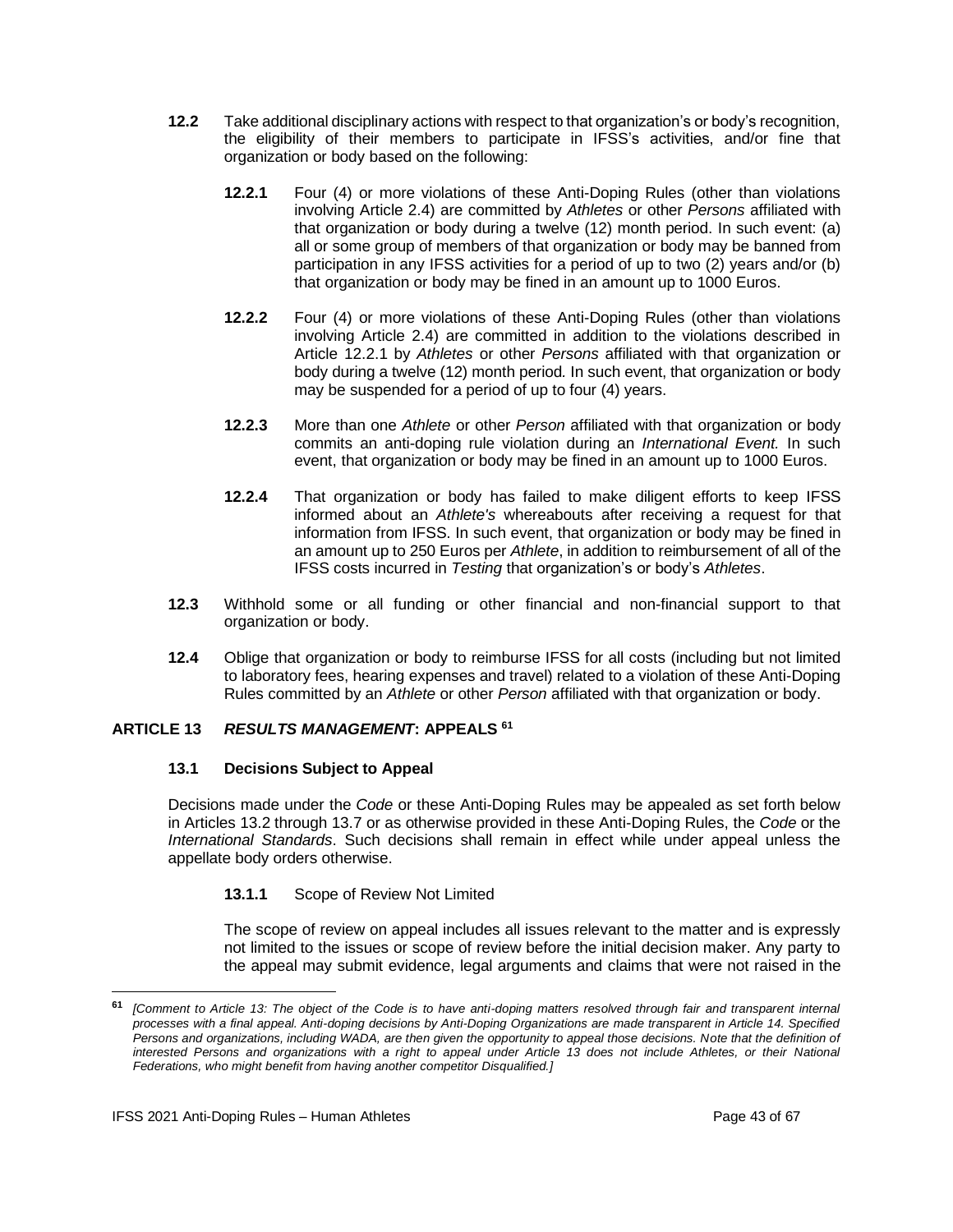**12.2** Take additional disciplinary actions with respect to that organization's or body's recognition, the eligibility of their members to participate in IFSS's activities, and/or fine that organization or body based on the following:

**12.2.1** Four (4) or more violations of these Anti-Doping Rules (other than violations involving Article 2.4) are committed by *Athletes* or other *Persons* affiliated with that organization or body during a twelve (12) month period. In such event: (a) all or some group of members of that organization or body may be banned from participation in any IFSS activities for a period of up to two (2) years and/or (b) that organization or body may be fined in an amount up to 1000 Euros.

**12.2.2** Four (4) or more violations of these Anti-Doping Rules (other than violations involving Article 2.4) are committed in addition to the violations described in Article 12.2.1 by *Athletes* or other *Persons* affiliated with that organization or body during a twelve (12) month period. In such event, that organization or body may be suspended for a period of up to four (4) years.

**12.2.3** More than one *Athlete* or other *Person* affiliated with that organization or body commits an anti-doping rule violation during an *International Event.* In such event, that organization or body may be fined in an amount up to 1000 Euros.

**12.2.4** That organization or body has failed to make diligent efforts to keep IFSS informed about an *Athlete's* whereabouts after receiving a request for that information from IFSS. In such event, that organization or body may be fined in an amount up to 250 Euros per *Athlete*, in addition to reimbursement of all of the IFSS costs incurred in *Testing* that organization's or body's *Athletes*.

**12.3** Withhold some or all funding or other financial and non-financial support to that organization or body.

**12.4** Oblige that organization or body to reimburse IFSS for all costs (including but not limited to laboratory fees, hearing expenses and travel) related to a violation of these Anti-Doping Rules committed by an *Athlete* or other *Person* affiliated with that organization or body.

## ARTICLE 13 *RESULTS MANAGEMENT*: APPEALS [61]

### 13.1 Decisions Subject to Appeal

Decisions made under the *Code* or these Anti-Doping Rules may be appealed as set forth below in Articles 13.2 through 13.7 or as otherwise provided in these Anti-Doping Rules, the *Code* or the *International Standards*. Such decisions shall remain in effect while under appeal unless the appellate body orders otherwise.

**13.1.1** Scope of Review Not Limited

The scope of review on appeal includes all issues relevant to the matter and is expressly not limited to the issues or scope of review before the initial decision maker. Any party to the appeal may submit evidence, legal arguments and claims that were not raised in the

---

[61] *[Comment to Article 13: The object of the Code is to have anti-doping matters resolved through fair and transparent internal processes with a final appeal. Anti-doping decisions by Anti-Doping Organizations are made transparent in Article 14. Specified Persons and organizations, including WADA, are then given the opportunity to appeal those decisions. Note that the definition of interested Persons and organizations with a right to appeal under Article 13 does not include Athletes, or their National Federations, who might benefit from having another competitor Disqualified.]*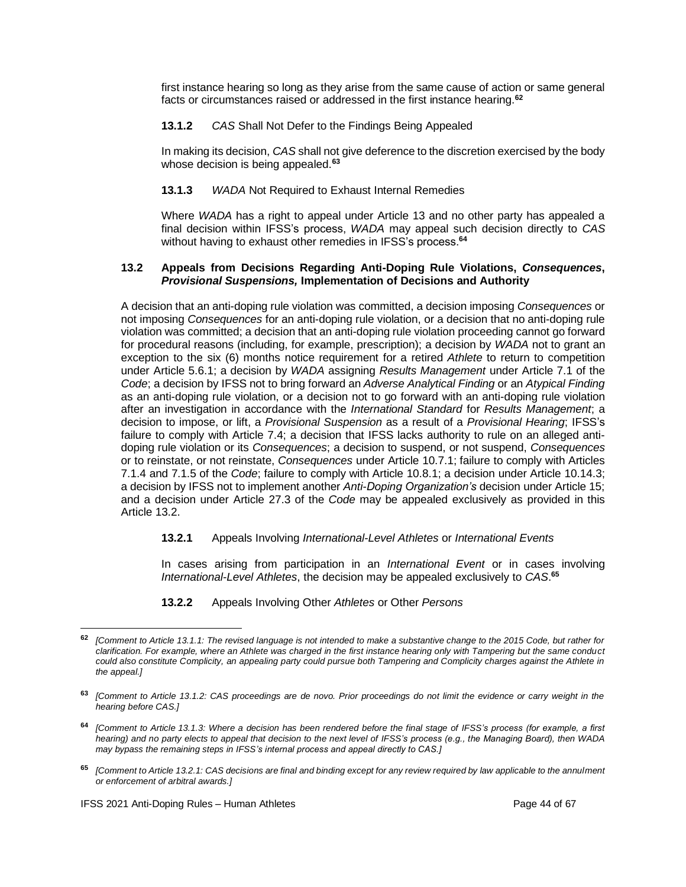first instance hearing so long as they arise from the same cause of action or same general facts or circumstances raised or addressed in the first instance hearing.[62]

**13.1.2** *CAS* Shall Not Defer to the Findings Being Appealed

In making its decision, *CAS* shall not give deference to the discretion exercised by the body whose decision is being appealed.[63]

**13.1.3** *WADA* Not Required to Exhaust Internal Remedies

Where *WADA* has a right to appeal under Article 13 and no other party has appealed a final decision within IFSS's process, *WADA* may appeal such decision directly to *CAS* without having to exhaust other remedies in IFSS's process.[64]

### 13.2 Appeals from Decisions Regarding Anti-Doping Rule Violations, *Consequences*, *Provisional Suspensions,* Implementation of Decisions and Authority

A decision that an anti-doping rule violation was committed, a decision imposing *Consequences* or not imposing *Consequences* for an anti-doping rule violation, or a decision that no anti-doping rule violation was committed; a decision that an anti-doping rule violation proceeding cannot go forward for procedural reasons (including, for example, prescription); a decision by *WADA* not to grant an exception to the six (6) months notice requirement for a retired *Athlete* to return to competition under Article 5.6.1; a decision by *WADA* assigning *Results Management* under Article 7.1 of the *Code*; a decision by IFSS not to bring forward an *Adverse Analytical Finding* or an *Atypical Finding* as an anti-doping rule violation, or a decision not to go forward with an anti-doping rule violation after an investigation in accordance with the *International Standard* for *Results Management*; a decision to impose, or lift, a *Provisional Suspension* as a result of a *Provisional Hearing*; IFSS's failure to comply with Article 7.4; a decision that IFSS lacks authority to rule on an alleged anti-doping rule violation or its *Consequences*; a decision to suspend, or not suspend, *Consequences* or to reinstate, or not reinstate, *Consequences* under Article 10.7.1; failure to comply with Articles 7.1.4 and 7.1.5 of the *Code*; failure to comply with Article 10.8.1; a decision under Article 10.14.3; a decision by IFSS not to implement another *Anti-Doping Organization's* decision under Article 15; and a decision under Article 27.3 of the *Code* may be appealed exclusively as provided in this Article 13.2.

**13.2.1** Appeals Involving *International-Level Athletes* or *International Events*

In cases arising from participation in an *International Event* or in cases involving *International-Level Athletes*, the decision may be appealed exclusively to *CAS*.[65]

**13.2.2** Appeals Involving Other *Athletes* or Other *Persons*

---

[62] *[Comment to Article 13.1.1: The revised language is not intended to make a substantive change to the 2015 Code, but rather for clarification. For example, where an Athlete was charged in the first instance hearing only with Tampering but the same conduct could also constitute Complicity, an appealing party could pursue both Tampering and Complicity charges against the Athlete in the appeal.]*

[63] *[Comment to Article 13.1.2: CAS proceedings are de novo. Prior proceedings do not limit the evidence or carry weight in the hearing before CAS.]*

[64] *[Comment to Article 13.1.3: Where a decision has been rendered before the final stage of IFSS's process (for example, a first hearing) and no party elects to appeal that decision to the next level of IFSS's process (e.g., the Managing Board), then WADA may bypass the remaining steps in IFSS's internal process and appeal directly to CAS.]*

[65] *[Comment to Article 13.2.1: CAS decisions are final and binding except for any review required by law applicable to the annulment or enforcement of arbitral awards.]*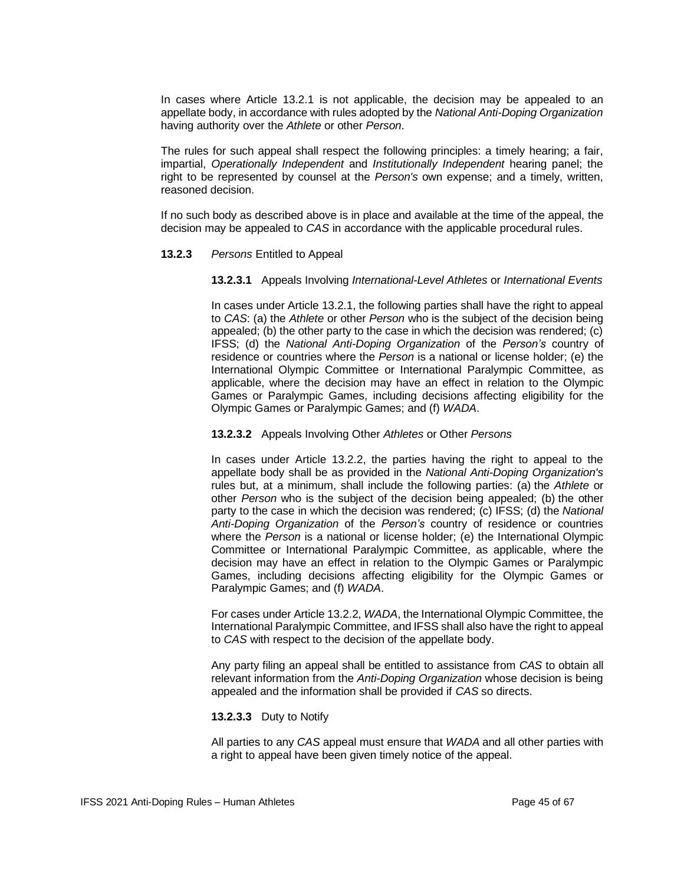In cases where Article 13.2.1 is not applicable, the decision may be appealed to an appellate body, in accordance with rules adopted by the *National Anti-Doping Organization* having authority over the *Athlete* or other *Person*.

The rules for such appeal shall respect the following principles: a timely hearing; a fair, impartial, *Operationally Independent* and *Institutionally Independent* hearing panel; the right to be represented by counsel at the *Person's* own expense; and a timely, written, reasoned decision.

If no such body as described above is in place and available at the time of the appeal, the decision may be appealed to *CAS* in accordance with the applicable procedural rules.

**13.2.3** *Persons* Entitled to Appeal

**13.2.3.1** Appeals Involving *International-Level Athletes* or *International Events*

In cases under Article 13.2.1, the following parties shall have the right to appeal to *CAS*: (a) the *Athlete* or other *Person* who is the subject of the decision being appealed; (b) the other party to the case in which the decision was rendered; (c) IFSS; (d) the *National Anti-Doping Organization* of the *Person's* country of residence or countries where the *Person* is a national or license holder; (e) the International Olympic Committee or International Paralympic Committee, as applicable, where the decision may have an effect in relation to the Olympic Games or Paralympic Games, including decisions affecting eligibility for the Olympic Games or Paralympic Games; and (f) *WADA*.

**13.2.3.2** Appeals Involving Other *Athletes* or Other *Persons*

In cases under Article 13.2.2, the parties having the right to appeal to the appellate body shall be as provided in the *National Anti-Doping Organization's* rules but, at a minimum, shall include the following parties: (a) the *Athlete* or other *Person* who is the subject of the decision being appealed; (b) the other party to the case in which the decision was rendered; (c) IFSS; (d) the *National Anti-Doping Organization* of the *Person's* country of residence or countries where the *Person* is a national or license holder; (e) the International Olympic Committee or International Paralympic Committee, as applicable, where the decision may have an effect in relation to the Olympic Games or Paralympic Games, including decisions affecting eligibility for the Olympic Games or Paralympic Games; and (f) *WADA*.

For cases under Article 13.2.2, *WADA*, the International Olympic Committee, the International Paralympic Committee, and IFSS shall also have the right to appeal to *CAS* with respect to the decision of the appellate body.

Any party filing an appeal shall be entitled to assistance from *CAS* to obtain all relevant information from the *Anti-Doping Organization* whose decision is being appealed and the information shall be provided if *CAS* so directs.

**13.2.3.3** Duty to Notify

All parties to any *CAS* appeal must ensure that *WADA* and all other parties with a right to appeal have been given timely notice of the appeal.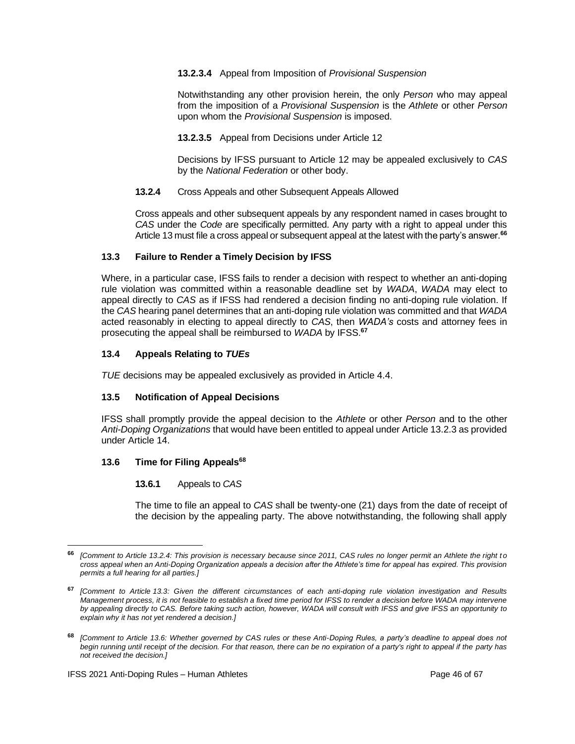**13.2.3.4** Appeal from Imposition of *Provisional Suspension*

Notwithstanding any other provision herein, the only *Person* who may appeal from the imposition of a *Provisional Suspension* is the *Athlete* or other *Person* upon whom the *Provisional Suspension* is imposed.

**13.2.3.5** Appeal from Decisions under Article 12

Decisions by IFSS pursuant to Article 12 may be appealed exclusively to *CAS* by the *National Federation* or other body.

**13.2.4** Cross Appeals and other Subsequent Appeals Allowed

Cross appeals and other subsequent appeals by any respondent named in cases brought to *CAS* under the *Code* are specifically permitted. Any party with a right to appeal under this Article 13 must file a cross appeal or subsequent appeal at the latest with the party's answer.[66]

### 13.3 Failure to Render a Timely Decision by IFSS

Where, in a particular case, IFSS fails to render a decision with respect to whether an anti-doping rule violation was committed within a reasonable deadline set by *WADA*, *WADA* may elect to appeal directly to *CAS* as if IFSS had rendered a decision finding no anti-doping rule violation. If the *CAS* hearing panel determines that an anti-doping rule violation was committed and that *WADA* acted reasonably in electing to appeal directly to *CAS*, then *WADA's* costs and attorney fees in prosecuting the appeal shall be reimbursed to *WADA* by IFSS.[67]

### 13.4 Appeals Relating to *TUEs*

*TUE* decisions may be appealed exclusively as provided in Article 4.4.

### 13.5 Notification of Appeal Decisions

IFSS shall promptly provide the appeal decision to the *Athlete* or other *Person* and to the other *Anti-Doping Organizations* that would have been entitled to appeal under Article 13.2.3 as provided under Article 14.

### 13.6 Time for Filing Appeals[68]

**13.6.1** Appeals to *CAS*

The time to file an appeal to *CAS* shall be twenty-one (21) days from the date of receipt of the decision by the appealing party. The above notwithstanding, the following shall apply

---

[66] *[Comment to Article 13.2.4: This provision is necessary because since 2011, CAS rules no longer permit an Athlete the right to cross appeal when an Anti-Doping Organization appeals a decision after the Athlete's time for appeal has expired. This provision permits a full hearing for all parties.]*

[67] *[Comment to Article 13.3: Given the different circumstances of each anti-doping rule violation investigation and Results Management process, it is not feasible to establish a fixed time period for IFSS to render a decision before WADA may intervene by appealing directly to CAS. Before taking such action, however, WADA will consult with IFSS and give IFSS an opportunity to explain why it has not yet rendered a decision.]*

[68] *[Comment to Article 13.6: Whether governed by CAS rules or these Anti-Doping Rules, a party's deadline to appeal does not begin running until receipt of the decision. For that reason, there can be no expiration of a party's right to appeal if the party has not received the decision.]*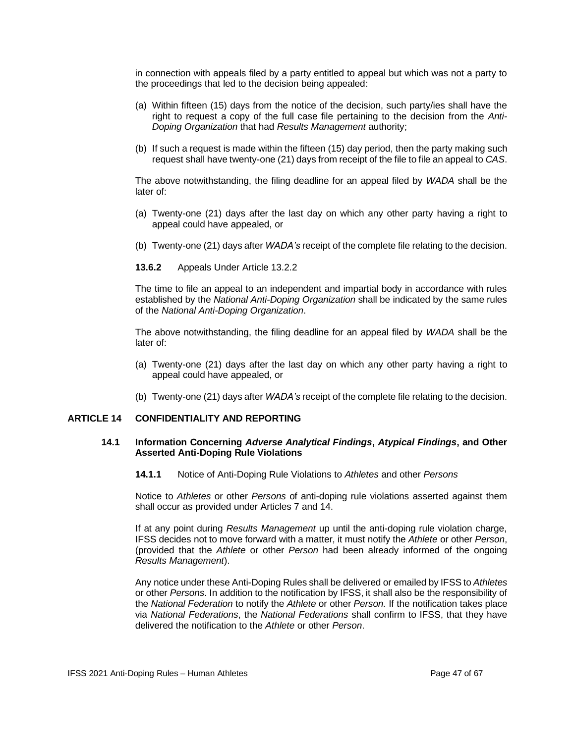in connection with appeals filed by a party entitled to appeal but which was not a party to the proceedings that led to the decision being appealed:

(a) Within fifteen (15) days from the notice of the decision, such party/ies shall have the right to request a copy of the full case file pertaining to the decision from the *Anti-Doping Organization* that had *Results Management* authority;

(b) If such a request is made within the fifteen (15) day period, then the party making such request shall have twenty-one (21) days from receipt of the file to file an appeal to *CAS*.

The above notwithstanding, the filing deadline for an appeal filed by *WADA* shall be the later of:

(a) Twenty-one (21) days after the last day on which any other party having a right to appeal could have appealed, or

(b) Twenty-one (21) days after *WADA's* receipt of the complete file relating to the decision.

**13.6.2** Appeals Under Article 13.2.2

The time to file an appeal to an independent and impartial body in accordance with rules established by the *National Anti-Doping Organization* shall be indicated by the same rules of the *National Anti-Doping Organization*.

The above notwithstanding, the filing deadline for an appeal filed by *WADA* shall be the later of:

(a) Twenty-one (21) days after the last day on which any other party having a right to appeal could have appealed, or

(b) Twenty-one (21) days after *WADA's* receipt of the complete file relating to the decision.

## ARTICLE 14 CONFIDENTIALITY AND REPORTING

### 14.1 Information Concerning *Adverse Analytical Findings*, *Atypical Findings*, and Other Asserted Anti-Doping Rule Violations

**14.1.1** Notice of Anti-Doping Rule Violations to *Athletes* and other *Persons*

Notice to *Athletes* or other *Persons* of anti-doping rule violations asserted against them shall occur as provided under Articles 7 and 14.

If at any point during *Results Management* up until the anti-doping rule violation charge, IFSS decides not to move forward with a matter, it must notify the *Athlete* or other *Person*, (provided that the *Athlete* or other *Person* had been already informed of the ongoing *Results Management*).

Any notice under these Anti-Doping Rules shall be delivered or emailed by IFSS to *Athletes* or other *Persons*. In addition to the notification by IFSS, it shall also be the responsibility of the *National Federation* to notify the *Athlete* or other *Person.* If the notification takes place via *National Federations*, the *National Federations* shall confirm to IFSS, that they have delivered the notification to the *Athlete* or other *Person*.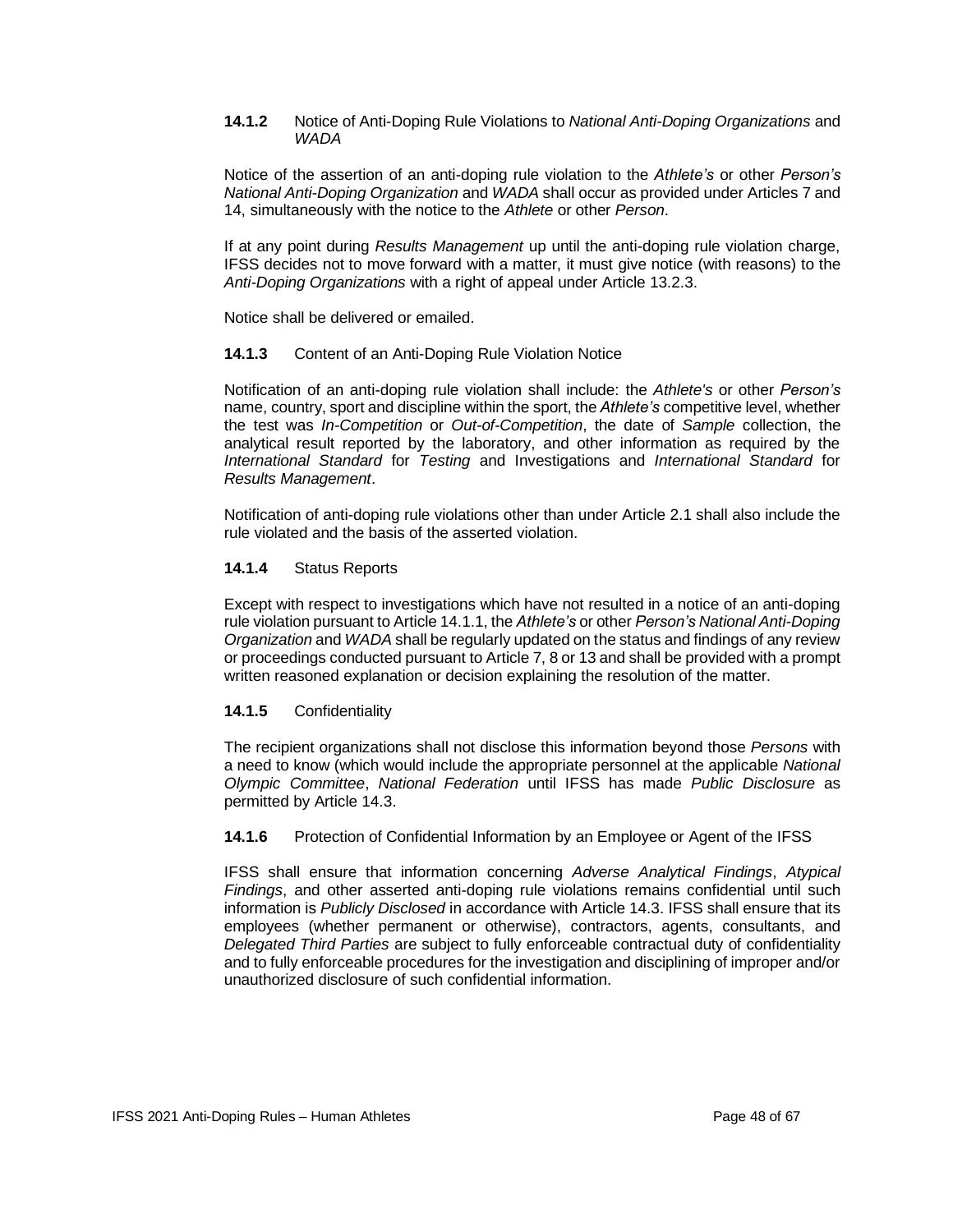#### **14.1.2** Notice of Anti-Doping Rule Violations to *National Anti-Doping Organizations* and *WADA*

Notice of the assertion of an anti-doping rule violation to the *Athlete's* or other *Person's National Anti-Doping Organization* and *WADA* shall occur as provided under Articles 7 and 14, simultaneously with the notice to the *Athlete* or other *Person*.

If at any point during *Results Management* up until the anti-doping rule violation charge, IFSS decides not to move forward with a matter, it must give notice (with reasons) to the *Anti-Doping Organizations* with a right of appeal under Article 13.2.3.

Notice shall be delivered or emailed.

#### **14.1.3** Content of an Anti-Doping Rule Violation Notice

Notification of an anti-doping rule violation shall include: the *Athlete's* or other *Person's* name, country, sport and discipline within the sport, the *Athlete's* competitive level, whether the test was *In-Competition* or *Out-of-Competition*, the date of *Sample* collection, the analytical result reported by the laboratory, and other information as required by the *International Standard* for *Testing* and Investigations and *International Standard* for *Results Management*.

Notification of anti-doping rule violations other than under Article 2.1 shall also include the rule violated and the basis of the asserted violation.

#### **14.1.4** Status Reports

Except with respect to investigations which have not resulted in a notice of an anti-doping rule violation pursuant to Article 14.1.1, the *Athlete's* or other *Person's National Anti-Doping Organization* and *WADA* shall be regularly updated on the status and findings of any review or proceedings conducted pursuant to Article 7, 8 or 13 and shall be provided with a prompt written reasoned explanation or decision explaining the resolution of the matter.

#### **14.1.5** Confidentiality

The recipient organizations shall not disclose this information beyond those *Persons* with a need to know (which would include the appropriate personnel at the applicable *National Olympic Committee*, *National Federation* until IFSS has made *Public Disclosure* as permitted by Article 14.3.

#### **14.1.6** Protection of Confidential Information by an Employee or Agent of the IFSS

IFSS shall ensure that information concerning *Adverse Analytical Findings*, *Atypical Findings*, and other asserted anti-doping rule violations remains confidential until such information is *Publicly Disclosed* in accordance with Article 14.3. IFSS shall ensure that its employees (whether permanent or otherwise), contractors, agents, consultants, and *Delegated Third Parties* are subject to fully enforceable contractual duty of confidentiality and to fully enforceable procedures for the investigation and disciplining of improper and/or unauthorized disclosure of such confidential information.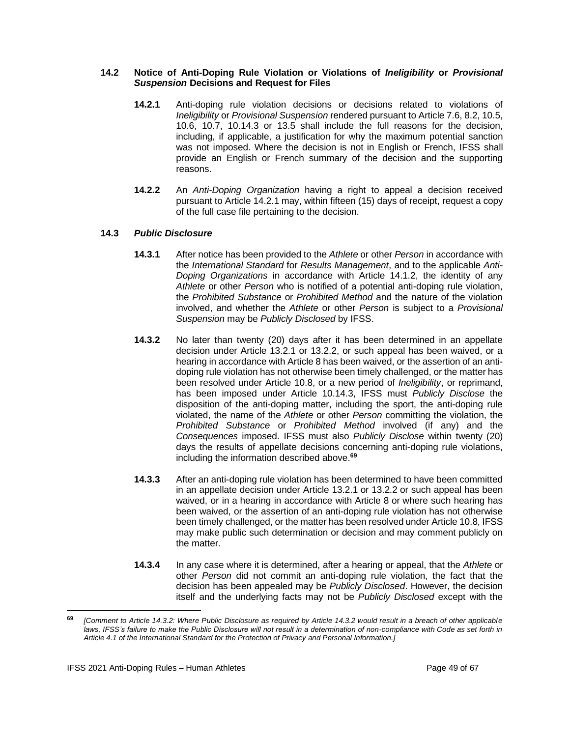### 14.2 Notice of Anti-Doping Rule Violation or Violations of *Ineligibility* or *Provisional Suspension* Decisions and Request for Files

**14.2.1** Anti-doping rule violation decisions or decisions related to violations of *Ineligibility* or *Provisional Suspension* rendered pursuant to Article 7.6, 8.2, 10.5, 10.6, 10.7, 10.14.3 or 13.5 shall include the full reasons for the decision, including, if applicable, a justification for why the maximum potential sanction was not imposed. Where the decision is not in English or French, IFSS shall provide an English or French summary of the decision and the supporting reasons.

**14.2.2** An *Anti-Doping Organization* having a right to appeal a decision received pursuant to Article 14.2.1 may, within fifteen (15) days of receipt, request a copy of the full case file pertaining to the decision.

### 14.3 *Public Disclosure*

**14.3.1** After notice has been provided to the *Athlete* or other *Person* in accordance with the *International Standard* for *Results Management*, and to the applicable *Anti-Doping Organizations* in accordance with Article 14.1.2, the identity of any *Athlete* or other *Person* who is notified of a potential anti-doping rule violation, the *Prohibited Substance* or *Prohibited Method* and the nature of the violation involved, and whether the *Athlete* or other *Person* is subject to a *Provisional Suspension* may be *Publicly Disclosed* by IFSS.

**14.3.2** No later than twenty (20) days after it has been determined in an appellate decision under Article 13.2.1 or 13.2.2, or such appeal has been waived, or a hearing in accordance with Article 8 has been waived, or the assertion of an anti-doping rule violation has not otherwise been timely challenged, or the matter has been resolved under Article 10.8, or a new period of *Ineligibility*, or reprimand, has been imposed under Article 10.14.3, IFSS must *Publicly Disclose* the disposition of the anti-doping matter, including the sport, the anti-doping rule violated, the name of the *Athlete* or other *Person* committing the violation, the *Prohibited Substance* or *Prohibited Method* involved (if any) and the *Consequences* imposed. IFSS must also *Publicly Disclose* within twenty (20) days the results of appellate decisions concerning anti-doping rule violations, including the information described above.[69]

**14.3.3** After an anti-doping rule violation has been determined to have been committed in an appellate decision under Article 13.2.1 or 13.2.2 or such appeal has been waived, or in a hearing in accordance with Article 8 or where such hearing has been waived, or the assertion of an anti-doping rule violation has not otherwise been timely challenged, or the matter has been resolved under Article 10.8, IFSS may make public such determination or decision and may comment publicly on the matter.

**14.3.4** In any case where it is determined, after a hearing or appeal, that the *Athlete* or other *Person* did not commit an anti-doping rule violation, the fact that the decision has been appealed may be *Publicly Disclosed*. However, the decision itself and the underlying facts may not be *Publicly Disclosed* except with the

---

[69] *[Comment to Article 14.3.2: Where Public Disclosure as required by Article 14.3.2 would result in a breach of other applicable laws, IFSS's failure to make the Public Disclosure will not result in a determination of non-compliance with Code as set forth in Article 4.1 of the International Standard for the Protection of Privacy and Personal Information.]*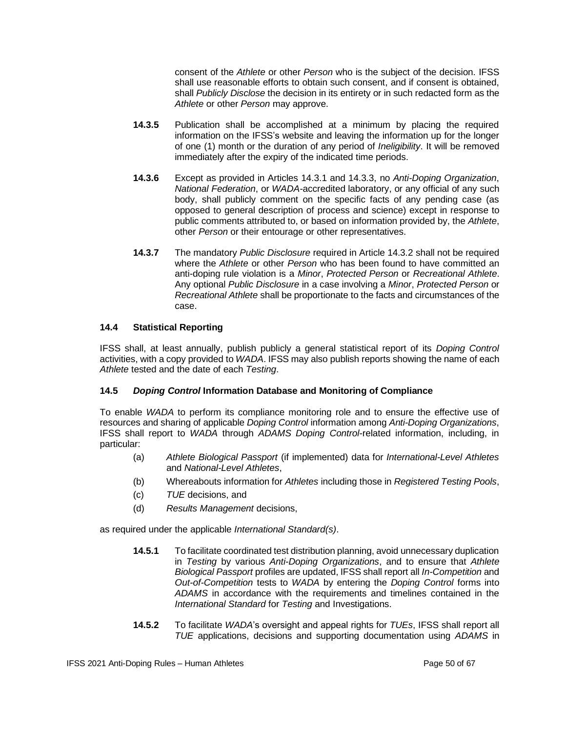consent of the *Athlete* or other *Person* who is the subject of the decision. IFSS shall use reasonable efforts to obtain such consent, and if consent is obtained, shall *Publicly Disclose* the decision in its entirety or in such redacted form as the *Athlete* or other *Person* may approve.

**14.3.5** Publication shall be accomplished at a minimum by placing the required information on the IFSS's website and leaving the information up for the longer of one (1) month or the duration of any period of *Ineligibility*. It will be removed immediately after the expiry of the indicated time periods.

**14.3.6** Except as provided in Articles 14.3.1 and 14.3.3, no *Anti-Doping Organization*, *National Federation*, or *WADA*-accredited laboratory, or any official of any such body, shall publicly comment on the specific facts of any pending case (as opposed to general description of process and science) except in response to public comments attributed to, or based on information provided by, the *Athlete*, other *Person* or their entourage or other representatives.

**14.3.7** The mandatory *Public Disclosure* required in Article 14.3.2 shall not be required where the *Athlete* or other *Person* who has been found to have committed an anti-doping rule violation is a *Minor*, *Protected Person* or *Recreational Athlete*. Any optional *Public Disclosure* in a case involving a *Minor*, *Protected Person* or *Recreational Athlete* shall be proportionate to the facts and circumstances of the case.

### 14.4 Statistical Reporting

IFSS shall, at least annually, publish publicly a general statistical report of its *Doping Control* activities, with a copy provided to *WADA*. IFSS may also publish reports showing the name of each *Athlete* tested and the date of each *Testing*.

### 14.5 *Doping Control* Information Database and Monitoring of Compliance

To enable *WADA* to perform its compliance monitoring role and to ensure the effective use of resources and sharing of applicable *Doping Control* information among *Anti-Doping Organizations*, IFSS shall report to *WADA* through *ADAMS Doping Control*-related information, including, in particular:

(a) *Athlete Biological Passport* (if implemented) data for *International-Level Athletes* and *National-Level Athletes*,

(b) Whereabouts information for *Athletes* including those in *Registered Testing Pools*,

(c) *TUE* decisions, and

(d) *Results Management* decisions,

as required under the applicable *International Standard(s)*.

**14.5.1** To facilitate coordinated test distribution planning, avoid unnecessary duplication in *Testing* by various *Anti-Doping Organizations*, and to ensure that *Athlete Biological Passport* profiles are updated, IFSS shall report all *In-Competition* and *Out-of-Competition* tests to *WADA* by entering the *Doping Control* forms into *ADAMS* in accordance with the requirements and timelines contained in the *International Standard* for *Testing* and Investigations.

**14.5.2** To facilitate *WADA*'s oversight and appeal rights for *TUEs*, IFSS shall report all *TUE* applications, decisions and supporting documentation using *ADAMS* in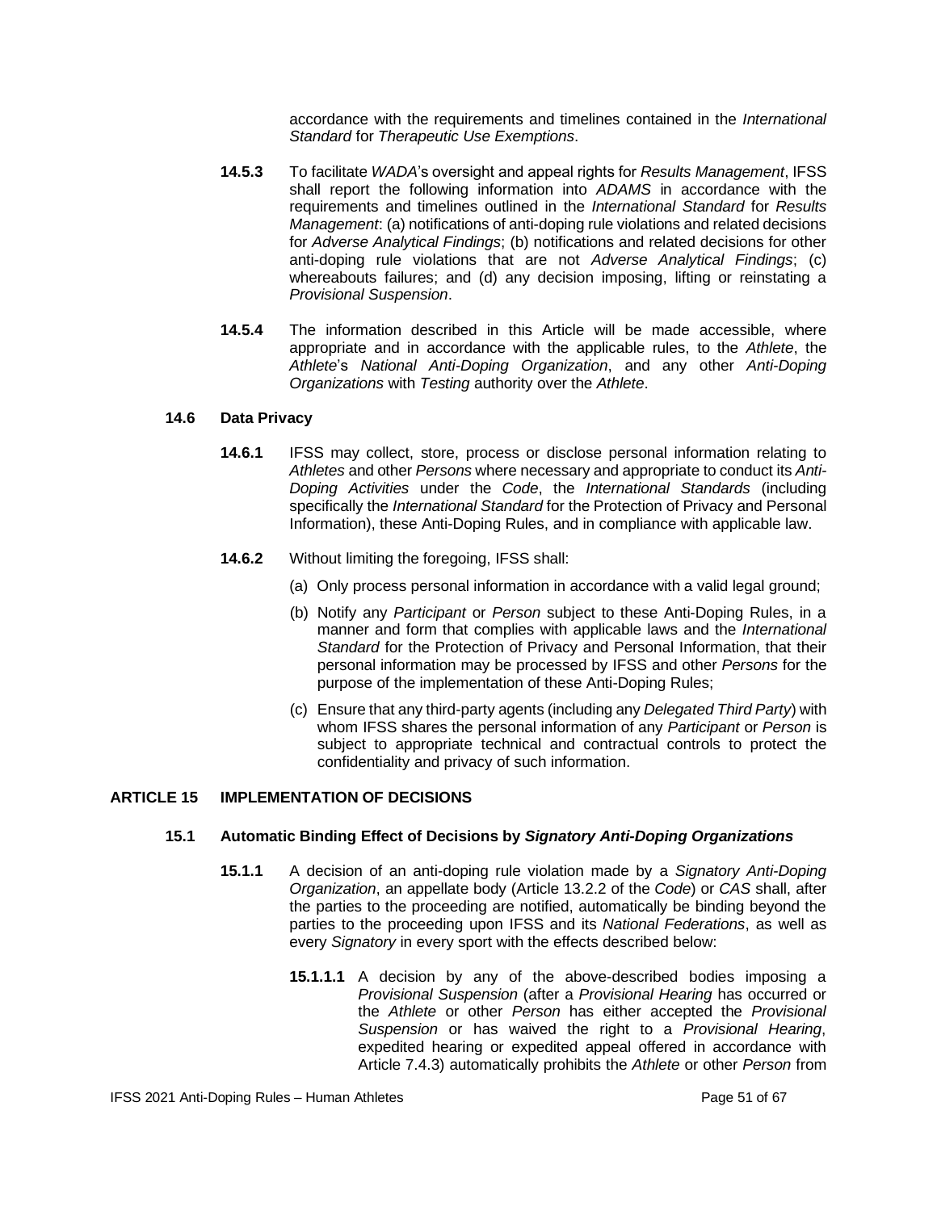accordance with the requirements and timelines contained in the *International Standard* for *Therapeutic Use Exemptions*.

**14.5.3** To facilitate *WADA*'s oversight and appeal rights for *Results Management*, IFSS shall report the following information into *ADAMS* in accordance with the requirements and timelines outlined in the *International Standard* for *Results Management*: (a) notifications of anti-doping rule violations and related decisions for *Adverse Analytical Findings*; (b) notifications and related decisions for other anti-doping rule violations that are not *Adverse Analytical Findings*; (c) whereabouts failures; and (d) any decision imposing, lifting or reinstating a *Provisional Suspension*.

**14.5.4** The information described in this Article will be made accessible, where appropriate and in accordance with the applicable rules, to the *Athlete*, the *Athlete*'s *National Anti-Doping Organization*, and any other *Anti-Doping Organizations* with *Testing* authority over the *Athlete*.

### 14.6 Data Privacy

**14.6.1** IFSS may collect, store, process or disclose personal information relating to *Athletes* and other *Persons* where necessary and appropriate to conduct its *Anti-Doping Activities* under the *Code*, the *International Standards* (including specifically the *International Standard* for the Protection of Privacy and Personal Information), these Anti-Doping Rules, and in compliance with applicable law.

**14.6.2** Without limiting the foregoing, IFSS shall:

(a) Only process personal information in accordance with a valid legal ground;

(b) Notify any *Participant* or *Person* subject to these Anti-Doping Rules, in a manner and form that complies with applicable laws and the *International Standard* for the Protection of Privacy and Personal Information, that their personal information may be processed by IFSS and other *Persons* for the purpose of the implementation of these Anti-Doping Rules;

(c) Ensure that any third-party agents (including any *Delegated Third Party*) with whom IFSS shares the personal information of any *Participant* or *Person* is subject to appropriate technical and contractual controls to protect the confidentiality and privacy of such information.

## ARTICLE 15 IMPLEMENTATION OF DECISIONS

### 15.1 Automatic Binding Effect of Decisions by *Signatory Anti-Doping Organizations*

**15.1.1** A decision of an anti-doping rule violation made by a *Signatory Anti-Doping Organization*, an appellate body (Article 13.2.2 of the *Code*) or *CAS* shall, after the parties to the proceeding are notified, automatically be binding beyond the parties to the proceeding upon IFSS and its *National Federations*, as well as every *Signatory* in every sport with the effects described below:

**15.1.1.1** A decision by any of the above-described bodies imposing a *Provisional Suspension* (after a *Provisional Hearing* has occurred or the *Athlete* or other *Person* has either accepted the *Provisional Suspension* or has waived the right to a *Provisional Hearing*, expedited hearing or expedited appeal offered in accordance with Article 7.4.3) automatically prohibits the *Athlete* or other *Person* from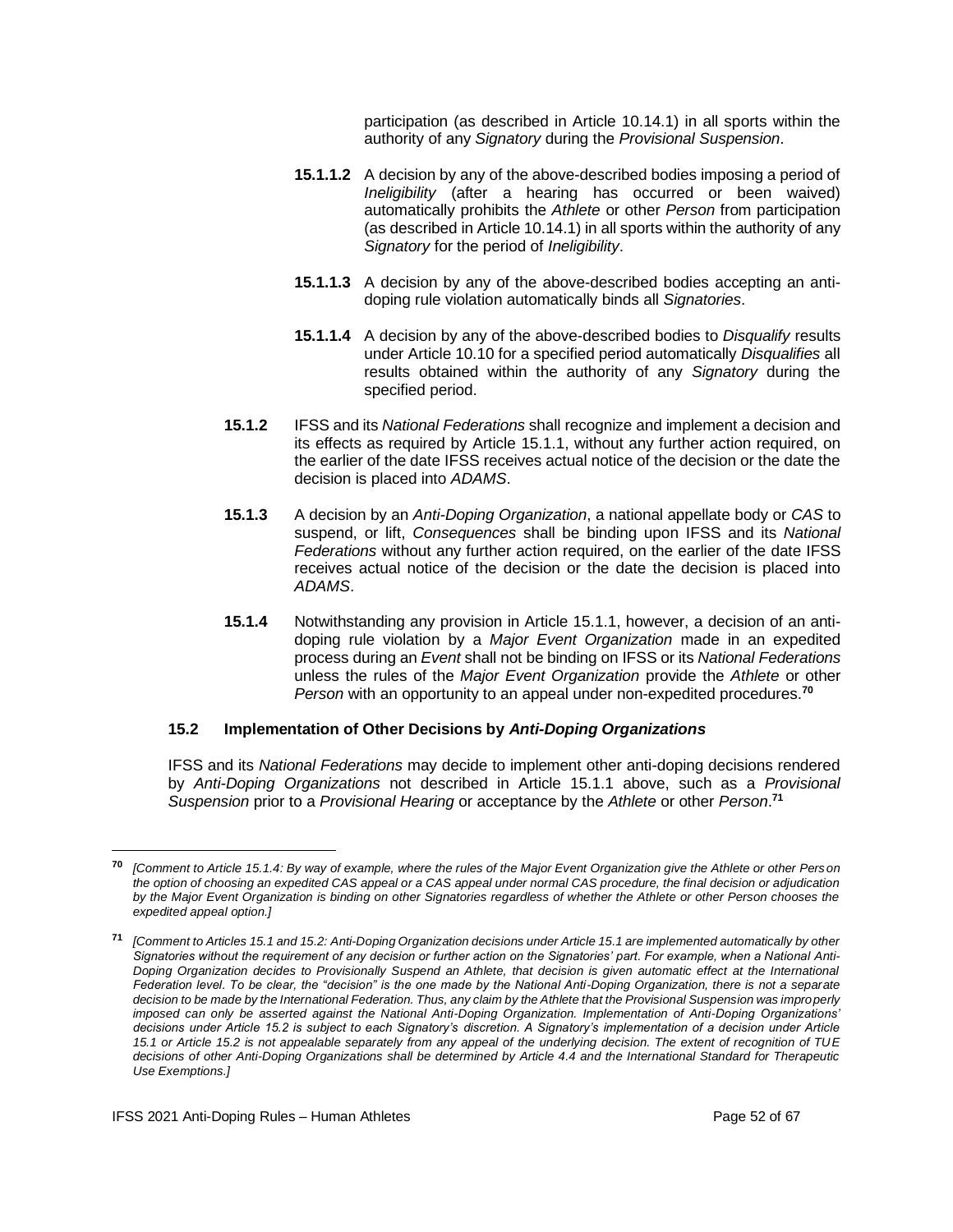participation (as described in Article 10.14.1) in all sports within the authority of any *Signatory* during the *Provisional Suspension*.

**15.1.1.2** A decision by any of the above-described bodies imposing a period of *Ineligibility* (after a hearing has occurred or been waived) automatically prohibits the *Athlete* or other *Person* from participation (as described in Article 10.14.1) in all sports within the authority of any *Signatory* for the period of *Ineligibility*.

**15.1.1.3** A decision by any of the above-described bodies accepting an anti-doping rule violation automatically binds all *Signatories*.

**15.1.1.4** A decision by any of the above-described bodies to *Disqualify* results under Article 10.10 for a specified period automatically *Disqualifies* all results obtained within the authority of any *Signatory* during the specified period.

**15.1.2** IFSS and its *National Federations* shall recognize and implement a decision and its effects as required by Article 15.1.1, without any further action required, on the earlier of the date IFSS receives actual notice of the decision or the date the decision is placed into *ADAMS*.

**15.1.3** A decision by an *Anti-Doping Organization*, a national appellate body or *CAS* to suspend, or lift, *Consequences* shall be binding upon IFSS and its *National Federations* without any further action required, on the earlier of the date IFSS receives actual notice of the decision or the date the decision is placed into *ADAMS*.

**15.1.4** Notwithstanding any provision in Article 15.1.1, however, a decision of an anti-doping rule violation by a *Major Event Organization* made in an expedited process during an *Event* shall not be binding on IFSS or its *National Federations* unless the rules of the *Major Event Organization* provide the *Athlete* or other *Person* with an opportunity to an appeal under non-expedited procedures.[70]

### 15.2 Implementation of Other Decisions by *Anti-Doping Organizations*

IFSS and its *National Federations* may decide to implement other anti-doping decisions rendered by *Anti-Doping Organizations* not described in Article 15.1.1 above, such as a *Provisional Suspension* prior to a *Provisional Hearing* or acceptance by the *Athlete* or other *Person*.[71]

---

[70] *[Comment to Article 15.1.4: By way of example, where the rules of the Major Event Organization give the Athlete or other Person the option of choosing an expedited CAS appeal or a CAS appeal under normal CAS procedure, the final decision or adjudication by the Major Event Organization is binding on other Signatories regardless of whether the Athlete or other Person chooses the expedited appeal option.]*

[71] *[Comment to Articles 15.1 and 15.2: Anti-Doping Organization decisions under Article 15.1 are implemented automatically by other Signatories without the requirement of any decision or further action on the Signatories' part. For example, when a National Anti-Doping Organization decides to Provisionally Suspend an Athlete, that decision is given automatic effect at the International Federation level. To be clear, the "decision" is the one made by the National Anti-Doping Organization, there is not a separate decision to be made by the International Federation. Thus, any claim by the Athlete that the Provisional Suspension was improperly imposed can only be asserted against the National Anti-Doping Organization. Implementation of Anti-Doping Organizations' decisions under Article 15.2 is subject to each Signatory's discretion. A Signatory's implementation of a decision under Article 15.1 or Article 15.2 is not appealable separately from any appeal of the underlying decision. The extent of recognition of TUE decisions of other Anti-Doping Organizations shall be determined by Article 4.4 and the International Standard for Therapeutic Use Exemptions.]*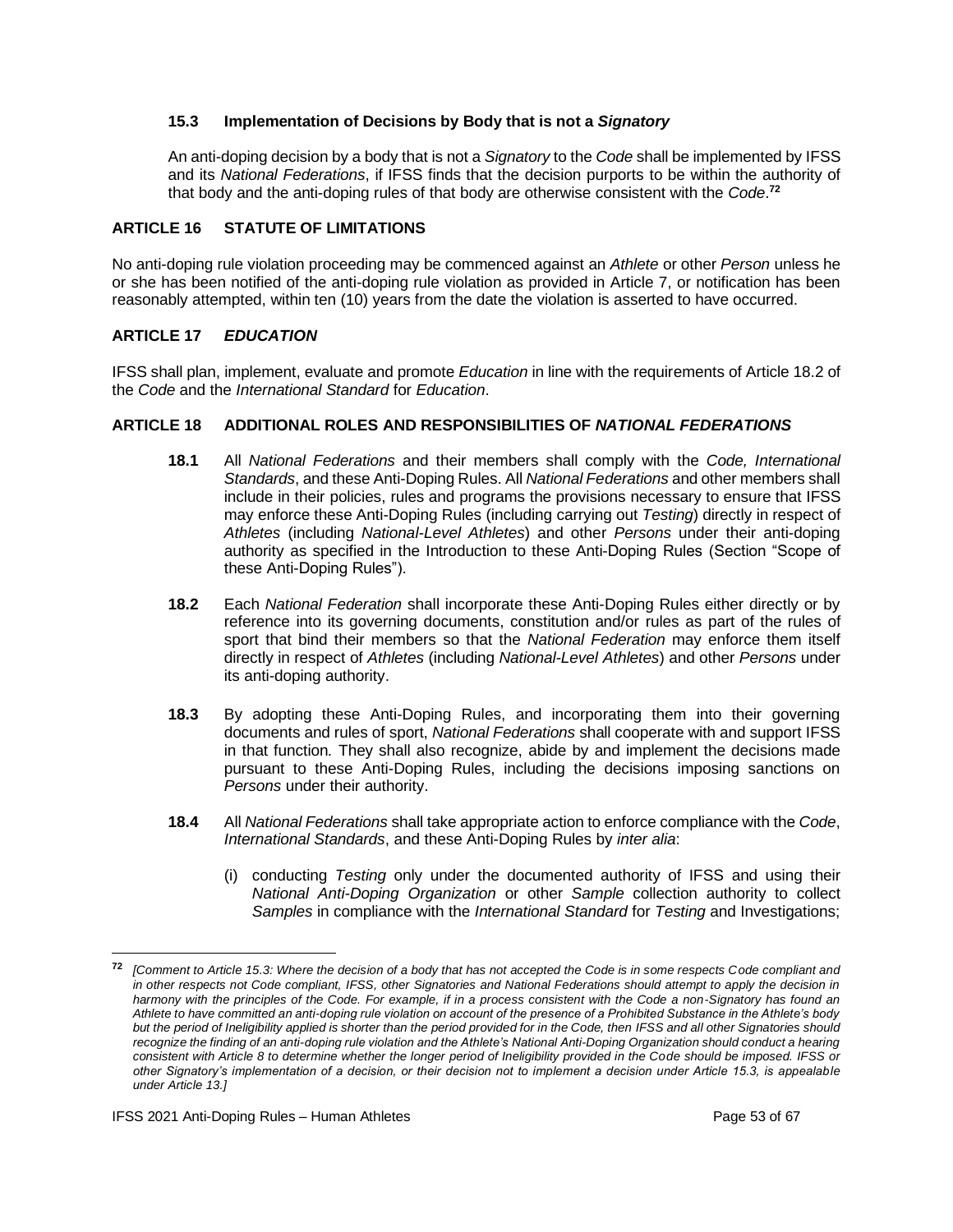### 15.3 Implementation of Decisions by Body that is not a *Signatory*

An anti-doping decision by a body that is not a *Signatory* to the *Code* shall be implemented by IFSS and its *National Federations*, if IFSS finds that the decision purports to be within the authority of that body and the anti-doping rules of that body are otherwise consistent with the *Code*.[72]

## ARTICLE 16 STATUTE OF LIMITATIONS

No anti-doping rule violation proceeding may be commenced against an *Athlete* or other *Person* unless he or she has been notified of the anti-doping rule violation as provided in Article 7, or notification has been reasonably attempted, within ten (10) years from the date the violation is asserted to have occurred.

## ARTICLE 17 *EDUCATION*

IFSS shall plan, implement, evaluate and promote *Education* in line with the requirements of Article 18.2 of the *Code* and the *International Standard* for *Education*.

## ARTICLE 18 ADDITIONAL ROLES AND RESPONSIBILITIES OF *NATIONAL FEDERATIONS*

**18.1** All *National Federations* and their members shall comply with the *Code, International Standards*, and these Anti-Doping Rules. All *National Federations* and other members shall include in their policies, rules and programs the provisions necessary to ensure that IFSS may enforce these Anti-Doping Rules (including carrying out *Testing*) directly in respect of *Athletes* (including *National-Level Athletes*) and other *Persons* under their anti-doping authority as specified in the Introduction to these Anti-Doping Rules (Section "Scope of these Anti-Doping Rules").

**18.2** Each *National Federation* shall incorporate these Anti-Doping Rules either directly or by reference into its governing documents, constitution and/or rules as part of the rules of sport that bind their members so that the *National Federation* may enforce them itself directly in respect of *Athletes* (including *National-Level Athletes*) and other *Persons* under its anti-doping authority.

**18.3** By adopting these Anti-Doping Rules, and incorporating them into their governing documents and rules of sport, *National Federations* shall cooperate with and support IFSS in that function*.* They shall also recognize, abide by and implement the decisions made pursuant to these Anti-Doping Rules, including the decisions imposing sanctions on *Persons* under their authority.

**18.4** All *National Federations* shall take appropriate action to enforce compliance with the *Code*, *International Standards*, and these Anti-Doping Rules by *inter alia*:

(i) conducting *Testing* only under the documented authority of IFSS and using their *National Anti-Doping Organization* or other *Sample* collection authority to collect *Samples* in compliance with the *International Standard* for *Testing* and Investigations;

---

[72] *[Comment to Article 15.3: Where the decision of a body that has not accepted the Code is in some respects Code compliant and in other respects not Code compliant, IFSS, other Signatories and National Federations should attempt to apply the decision in harmony with the principles of the Code. For example, if in a process consistent with the Code a non-Signatory has found an Athlete to have committed an anti-doping rule violation on account of the presence of a Prohibited Substance in the Athlete's body but the period of Ineligibility applied is shorter than the period provided for in the Code, then IFSS and all other Signatories should recognize the finding of an anti-doping rule violation and the Athlete's National Anti-Doping Organization should conduct a hearing consistent with Article 8 to determine whether the longer period of Ineligibility provided in the Code should be imposed. IFSS or other Signatory's implementation of a decision, or their decision not to implement a decision under Article 15.3, is appealable under Article 13.]*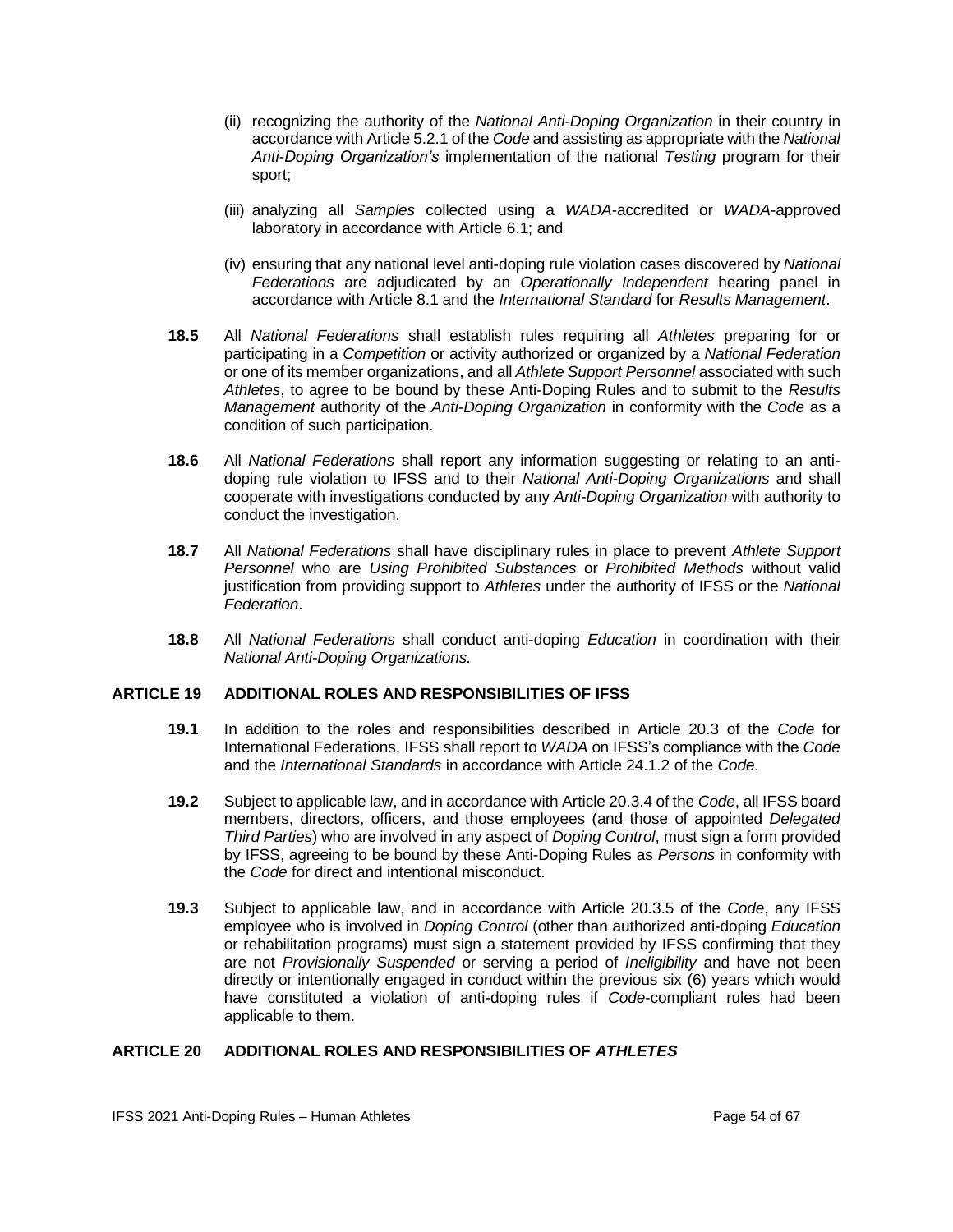(ii) recognizing the authority of the *National Anti-Doping Organization* in their country in accordance with Article 5.2.1 of the *Code* and assisting as appropriate with the *National Anti-Doping Organization's* implementation of the national *Testing* program for their sport;

(iii) analyzing all *Samples* collected using a *WADA*-accredited or *WADA*-approved laboratory in accordance with Article 6.1; and

(iv) ensuring that any national level anti-doping rule violation cases discovered by *National Federations* are adjudicated by an *Operationally Independent* hearing panel in accordance with Article 8.1 and the *International Standard* for *Results Management*.

**18.5** All *National Federations* shall establish rules requiring all *Athletes* preparing for or participating in a *Competition* or activity authorized or organized by a *National Federation* or one of its member organizations, and all *Athlete Support Personnel* associated with such *Athletes*, to agree to be bound by these Anti-Doping Rules and to submit to the *Results Management* authority of the *Anti-Doping Organization* in conformity with the *Code* as a condition of such participation.

**18.6** All *National Federations* shall report any information suggesting or relating to an anti-doping rule violation to IFSS and to their *National Anti-Doping Organizations* and shall cooperate with investigations conducted by any *Anti-Doping Organization* with authority to conduct the investigation.

**18.7** All *National Federations* shall have disciplinary rules in place to prevent *Athlete Support Personnel* who are *Using Prohibited Substances* or *Prohibited Methods* without valid justification from providing support to *Athletes* under the authority of IFSS or the *National Federation*.

**18.8** All *National Federations* shall conduct anti-doping *Education* in coordination with their *National Anti-Doping Organizations.*

## ARTICLE 19 ADDITIONAL ROLES AND RESPONSIBILITIES OF IFSS

**19.1** In addition to the roles and responsibilities described in Article 20.3 of the *Code* for International Federations, IFSS shall report to *WADA* on IFSS's compliance with the *Code* and the *International Standards* in accordance with Article 24.1.2 of the *Code*.

**19.2** Subject to applicable law, and in accordance with Article 20.3.4 of the *Code*, all IFSS board members, directors, officers, and those employees (and those of appointed *Delegated Third Parties*) who are involved in any aspect of *Doping Control*, must sign a form provided by IFSS, agreeing to be bound by these Anti-Doping Rules as *Persons* in conformity with the *Code* for direct and intentional misconduct.

**19.3** Subject to applicable law, and in accordance with Article 20.3.5 of the *Code*, any IFSS employee who is involved in *Doping Control* (other than authorized anti-doping *Education* or rehabilitation programs) must sign a statement provided by IFSS confirming that they are not *Provisionally Suspended* or serving a period of *Ineligibility* and have not been directly or intentionally engaged in conduct within the previous six (6) years which would have constituted a violation of anti-doping rules if *Code*-compliant rules had been applicable to them.

## ARTICLE 20 ADDITIONAL ROLES AND RESPONSIBILITIES OF *ATHLETES*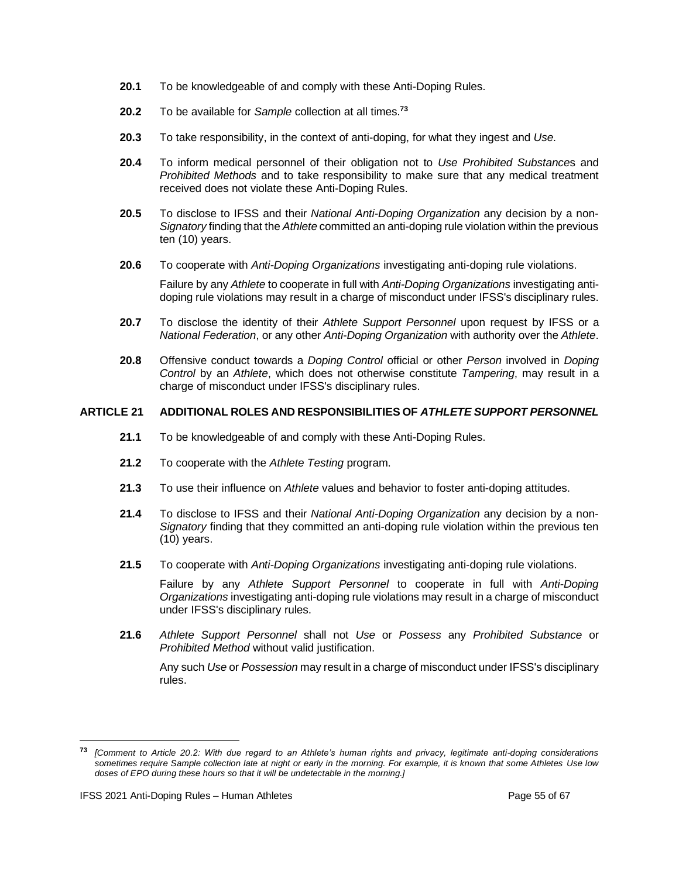**20.1** To be knowledgeable of and comply with these Anti-Doping Rules.

**20.2** To be available for *Sample* collection at all times.[73]

**20.3** To take responsibility, in the context of anti-doping, for what they ingest and *Use*.

**20.4** To inform medical personnel of their obligation not to *Use Prohibited Substance*s and *Prohibited Methods* and to take responsibility to make sure that any medical treatment received does not violate these Anti-Doping Rules.

**20.5** To disclose to IFSS and their *National Anti-Doping Organization* any decision by a non-*Signatory* finding that the *Athlete* committed an anti-doping rule violation within the previous ten (10) years.

**20.6** To cooperate with *Anti-Doping Organizations* investigating anti-doping rule violations.

Failure by any *Athlete* to cooperate in full with *Anti-Doping Organizations* investigating anti-doping rule violations may result in a charge of misconduct under IFSS's disciplinary rules.

**20.7** To disclose the identity of their *Athlete Support Personnel* upon request by IFSS or a *National Federation*, or any other *Anti-Doping Organization* with authority over the *Athlete*.

**20.8** Offensive conduct towards a *Doping Control* official or other *Person* involved in *Doping Control* by an *Athlete*, which does not otherwise constitute *Tampering*, may result in a charge of misconduct under IFSS's disciplinary rules.

## ARTICLE 21 ADDITIONAL ROLES AND RESPONSIBILITIES OF *ATHLETE SUPPORT PERSONNEL*

**21.1** To be knowledgeable of and comply with these Anti-Doping Rules.

**21.2** To cooperate with the *Athlete Testing* program.

**21.3** To use their influence on *Athlete* values and behavior to foster anti-doping attitudes.

**21.4** To disclose to IFSS and their *National Anti-Doping Organization* any decision by a non-*Signatory* finding that they committed an anti-doping rule violation within the previous ten (10) years.

**21.5** To cooperate with *Anti-Doping Organizations* investigating anti-doping rule violations.

Failure by any *Athlete Support Personnel* to cooperate in full with *Anti-Doping Organizations* investigating anti-doping rule violations may result in a charge of misconduct under IFSS's disciplinary rules.

**21.6** *Athlete Support Personnel* shall not *Use* or *Possess* any *Prohibited Substance* or *Prohibited Method* without valid justification.

Any such *Use* or *Possession* may result in a charge of misconduct under IFSS's disciplinary rules.

---

[73] *[Comment to Article 20.2: With due regard to an Athlete's human rights and privacy, legitimate anti-doping considerations sometimes require Sample collection late at night or early in the morning. For example, it is known that some Athletes Use low doses of EPO during these hours so that it will be undetectable in the morning.]*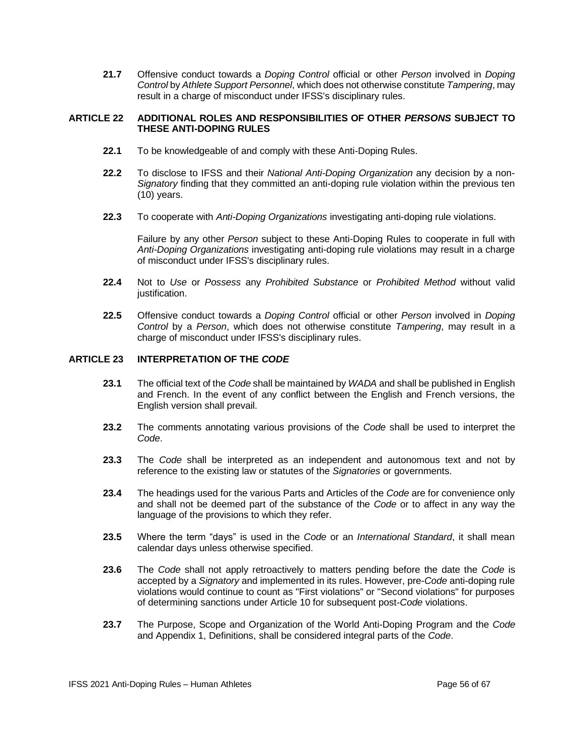**21.7** Offensive conduct towards a *Doping Control* official or other *Person* involved in *Doping Control* by *Athlete Support Personnel*, which does not otherwise constitute *Tampering*, may result in a charge of misconduct under IFSS's disciplinary rules.

## ARTICLE 22 ADDITIONAL ROLES AND RESPONSIBILITIES OF OTHER *PERSONS* SUBJECT TO THESE ANTI-DOPING RULES

**22.1** To be knowledgeable of and comply with these Anti-Doping Rules.

**22.2** To disclose to IFSS and their *National Anti-Doping Organization* any decision by a non-*Signatory* finding that they committed an anti-doping rule violation within the previous ten (10) years.

**22.3** To cooperate with *Anti-Doping Organizations* investigating anti-doping rule violations.

Failure by any other *Person* subject to these Anti-Doping Rules to cooperate in full with *Anti-Doping Organizations* investigating anti-doping rule violations may result in a charge of misconduct under IFSS's disciplinary rules.

**22.4** Not to *Use* or *Possess* any *Prohibited Substance* or *Prohibited Method* without valid justification.

**22.5** Offensive conduct towards a *Doping Control* official or other *Person* involved in *Doping Control* by a *Person*, which does not otherwise constitute *Tampering*, may result in a charge of misconduct under IFSS's disciplinary rules.

## ARTICLE 23 INTERPRETATION OF THE *CODE*

**23.1** The official text of the *Code* shall be maintained by *WADA* and shall be published in English and French. In the event of any conflict between the English and French versions, the English version shall prevail.

**23.2** The comments annotating various provisions of the *Code* shall be used to interpret the *Code*.

**23.3** The *Code* shall be interpreted as an independent and autonomous text and not by reference to the existing law or statutes of the *Signatories* or governments.

**23.4** The headings used for the various Parts and Articles of the *Code* are for convenience only and shall not be deemed part of the substance of the *Code* or to affect in any way the language of the provisions to which they refer.

**23.5** Where the term "days" is used in the *Code* or an *International Standard*, it shall mean calendar days unless otherwise specified.

**23.6** The *Code* shall not apply retroactively to matters pending before the date the *Code* is accepted by a *Signatory* and implemented in its rules. However, pre-*Code* anti-doping rule violations would continue to count as "First violations" or "Second violations" for purposes of determining sanctions under Article 10 for subsequent post-*Code* violations.

**23.7** The Purpose, Scope and Organization of the World Anti-Doping Program and the *Code* and Appendix 1, Definitions, shall be considered integral parts of the *Code*.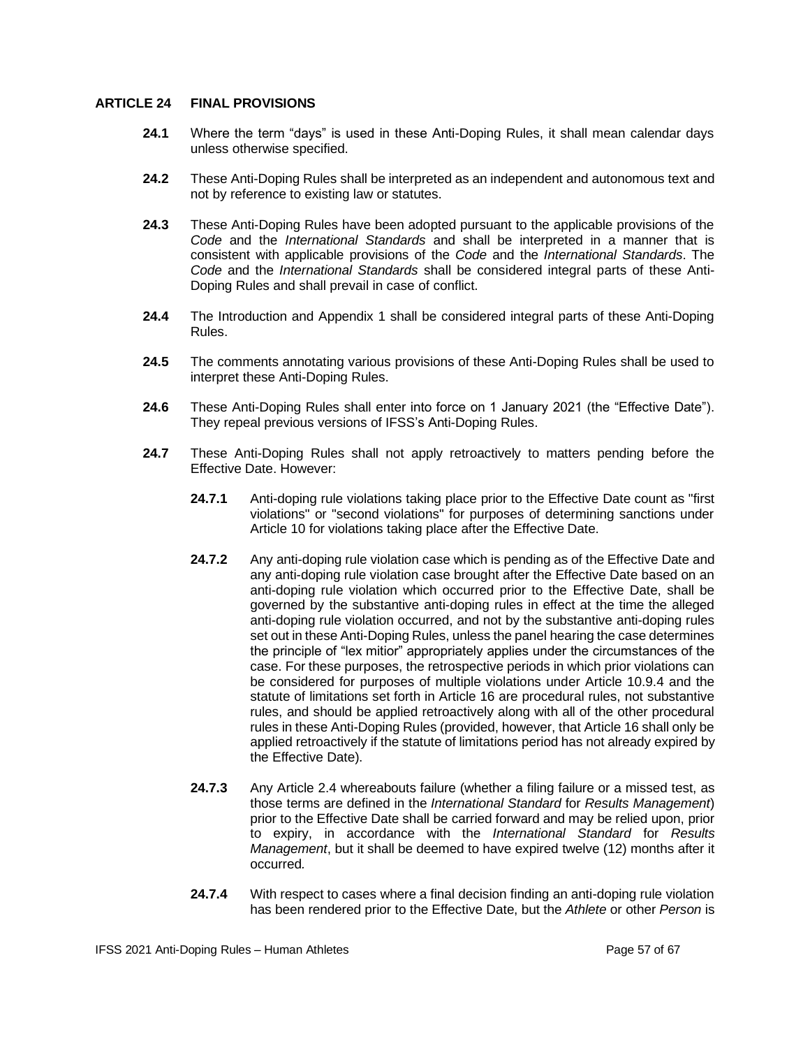## ARTICLE 24 FINAL PROVISIONS

**24.1** Where the term "days" is used in these Anti-Doping Rules, it shall mean calendar days unless otherwise specified.

**24.2** These Anti-Doping Rules shall be interpreted as an independent and autonomous text and not by reference to existing law or statutes.

**24.3** These Anti-Doping Rules have been adopted pursuant to the applicable provisions of the *Code* and the *International Standards* and shall be interpreted in a manner that is consistent with applicable provisions of the *Code* and the *International Standards*. The *Code* and the *International Standards* shall be considered integral parts of these Anti-Doping Rules and shall prevail in case of conflict.

**24.4** The Introduction and Appendix 1 shall be considered integral parts of these Anti-Doping Rules.

**24.5** The comments annotating various provisions of these Anti-Doping Rules shall be used to interpret these Anti-Doping Rules.

**24.6** These Anti-Doping Rules shall enter into force on 1 January 2021 (the "Effective Date"). They repeal previous versions of IFSS's Anti-Doping Rules.

**24.7** These Anti-Doping Rules shall not apply retroactively to matters pending before the Effective Date. However:

**24.7.1** Anti-doping rule violations taking place prior to the Effective Date count as "first violations" or "second violations" for purposes of determining sanctions under Article 10 for violations taking place after the Effective Date.

**24.7.2** Any anti-doping rule violation case which is pending as of the Effective Date and any anti-doping rule violation case brought after the Effective Date based on an anti-doping rule violation which occurred prior to the Effective Date, shall be governed by the substantive anti-doping rules in effect at the time the alleged anti-doping rule violation occurred, and not by the substantive anti-doping rules set out in these Anti-Doping Rules, unless the panel hearing the case determines the principle of "lex mitior" appropriately applies under the circumstances of the case. For these purposes, the retrospective periods in which prior violations can be considered for purposes of multiple violations under Article 10.9.4 and the statute of limitations set forth in Article 16 are procedural rules, not substantive rules, and should be applied retroactively along with all of the other procedural rules in these Anti-Doping Rules (provided, however, that Article 16 shall only be applied retroactively if the statute of limitations period has not already expired by the Effective Date).

**24.7.3** Any Article 2.4 whereabouts failure (whether a filing failure or a missed test, as those terms are defined in the *International Standard* for *Results Management*) prior to the Effective Date shall be carried forward and may be relied upon, prior to expiry, in accordance with the *International Standard* for *Results Management*, but it shall be deemed to have expired twelve (12) months after it occurred.

**24.7.4** With respect to cases where a final decision finding an anti-doping rule violation has been rendered prior to the Effective Date, but the *Athlete* or other *Person* is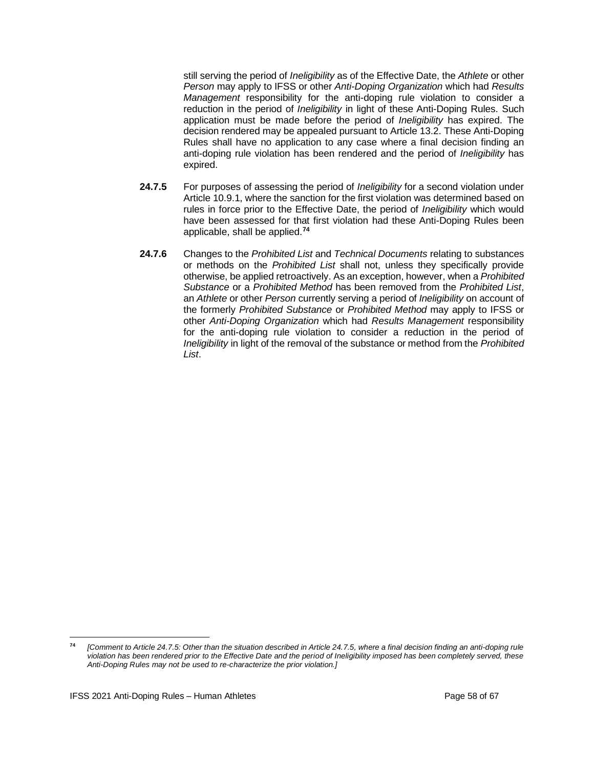still serving the period of *Ineligibility* as of the Effective Date, the *Athlete* or other *Person* may apply to IFSS or other *Anti-Doping Organization* which had *Results Management* responsibility for the anti-doping rule violation to consider a reduction in the period of *Ineligibility* in light of these Anti-Doping Rules. Such application must be made before the period of *Ineligibility* has expired. The decision rendered may be appealed pursuant to Article 13.2. These Anti-Doping Rules shall have no application to any case where a final decision finding an anti-doping rule violation has been rendered and the period of *Ineligibility* has expired.

**24.7.5** For purposes of assessing the period of *Ineligibility* for a second violation under Article 10.9.1, where the sanction for the first violation was determined based on rules in force prior to the Effective Date, the period of *Ineligibility* which would have been assessed for that first violation had these Anti-Doping Rules been applicable, shall be applied.[74]

**24.7.6** Changes to the *Prohibited List* and *Technical Documents* relating to substances or methods on the *Prohibited List* shall not, unless they specifically provide otherwise, be applied retroactively. As an exception, however, when a *Prohibited Substance* or a *Prohibited Method* has been removed from the *Prohibited List*, an *Athlete* or other *Person* currently serving a period of *Ineligibility* on account of the formerly *Prohibited Substance* or *Prohibited Method* may apply to IFSS or other *Anti-Doping Organization* which had *Results Management* responsibility for the anti-doping rule violation to consider a reduction in the period of *Ineligibility* in light of the removal of the substance or method from the *Prohibited List*.

---

[74] *[Comment to Article 24.7.5: Other than the situation described in Article 24.7.5, where a final decision finding an anti-doping rule violation has been rendered prior to the Effective Date and the period of Ineligibility imposed has been completely served, these Anti-Doping Rules may not be used to re-characterize the prior violation.]*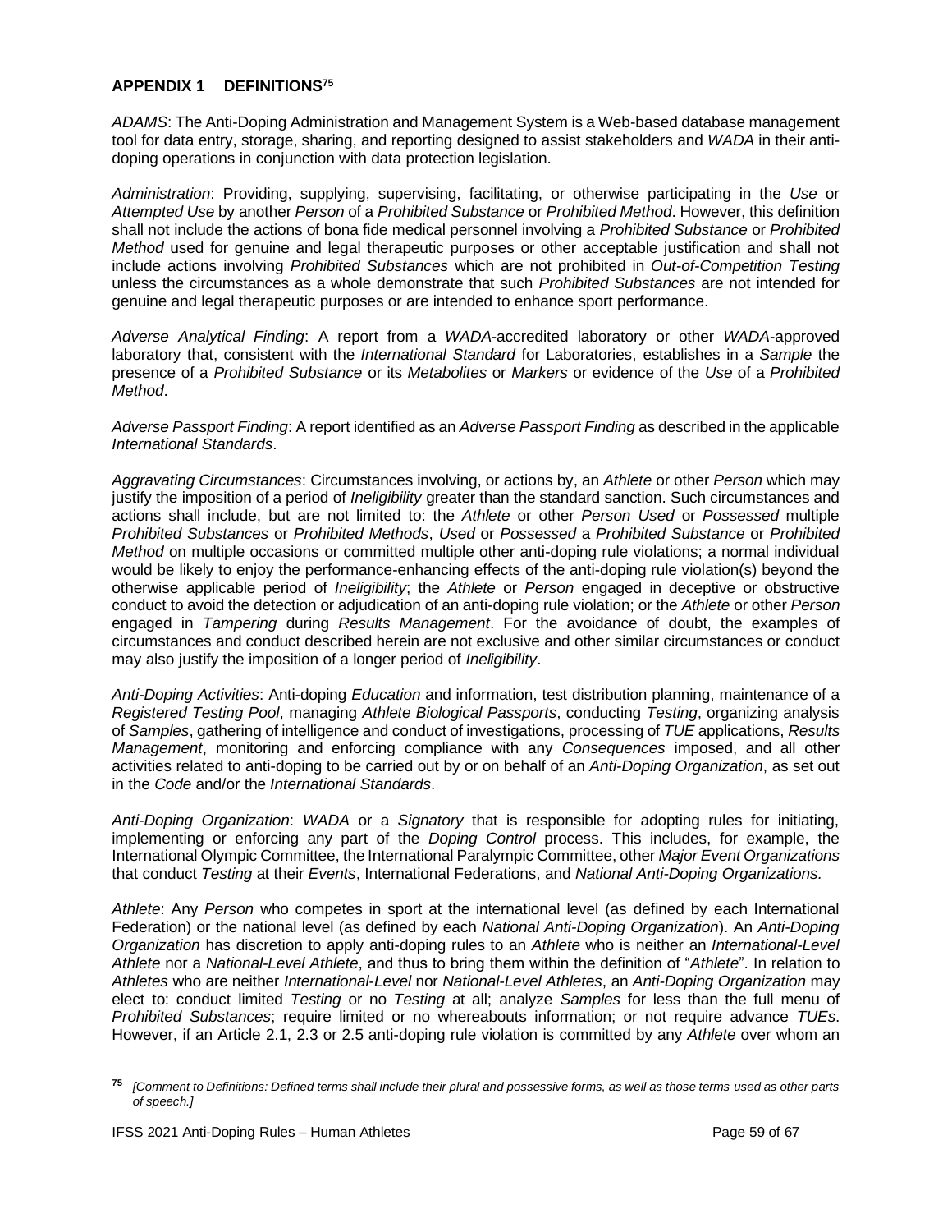## APPENDIX 1 DEFINITIONS[75]

*ADAMS*: The Anti-Doping Administration and Management System is a Web-based database management tool for data entry, storage, sharing, and reporting designed to assist stakeholders and *WADA* in their anti-doping operations in conjunction with data protection legislation.

*Administration*: Providing, supplying, supervising, facilitating, or otherwise participating in the *Use* or *Attempted Use* by another *Person* of a *Prohibited Substance* or *Prohibited Method*. However, this definition shall not include the actions of bona fide medical personnel involving a *Prohibited Substance* or *Prohibited Method* used for genuine and legal therapeutic purposes or other acceptable justification and shall not include actions involving *Prohibited Substances* which are not prohibited in *Out-of-Competition Testing* unless the circumstances as a whole demonstrate that such *Prohibited Substances* are not intended for genuine and legal therapeutic purposes or are intended to enhance sport performance.

*Adverse Analytical Finding*: A report from a *WADA*-accredited laboratory or other *WADA*-approved laboratory that, consistent with the *International Standard* for Laboratories, establishes in a *Sample* the presence of a *Prohibited Substance* or its *Metabolites* or *Markers* or evidence of the *Use* of a *Prohibited Method*.

*Adverse Passport Finding*: A report identified as an *Adverse Passport Finding* as described in the applicable *International Standards*.

*Aggravating Circumstances*: Circumstances involving, or actions by, an *Athlete* or other *Person* which may justify the imposition of a period of *Ineligibility* greater than the standard sanction. Such circumstances and actions shall include, but are not limited to: the *Athlete* or other *Person Used* or *Possessed* multiple *Prohibited Substances* or *Prohibited Methods*, *Used* or *Possessed* a *Prohibited Substance* or *Prohibited Method* on multiple occasions or committed multiple other anti-doping rule violations; a normal individual would be likely to enjoy the performance-enhancing effects of the anti-doping rule violation(s) beyond the otherwise applicable period of *Ineligibility*; the *Athlete* or *Person* engaged in deceptive or obstructive conduct to avoid the detection or adjudication of an anti-doping rule violation; or the *Athlete* or other *Person* engaged in *Tampering* during *Results Management*. For the avoidance of doubt, the examples of circumstances and conduct described herein are not exclusive and other similar circumstances or conduct may also justify the imposition of a longer period of *Ineligibility*.

*Anti-Doping Activities*: Anti-doping *Education* and information, test distribution planning, maintenance of a *Registered Testing Pool*, managing *Athlete Biological Passports*, conducting *Testing*, organizing analysis of *Samples*, gathering of intelligence and conduct of investigations, processing of *TUE* applications, *Results Management*, monitoring and enforcing compliance with any *Consequences* imposed, and all other activities related to anti-doping to be carried out by or on behalf of an *Anti-Doping Organization*, as set out in the *Code* and/or the *International Standards*.

*Anti-Doping Organization*: *WADA* or a *Signatory* that is responsible for adopting rules for initiating, implementing or enforcing any part of the *Doping Control* process. This includes, for example, the International Olympic Committee, the International Paralympic Committee, other *Major Event Organizations* that conduct *Testing* at their *Events*, International Federations, and *National Anti-Doping Organizations.*

*Athlete*: Any *Person* who competes in sport at the international level (as defined by each International Federation) or the national level (as defined by each *National Anti-Doping Organization*). An *Anti-Doping Organization* has discretion to apply anti-doping rules to an *Athlete* who is neither an *International-Level Athlete* nor a *National-Level Athlete*, and thus to bring them within the definition of "*Athlete*". In relation to *Athletes* who are neither *International-Level* nor *National-Level Athletes*, an *Anti-Doping Organization* may elect to: conduct limited *Testing* or no *Testing* at all; analyze *Samples* for less than the full menu of *Prohibited Substances*; require limited or no whereabouts information; or not require advance *TUEs*. However, if an Article 2.1, 2.3 or 2.5 anti-doping rule violation is committed by any *Athlete* over whom an

---

[75] *[Comment to Definitions: Defined terms shall include their plural and possessive forms, as well as those terms used as other parts of speech.]*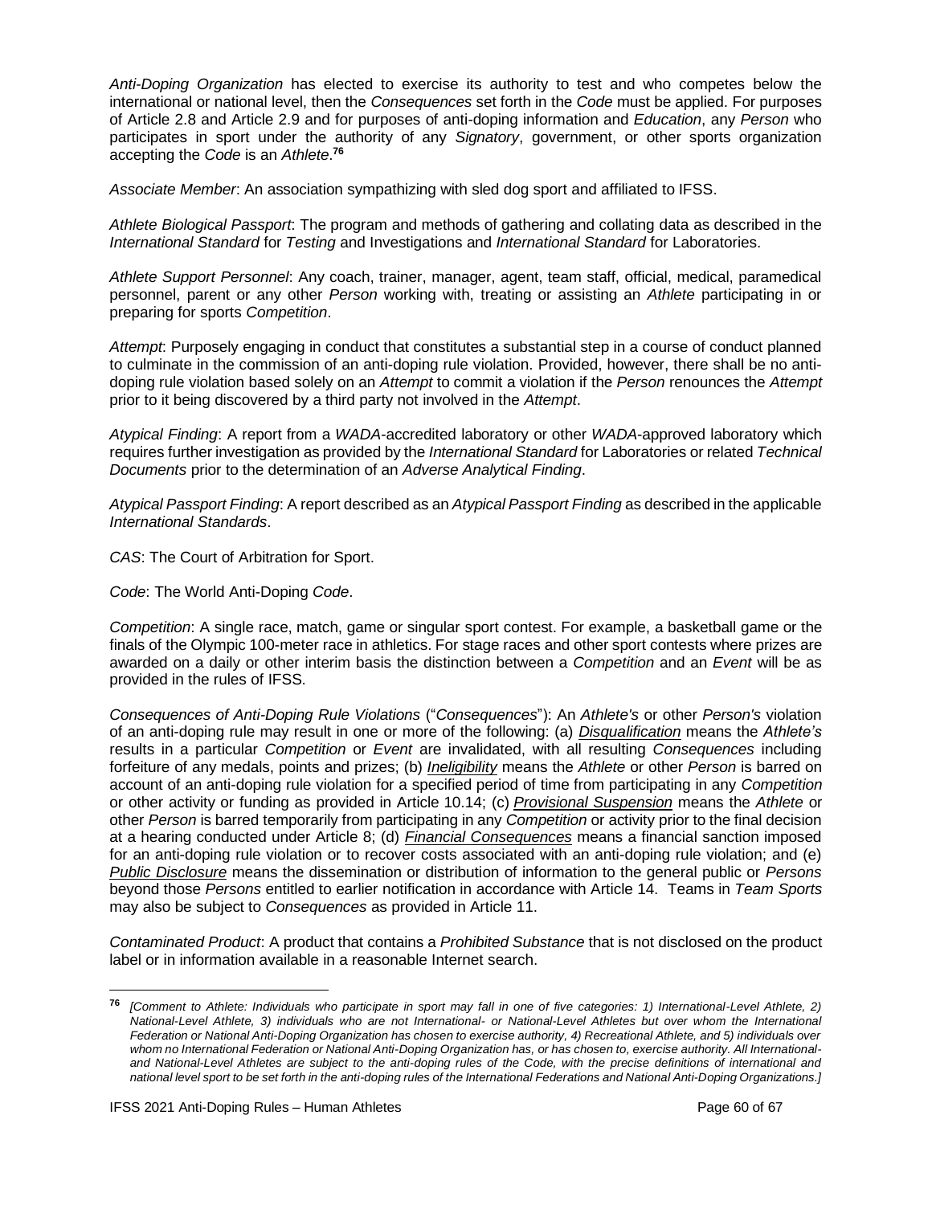*Anti-Doping Organization* has elected to exercise its authority to test and who competes below the international or national level, then the *Consequences* set forth in the *Code* must be applied. For purposes of Article 2.8 and Article 2.9 and for purposes of anti-doping information and *Education*, any *Person* who participates in sport under the authority of any *Signatory*, government, or other sports organization accepting the *Code* is an *Athlete*.[76]

*Associate Member*: An association sympathizing with sled dog sport and affiliated to IFSS.

*Athlete Biological Passport*: The program and methods of gathering and collating data as described in the *International Standard* for *Testing* and Investigations and *International Standard* for Laboratories.

*Athlete Support Personnel*: Any coach, trainer, manager, agent, team staff, official, medical, paramedical personnel, parent or any other *Person* working with, treating or assisting an *Athlete* participating in or preparing for sports *Competition*.

*Attempt*: Purposely engaging in conduct that constitutes a substantial step in a course of conduct planned to culminate in the commission of an anti-doping rule violation. Provided, however, there shall be no anti-doping rule violation based solely on an *Attempt* to commit a violation if the *Person* renounces the *Attempt* prior to it being discovered by a third party not involved in the *Attempt*.

*Atypical Finding*: A report from a *WADA*-accredited laboratory or other *WADA*-approved laboratory which requires further investigation as provided by the *International Standard* for Laboratories or related *Technical Documents* prior to the determination of an *Adverse Analytical Finding*.

*Atypical Passport Finding*: A report described as an *Atypical Passport Finding* as described in the applicable *International Standards*.

*CAS*: The Court of Arbitration for Sport.

*Code*: The World Anti-Doping *Code*.

*Competition*: A single race, match, game or singular sport contest. For example, a basketball game or the finals of the Olympic 100-meter race in athletics. For stage races and other sport contests where prizes are awarded on a daily or other interim basis the distinction between a *Competition* and an *Event* will be as provided in the rules of IFSS.

*Consequences of Anti-Doping Rule Violations* ("*Consequences*"): An *Athlete's* or other *Person's* violation of an anti-doping rule may result in one or more of the following: (a) ***Disqualification*** means the *Athlete's* results in a particular *Competition* or *Event* are invalidated, with all resulting *Consequences* including forfeiture of any medals, points and prizes; (b) ***Ineligibility*** means the *Athlete* or other *Person* is barred on account of an anti-doping rule violation for a specified period of time from participating in any *Competition* or other activity or funding as provided in Article 10.14; (c) ***Provisional Suspension*** means the *Athlete* or other *Person* is barred temporarily from participating in any *Competition* or activity prior to the final decision at a hearing conducted under Article 8; (d) ***Financial Consequences*** means a financial sanction imposed for an anti-doping rule violation or to recover costs associated with an anti-doping rule violation; and (e) ***Public Disclosure*** means the dissemination or distribution of information to the general public or *Persons* beyond those *Persons* entitled to earlier notification in accordance with Article 14. Teams in *Team Sports* may also be subject to *Consequences* as provided in Article 11.

*Contaminated Product*: A product that contains a *Prohibited Substance* that is not disclosed on the product label or in information available in a reasonable Internet search.

---

[76] *[Comment to Athlete: Individuals who participate in sport may fall in one of five categories: 1) International-Level Athlete, 2) National-Level Athlete, 3) individuals who are not International- or National-Level Athletes but over whom the International Federation or National Anti-Doping Organization has chosen to exercise authority, 4) Recreational Athlete, and 5) individuals over whom no International Federation or National Anti-Doping Organization has, or has chosen to, exercise authority. All International- and National-Level Athletes are subject to the anti-doping rules of the Code, with the precise definitions of international and national level sport to be set forth in the anti-doping rules of the International Federations and National Anti-Doping Organizations.]*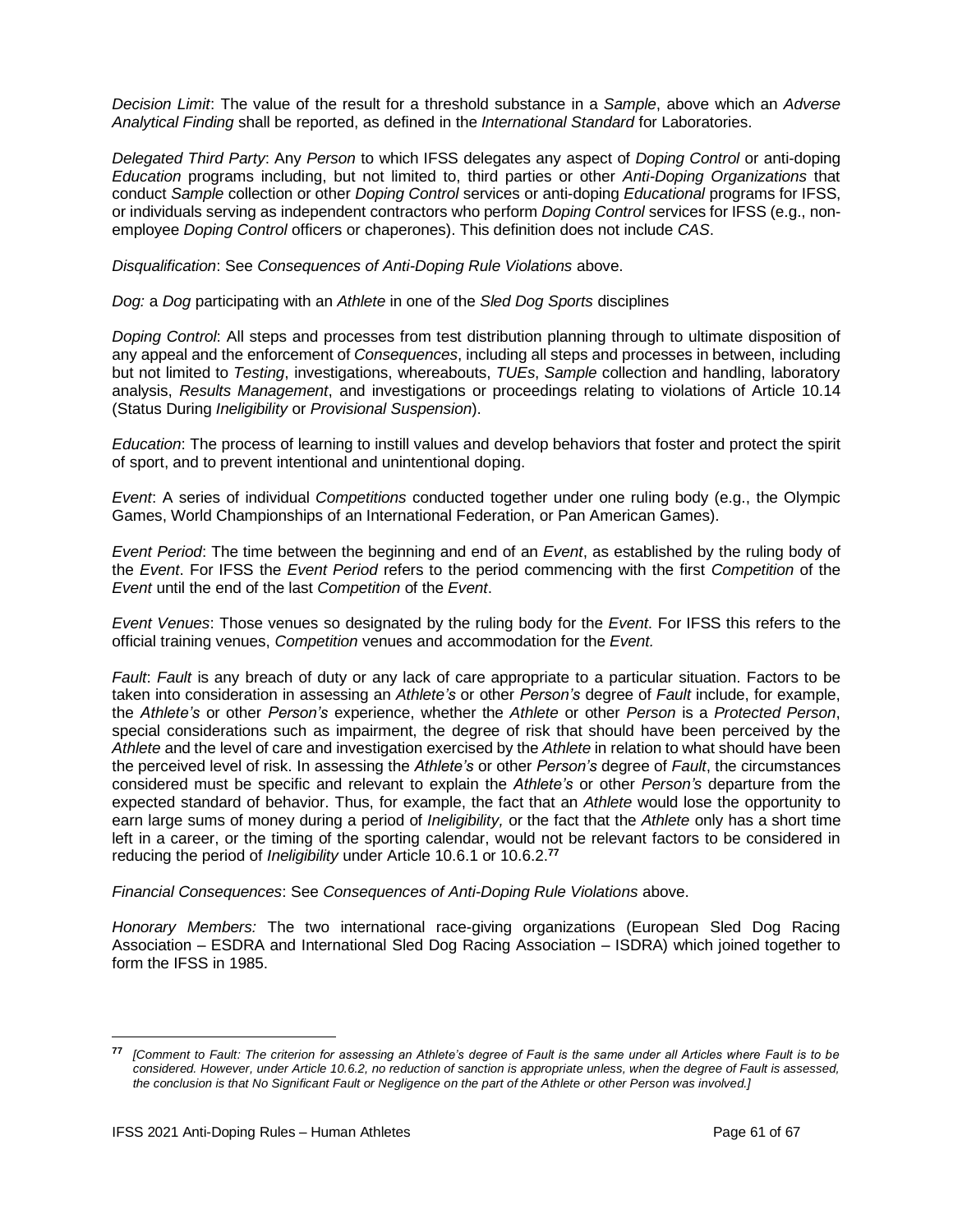*Decision Limit*: The value of the result for a threshold substance in a *Sample*, above which an *Adverse Analytical Finding* shall be reported, as defined in the *International Standard* for Laboratories.

*Delegated Third Party*: Any *Person* to which IFSS delegates any aspect of *Doping Control* or anti-doping *Education* programs including, but not limited to, third parties or other *Anti-Doping Organizations* that conduct *Sample* collection or other *Doping Control* services or anti-doping *Educational* programs for IFSS, or individuals serving as independent contractors who perform *Doping Control* services for IFSS (e.g., non-employee *Doping Control* officers or chaperones). This definition does not include *CAS*.

*Disqualification*: See *Consequences of Anti-Doping Rule Violations* above.

*Dog:* a *Dog* participating with an *Athlete* in one of the *Sled Dog Sports* disciplines

*Doping Control*: All steps and processes from test distribution planning through to ultimate disposition of any appeal and the enforcement of *Consequences*, including all steps and processes in between, including but not limited to *Testing*, investigations, whereabouts, *TUEs*, *Sample* collection and handling, laboratory analysis, *Results Management*, and investigations or proceedings relating to violations of Article 10.14 (Status During *Ineligibility* or *Provisional Suspension*).

*Education*: The process of learning to instill values and develop behaviors that foster and protect the spirit of sport, and to prevent intentional and unintentional doping.

*Event*: A series of individual *Competitions* conducted together under one ruling body (e.g., the Olympic Games, World Championships of an International Federation, or Pan American Games).

*Event Period*: The time between the beginning and end of an *Event*, as established by the ruling body of the *Event*. For IFSS the *Event Period* refers to the period commencing with the first *Competition* of the *Event* until the end of the last *Competition* of the *Event*.

*Event Venues*: Those venues so designated by the ruling body for the *Event*. For IFSS this refers to the official training venues, *Competition* venues and accommodation for the *Event.*

*Fault*: *Fault* is any breach of duty or any lack of care appropriate to a particular situation. Factors to be taken into consideration in assessing an *Athlete's* or other *Person's* degree of *Fault* include, for example, the *Athlete's* or other *Person's* experience, whether the *Athlete* or other *Person* is a *Protected Person*, special considerations such as impairment, the degree of risk that should have been perceived by the *Athlete* and the level of care and investigation exercised by the *Athlete* in relation to what should have been the perceived level of risk. In assessing the *Athlete's* or other *Person's* degree of *Fault*, the circumstances considered must be specific and relevant to explain the *Athlete's* or other *Person's* departure from the expected standard of behavior. Thus, for example, the fact that an *Athlete* would lose the opportunity to earn large sums of money during a period of *Ineligibility,* or the fact that the *Athlete* only has a short time left in a career, or the timing of the sporting calendar, would not be relevant factors to be considered in reducing the period of *Ineligibility* under Article 10.6.1 or 10.6.2.[77]

*Financial Consequences*: See *Consequences of Anti-Doping Rule Violations* above.

*Honorary Members:* The two international race-giving organizations (European Sled Dog Racing Association – ESDRA and International Sled Dog Racing Association – ISDRA) which joined together to form the IFSS in 1985.

---

[77] *[Comment to Fault: The criterion for assessing an Athlete's degree of Fault is the same under all Articles where Fault is to be considered. However, under Article 10.6.2, no reduction of sanction is appropriate unless, when the degree of Fault is assessed, the conclusion is that No Significant Fault or Negligence on the part of the Athlete or other Person was involved.]*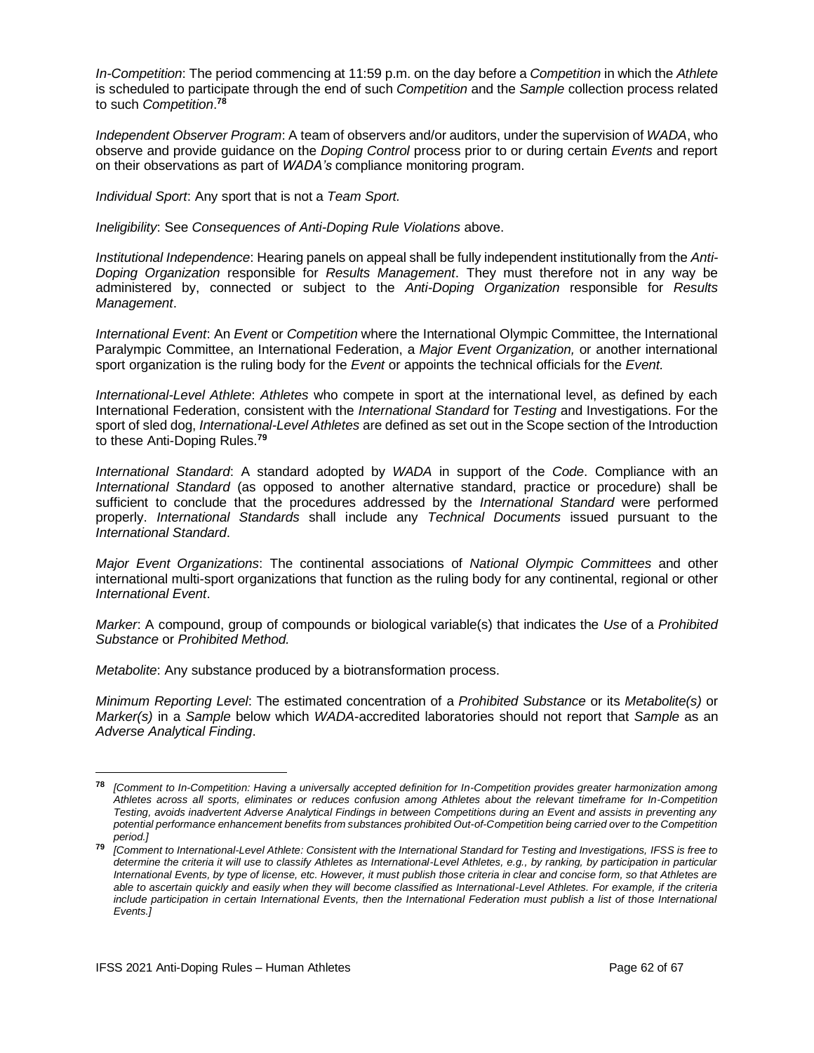*In-Competition*: The period commencing at 11:59 p.m. on the day before a *Competition* in which the *Athlete* is scheduled to participate through the end of such *Competition* and the *Sample* collection process related to such *Competition*.[78]

*Independent Observer Program*: A team of observers and/or auditors, under the supervision of *WADA*, who observe and provide guidance on the *Doping Control* process prior to or during certain *Events* and report on their observations as part of *WADA's* compliance monitoring program.

*Individual Sport*: Any sport that is not a *Team Sport.*

*Ineligibility*: See *Consequences of Anti-Doping Rule Violations* above.

*Institutional Independence*: Hearing panels on appeal shall be fully independent institutionally from the *Anti-Doping Organization* responsible for *Results Management*. They must therefore not in any way be administered by, connected or subject to the *Anti-Doping Organization* responsible for *Results Management*.

*International Event*: An *Event* or *Competition* where the International Olympic Committee, the International Paralympic Committee, an International Federation, a *Major Event Organization,* or another international sport organization is the ruling body for the *Event* or appoints the technical officials for the *Event.*

*International-Level Athlete*: *Athletes* who compete in sport at the international level, as defined by each International Federation, consistent with the *International Standard* for *Testing* and Investigations. For the sport of sled dog, *International-Level Athletes* are defined as set out in the Scope section of the Introduction to these Anti-Doping Rules.[79]

*International Standard*: A standard adopted by *WADA* in support of the *Code*. Compliance with an *International Standard* (as opposed to another alternative standard, practice or procedure) shall be sufficient to conclude that the procedures addressed by the *International Standard* were performed properly. *International Standards* shall include any *Technical Documents* issued pursuant to the *International Standard*.

*Major Event Organizations*: The continental associations of *National Olympic Committees* and other international multi-sport organizations that function as the ruling body for any continental, regional or other *International Event*.

*Marker*: A compound, group of compounds or biological variable(s) that indicates the *Use* of a *Prohibited Substance* or *Prohibited Method.*

*Metabolite*: Any substance produced by a biotransformation process.

*Minimum Reporting Level*: The estimated concentration of a *Prohibited Substance* or its *Metabolite(s)* or *Marker(s)* in a *Sample* below which *WADA*-accredited laboratories should not report that *Sample* as an *Adverse Analytical Finding*.

---

[78] *[Comment to In-Competition: Having a universally accepted definition for In-Competition provides greater harmonization among Athletes across all sports, eliminates or reduces confusion among Athletes about the relevant timeframe for In-Competition Testing, avoids inadvertent Adverse Analytical Findings in between Competitions during an Event and assists in preventing any potential performance enhancement benefits from substances prohibited Out-of-Competition being carried over to the Competition period.]*

[79] *[Comment to International-Level Athlete: Consistent with the International Standard for Testing and Investigations, IFSS is free to determine the criteria it will use to classify Athletes as International-Level Athletes, e.g., by ranking, by participation in particular International Events, by type of license, etc. However, it must publish those criteria in clear and concise form, so that Athletes are able to ascertain quickly and easily when they will become classified as International-Level Athletes. For example, if the criteria include participation in certain International Events, then the International Federation must publish a list of those International Events.]*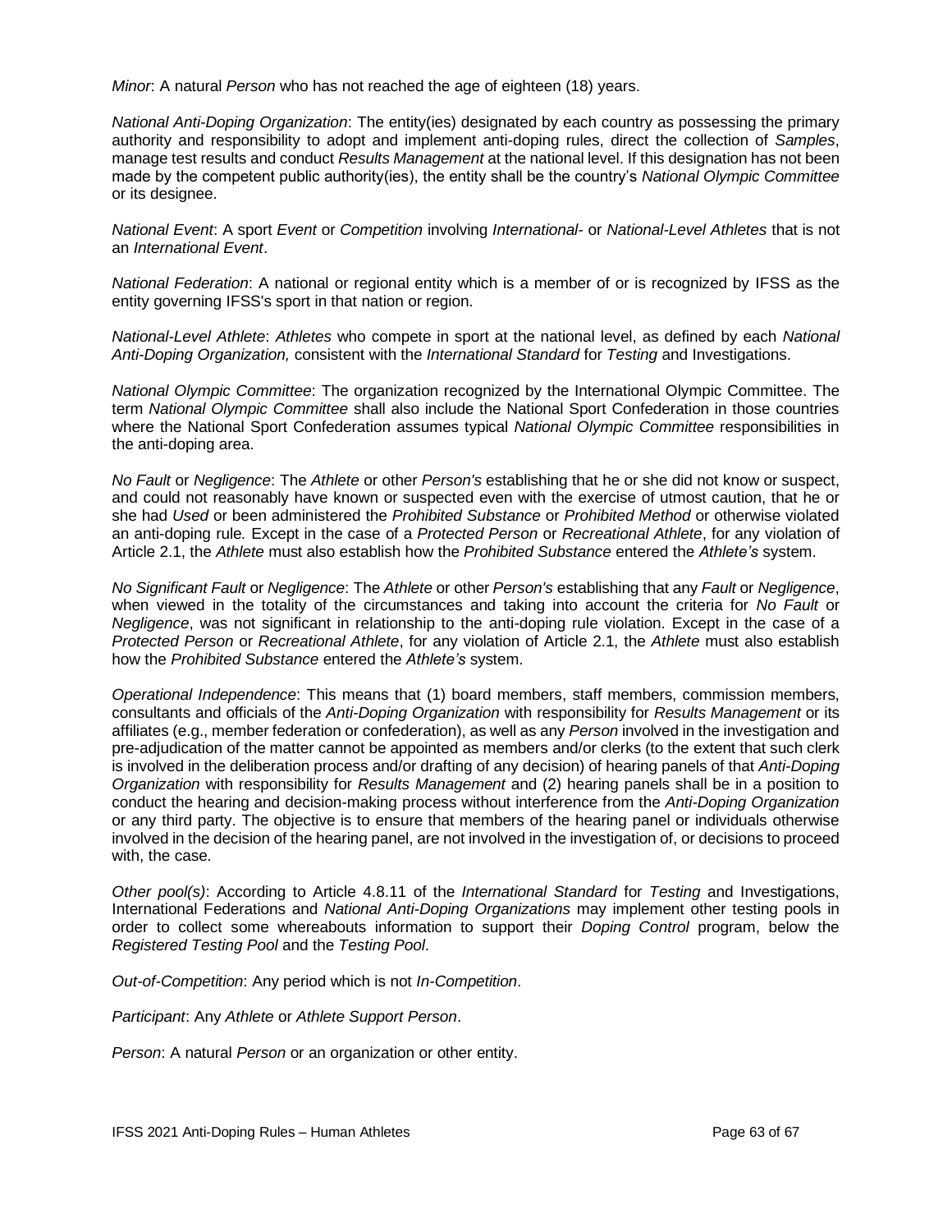*Minor*: A natural *Person* who has not reached the age of eighteen (18) years.

*National Anti-Doping Organization*: The entity(ies) designated by each country as possessing the primary authority and responsibility to adopt and implement anti-doping rules, direct the collection of *Samples*, manage test results and conduct *Results Management* at the national level. If this designation has not been made by the competent public authority(ies), the entity shall be the country's *National Olympic Committee* or its designee.

*National Event*: A sport *Event* or *Competition* involving *International-* or *National-Level Athletes* that is not an *International Event*.

*National Federation*: A national or regional entity which is a member of or is recognized by IFSS as the entity governing IFSS's sport in that nation or region.

*National-Level Athlete*: *Athletes* who compete in sport at the national level, as defined by each *National Anti-Doping Organization,* consistent with the *International Standard* for *Testing* and Investigations.

*National Olympic Committee*: The organization recognized by the International Olympic Committee. The term *National Olympic Committee* shall also include the National Sport Confederation in those countries where the National Sport Confederation assumes typical *National Olympic Committee* responsibilities in the anti-doping area.

*No Fault* or *Negligence*: The *Athlete* or other *Person's* establishing that he or she did not know or suspect, and could not reasonably have known or suspected even with the exercise of utmost caution, that he or she had *Used* or been administered the *Prohibited Substance* or *Prohibited Method* or otherwise violated an anti-doping rule*.* Except in the case of a *Protected Person* or *Recreational Athlete*, for any violation of Article 2.1, the *Athlete* must also establish how the *Prohibited Substance* entered the *Athlete's* system.

*No Significant Fault* or *Negligence*: The *Athlete* or other *Person's* establishing that any *Fault* or *Negligence*, when viewed in the totality of the circumstances and taking into account the criteria for *No Fault* or *Negligence*, was not significant in relationship to the anti-doping rule violation. Except in the case of a *Protected Person* or *Recreational Athlete*, for any violation of Article 2.1, the *Athlete* must also establish how the *Prohibited Substance* entered the *Athlete's* system.

*Operational Independence*: This means that (1) board members, staff members, commission members, consultants and officials of the *Anti-Doping Organization* with responsibility for *Results Management* or its affiliates (e.g., member federation or confederation), as well as any *Person* involved in the investigation and pre-adjudication of the matter cannot be appointed as members and/or clerks (to the extent that such clerk is involved in the deliberation process and/or drafting of any decision) of hearing panels of that *Anti-Doping Organization* with responsibility for *Results Management* and (2) hearing panels shall be in a position to conduct the hearing and decision-making process without interference from the *Anti-Doping Organization* or any third party. The objective is to ensure that members of the hearing panel or individuals otherwise involved in the decision of the hearing panel, are not involved in the investigation of, or decisions to proceed with, the case.

*Other pool(s)*: According to Article 4.8.11 of the *International Standard* for *Testing* and Investigations, International Federations and *National Anti-Doping Organizations* may implement other testing pools in order to collect some whereabouts information to support their *Doping Control* program, below the *Registered Testing Pool* and the *Testing Pool*.

*Out-of-Competition*: Any period which is not *In-Competition*.

*Participant*: Any *Athlete* or *Athlete Support Person*.

*Person*: A natural *Person* or an organization or other entity.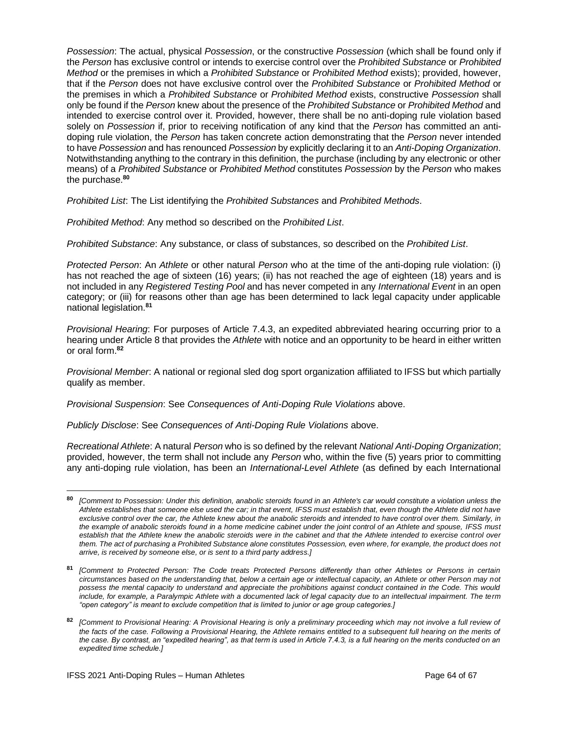*Possession*: The actual, physical *Possession*, or the constructive *Possession* (which shall be found only if the *Person* has exclusive control or intends to exercise control over the *Prohibited Substance* or *Prohibited Method* or the premises in which a *Prohibited Substance* or *Prohibited Method* exists); provided, however, that if the *Person* does not have exclusive control over the *Prohibited Substance* or *Prohibited Method* or the premises in which a *Prohibited Substance* or *Prohibited Method* exists, constructive *Possession* shall only be found if the *Person* knew about the presence of the *Prohibited Substance* or *Prohibited Method* and intended to exercise control over it. Provided, however, there shall be no anti-doping rule violation based solely on *Possession* if, prior to receiving notification of any kind that the *Person* has committed an anti-doping rule violation, the *Person* has taken concrete action demonstrating that the *Person* never intended to have *Possession* and has renounced *Possession* by explicitly declaring it to an *Anti-Doping Organization*. Notwithstanding anything to the contrary in this definition, the purchase (including by any electronic or other means) of a *Prohibited Substance* or *Prohibited Method* constitutes *Possession* by the *Person* who makes the purchase.[80]

*Prohibited List*: The List identifying the *Prohibited Substances* and *Prohibited Methods*.

*Prohibited Method*: Any method so described on the *Prohibited List*.

*Prohibited Substance*: Any substance, or class of substances, so described on the *Prohibited List*.

*Protected Person*: An *Athlete* or other natural *Person* who at the time of the anti-doping rule violation: (i) has not reached the age of sixteen (16) years; (ii) has not reached the age of eighteen (18) years and is not included in any *Registered Testing Pool* and has never competed in any *International Event* in an open category; or (iii) for reasons other than age has been determined to lack legal capacity under applicable national legislation.[81]

*Provisional Hearing*: For purposes of Article 7.4.3, an expedited abbreviated hearing occurring prior to a hearing under Article 8 that provides the *Athlete* with notice and an opportunity to be heard in either written or oral form.[82]

*Provisional Member*: A national or regional sled dog sport organization affiliated to IFSS but which partially qualify as member.

*Provisional Suspension*: See *Consequences of Anti-Doping Rule Violations* above.

*Publicly Disclose*: See *Consequences of Anti-Doping Rule Violations* above.

*Recreational Athlete*: A natural *Person* who is so defined by the relevant *National Anti-Doping Organization*; provided, however, the term shall not include any *Person* who, within the five (5) years prior to committing any anti-doping rule violation, has been an *International-Level Athlete* (as defined by each International

---

[80] *[Comment to Possession: Under this definition, anabolic steroids found in an Athlete's car would constitute a violation unless the Athlete establishes that someone else used the car; in that event, IFSS must establish that, even though the Athlete did not have exclusive control over the car, the Athlete knew about the anabolic steroids and intended to have control over them. Similarly, in the example of anabolic steroids found in a home medicine cabinet under the joint control of an Athlete and spouse, IFSS must establish that the Athlete knew the anabolic steroids were in the cabinet and that the Athlete intended to exercise control over them. The act of purchasing a Prohibited Substance alone constitutes Possession, even where, for example, the product does not arrive, is received by someone else, or is sent to a third party address.]*

[81] *[Comment to Protected Person: The Code treats Protected Persons differently than other Athletes or Persons in certain circumstances based on the understanding that, below a certain age or intellectual capacity, an Athlete or other Person may not possess the mental capacity to understand and appreciate the prohibitions against conduct contained in the Code. This would include, for example, a Paralympic Athlete with a documented lack of legal capacity due to an intellectual impairment. The term "open category" is meant to exclude competition that is limited to junior or age group categories.]*

[82] *[Comment to Provisional Hearing: A Provisional Hearing is only a preliminary proceeding which may not involve a full review of the facts of the case. Following a Provisional Hearing, the Athlete remains entitled to a subsequent full hearing on the merits of the case. By contrast, an "expedited hearing", as that term is used in Article 7.4.3, is a full hearing on the merits conducted on an expedited time schedule.]*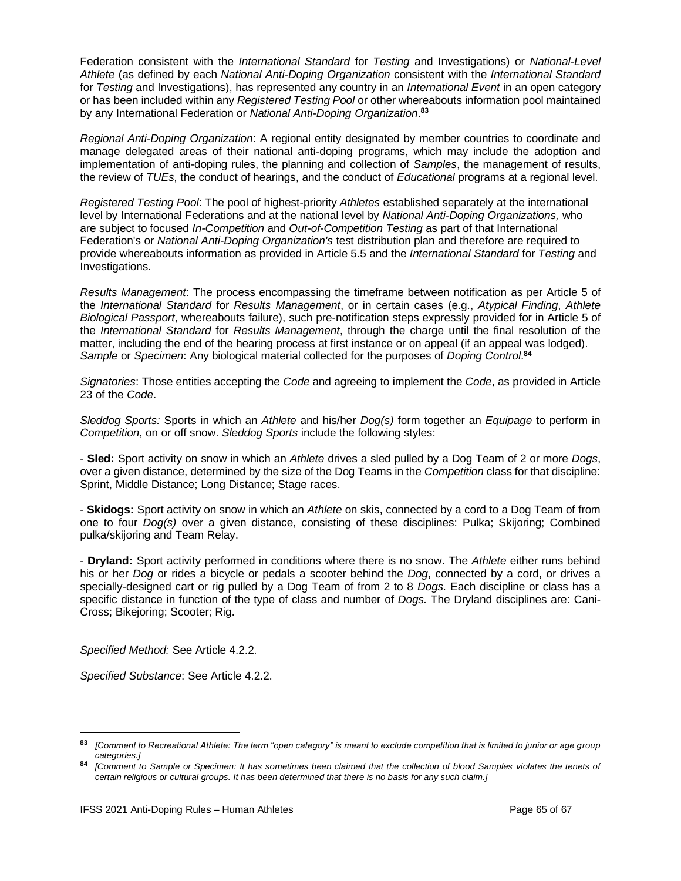Federation consistent with the *International Standard* for *Testing* and Investigations) or *National-Level Athlete* (as defined by each *National Anti-Doping Organization* consistent with the *International Standard* for *Testing* and Investigations), has represented any country in an *International Event* in an open category or has been included within any *Registered Testing Pool* or other whereabouts information pool maintained by any International Federation or *National Anti-Doping Organization*.[83]

*Regional Anti-Doping Organization*: A regional entity designated by member countries to coordinate and manage delegated areas of their national anti-doping programs, which may include the adoption and implementation of anti-doping rules, the planning and collection of *Samples*, the management of results, the review of *TUEs*, the conduct of hearings, and the conduct of *Educational* programs at a regional level.

*Registered Testing Pool*: The pool of highest-priority *Athletes* established separately at the international level by International Federations and at the national level by *National Anti-Doping Organizations,* who are subject to focused *In-Competition* and *Out-of-Competition Testing* as part of that International Federation's or *National Anti-Doping Organization's* test distribution plan and therefore are required to provide whereabouts information as provided in Article 5.5 and the *International Standard* for *Testing* and Investigations.

*Results Management*: The process encompassing the timeframe between notification as per Article 5 of the *International Standard* for *Results Management*, or in certain cases (e.g., *Atypical Finding*, *Athlete Biological Passport*, whereabouts failure), such pre-notification steps expressly provided for in Article 5 of the *International Standard* for *Results Management*, through the charge until the final resolution of the matter, including the end of the hearing process at first instance or on appeal (if an appeal was lodged).
*Sample* or *Specimen*: Any biological material collected for the purposes of *Doping Control*.[84]

*Signatories*: Those entities accepting the *Code* and agreeing to implement the *Code*, as provided in Article 23 of the *Code*.

*Sleddog Sports:* Sports in which an *Athlete* and his/her *Dog(s)* form together an *Equipage* to perform in *Competition*, on or off snow. *Sleddog Sports* include the following styles:

- **Sled:** Sport activity on snow in which an *Athlete* drives a sled pulled by a Dog Team of 2 or more *Dogs*, over a given distance, determined by the size of the Dog Teams in the *Competition* class for that discipline: Sprint, Middle Distance; Long Distance; Stage races.

- **Skidogs:** Sport activity on snow in which an *Athlete* on skis, connected by a cord to a Dog Team of from one to four *Dog(s)* over a given distance, consisting of these disciplines: Pulka; Skijoring; Combined pulka/skijoring and Team Relay.

- **Dryland:** Sport activity performed in conditions where there is no snow. The *Athlete* either runs behind his or her *Dog* or rides a bicycle or pedals a scooter behind the *Dog*, connected by a cord, or drives a specially-designed cart or rig pulled by a Dog Team of from 2 to 8 *Dogs.* Each discipline or class has a specific distance in function of the type of class and number of *Dogs.* The Dryland disciplines are: Cani-Cross; Bikejoring; Scooter; Rig.

*Specified Method:* See Article 4.2.2.

*Specified Substance*: See Article 4.2.2.

---

[83] *[Comment to Recreational Athlete: The term "open category" is meant to exclude competition that is limited to junior or age group categories.]*

[84] *[Comment to Sample or Specimen: It has sometimes been claimed that the collection of blood Samples violates the tenets of certain religious or cultural groups. It has been determined that there is no basis for any such claim.]*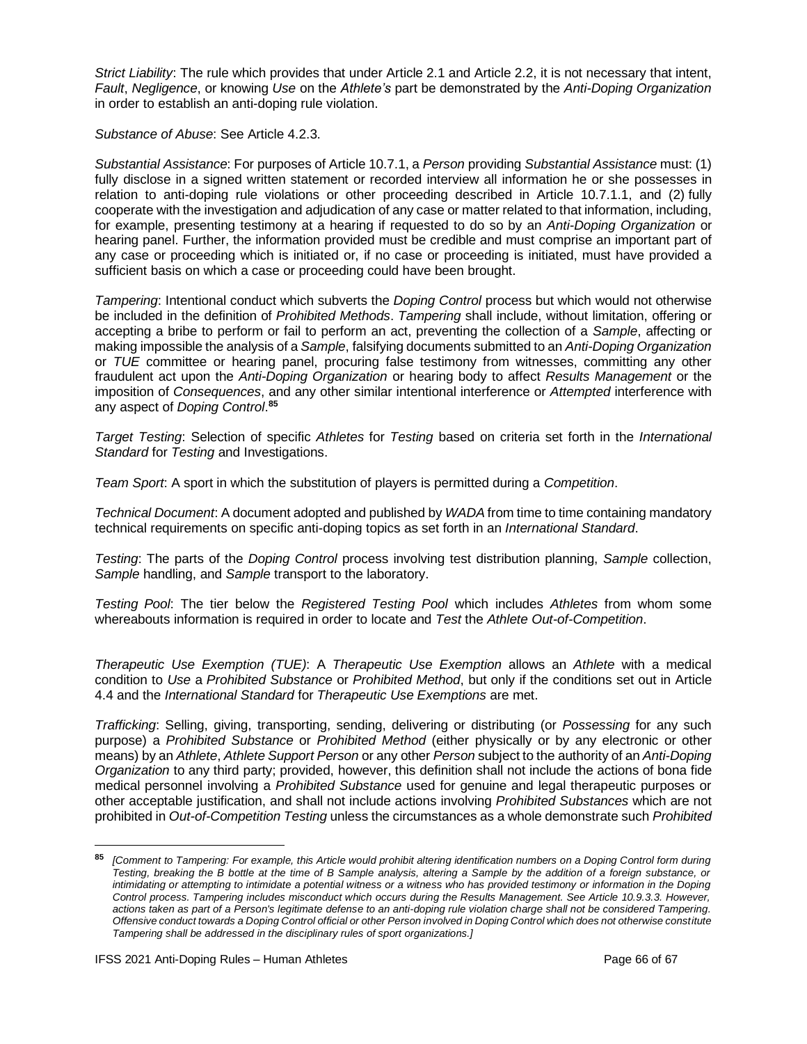*Strict Liability*: The rule which provides that under Article 2.1 and Article 2.2, it is not necessary that intent, *Fault*, *Negligence*, or knowing *Use* on the *Athlete's* part be demonstrated by the *Anti-Doping Organization* in order to establish an anti-doping rule violation.

*Substance of Abuse*: See Article 4.2.3.

*Substantial Assistance*: For purposes of Article 10.7.1, a *Person* providing *Substantial Assistance* must: (1) fully disclose in a signed written statement or recorded interview all information he or she possesses in relation to anti-doping rule violations or other proceeding described in Article 10.7.1.1, and (2) fully cooperate with the investigation and adjudication of any case or matter related to that information, including, for example, presenting testimony at a hearing if requested to do so by an *Anti-Doping Organization* or hearing panel. Further, the information provided must be credible and must comprise an important part of any case or proceeding which is initiated or, if no case or proceeding is initiated, must have provided a sufficient basis on which a case or proceeding could have been brought.

*Tampering*: Intentional conduct which subverts the *Doping Control* process but which would not otherwise be included in the definition of *Prohibited Methods*. *Tampering* shall include, without limitation, offering or accepting a bribe to perform or fail to perform an act, preventing the collection of a *Sample*, affecting or making impossible the analysis of a *Sample*, falsifying documents submitted to an *Anti-Doping Organization* or *TUE* committee or hearing panel, procuring false testimony from witnesses, committing any other fraudulent act upon the *Anti-Doping Organization* or hearing body to affect *Results Management* or the imposition of *Consequences*, and any other similar intentional interference or *Attempted* interference with any aspect of *Doping Control*.[85]

*Target Testing*: Selection of specific *Athletes* for *Testing* based on criteria set forth in the *International Standard* for *Testing* and Investigations.

*Team Sport*: A sport in which the substitution of players is permitted during a *Competition*.

*Technical Document*: A document adopted and published by *WADA* from time to time containing mandatory technical requirements on specific anti-doping topics as set forth in an *International Standard*.

*Testing*: The parts of the *Doping Control* process involving test distribution planning, *Sample* collection, *Sample* handling, and *Sample* transport to the laboratory.

*Testing Pool*: The tier below the *Registered Testing Pool* which includes *Athletes* from whom some whereabouts information is required in order to locate and *Test* the *Athlete Out-of-Competition*.

*Therapeutic Use Exemption (TUE)*: A *Therapeutic Use Exemption* allows an *Athlete* with a medical condition to *Use* a *Prohibited Substance* or *Prohibited Method*, but only if the conditions set out in Article 4.4 and the *International Standard* for *Therapeutic Use Exemptions* are met.

*Trafficking*: Selling, giving, transporting, sending, delivering or distributing (or *Possessing* for any such purpose) a *Prohibited Substance* or *Prohibited Method* (either physically or by any electronic or other means) by an *Athlete*, *Athlete Support Person* or any other *Person* subject to the authority of an *Anti-Doping Organization* to any third party; provided, however, this definition shall not include the actions of bona fide medical personnel involving a *Prohibited Substance* used for genuine and legal therapeutic purposes or other acceptable justification, and shall not include actions involving *Prohibited Substances* which are not prohibited in *Out-of-Competition Testing* unless the circumstances as a whole demonstrate such *Prohibited*

---

[85] *[Comment to Tampering: For example, this Article would prohibit altering identification numbers on a Doping Control form during Testing, breaking the B bottle at the time of B Sample analysis, altering a Sample by the addition of a foreign substance, or intimidating or attempting to intimidate a potential witness or a witness who has provided testimony or information in the Doping Control process. Tampering includes misconduct which occurs during the Results Management. See Article 10.9.3.3. However, actions taken as part of a Person's legitimate defense to an anti-doping rule violation charge shall not be considered Tampering. Offensive conduct towards a Doping Control official or other Person involved in Doping Control which does not otherwise constitute Tampering shall be addressed in the disciplinary rules of sport organizations.]*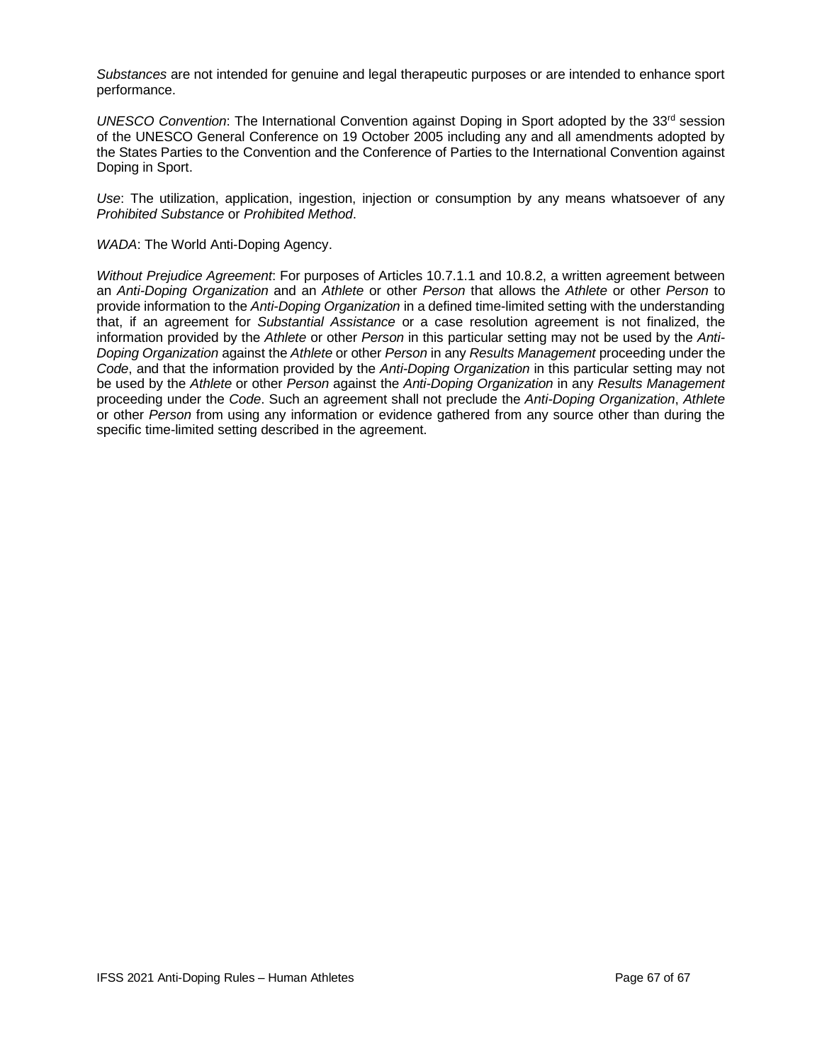*Substances* are not intended for genuine and legal therapeutic purposes or are intended to enhance sport performance.

*UNESCO Convention*: The International Convention against Doping in Sport adopted by the 33rd session of the UNESCO General Conference on 19 October 2005 including any and all amendments adopted by the States Parties to the Convention and the Conference of Parties to the International Convention against Doping in Sport.

*Use*: The utilization, application, ingestion, injection or consumption by any means whatsoever of any *Prohibited Substance* or *Prohibited Method*.

*WADA*: The World Anti-Doping Agency.

*Without Prejudice Agreement*: For purposes of Articles 10.7.1.1 and 10.8.2, a written agreement between an *Anti-Doping Organization* and an *Athlete* or other *Person* that allows the *Athlete* or other *Person* to provide information to the *Anti-Doping Organization* in a defined time-limited setting with the understanding that, if an agreement for *Substantial Assistance* or a case resolution agreement is not finalized, the information provided by the *Athlete* or other *Person* in this particular setting may not be used by the *Anti-Doping Organization* against the *Athlete* or other *Person* in any *Results Management* proceeding under the *Code*, and that the information provided by the *Anti-Doping Organization* in this particular setting may not be used by the *Athlete* or other *Person* against the *Anti-Doping Organization* in any *Results Management* proceeding under the *Code*. Such an agreement shall not preclude the *Anti-Doping Organization*, *Athlete* or other *Person* from using any information or evidence gathered from any source other than during the specific time-limited setting described in the agreement.